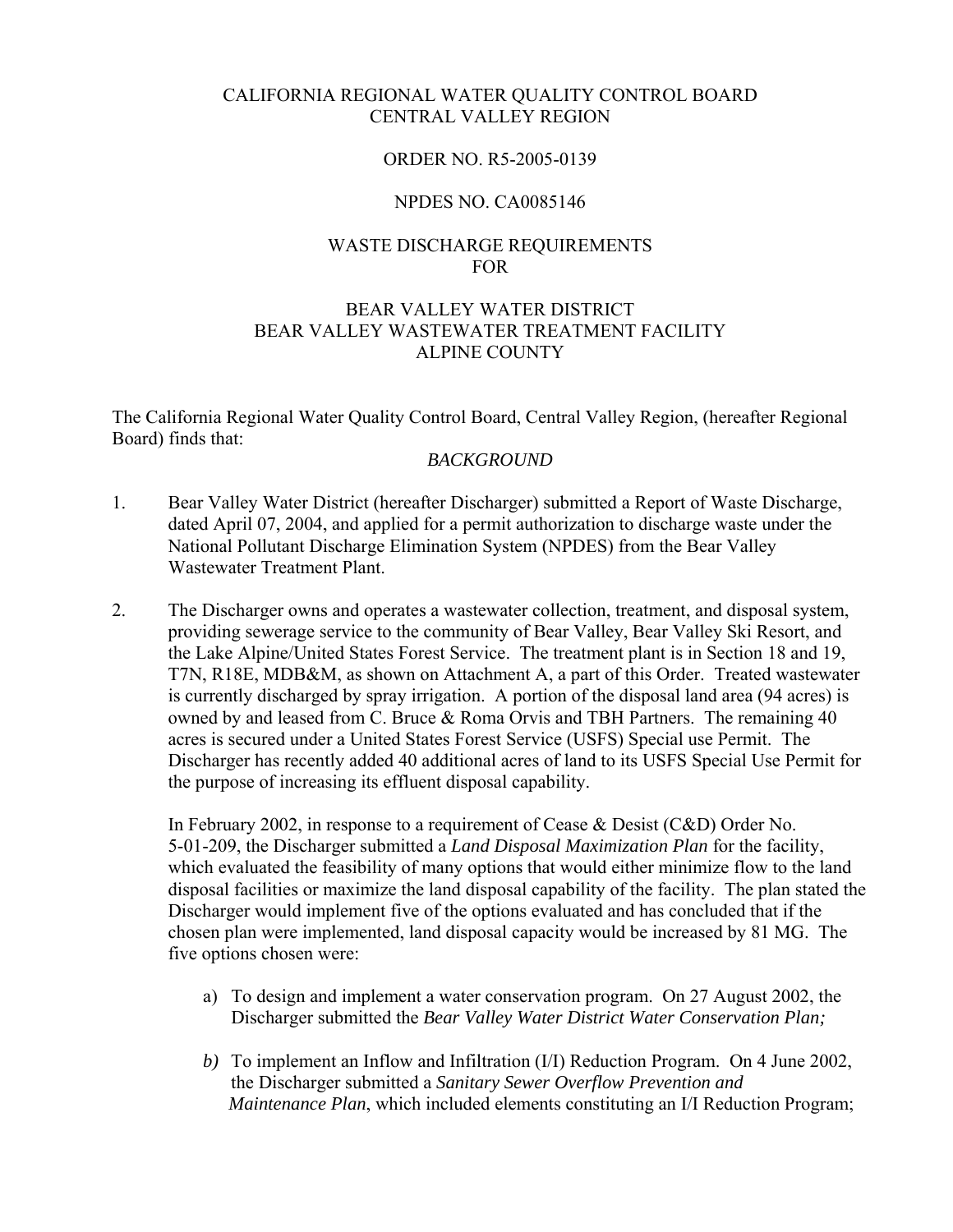CALIFORNIA REGIONAL WATER QUALITY CONTROL BOARD
CENTRAL VALLEY REGION

ORDER NO. R5-2005-0139

NPDES NO. CA0085146

WASTE DISCHARGE REQUIREMENTS
FOR

BEAR VALLEY WATER DISTRICT
BEAR VALLEY WASTEWATER TREATMENT FACILITY
ALPINE COUNTY

The California Regional Water Quality Control Board, Central Valley Region, (hereafter Regional Board) finds that:

*BACKGROUND*

1. Bear Valley Water District (hereafter Discharger) submitted a Report of Waste Discharge, dated April 07, 2004, and applied for a permit authorization to discharge waste under the National Pollutant Discharge Elimination System (NPDES) from the Bear Valley Wastewater Treatment Plant.

2. The Discharger owns and operates a wastewater collection, treatment, and disposal system, providing sewerage service to the community of Bear Valley, Bear Valley Ski Resort, and the Lake Alpine/United States Forest Service. The treatment plant is in Section 18 and 19, T7N, R18E, MDB&M, as shown on Attachment A, a part of this Order. Treated wastewater is currently discharged by spray irrigation. A portion of the disposal land area (94 acres) is owned by and leased from C. Bruce & Roma Orvis and TBH Partners. The remaining 40 acres is secured under a United States Forest Service (USFS) Special use Permit. The Discharger has recently added 40 additional acres of land to its USFS Special Use Permit for the purpose of increasing its effluent disposal capability.

   In February 2002, in response to a requirement of Cease & Desist (C&D) Order No. 5-01-209, the Discharger submitted a *Land Disposal Maximization Plan* for the facility, which evaluated the feasibility of many options that would either minimize flow to the land disposal facilities or maximize the land disposal capability of the facility. The plan stated the Discharger would implement five of the options evaluated and has concluded that if the chosen plan were implemented, land disposal capacity would be increased by 81 MG. The five options chosen were:

   a) To design and implement a water conservation program. On 27 August 2002, the Discharger submitted the *Bear Valley Water District Water Conservation Plan;*

   b) To implement an Inflow and Infiltration (I/I) Reduction Program. On 4 June 2002, the Discharger submitted a *Sanitary Sewer Overflow Prevention and Maintenance Plan*, which included elements constituting an I/I Reduction Program;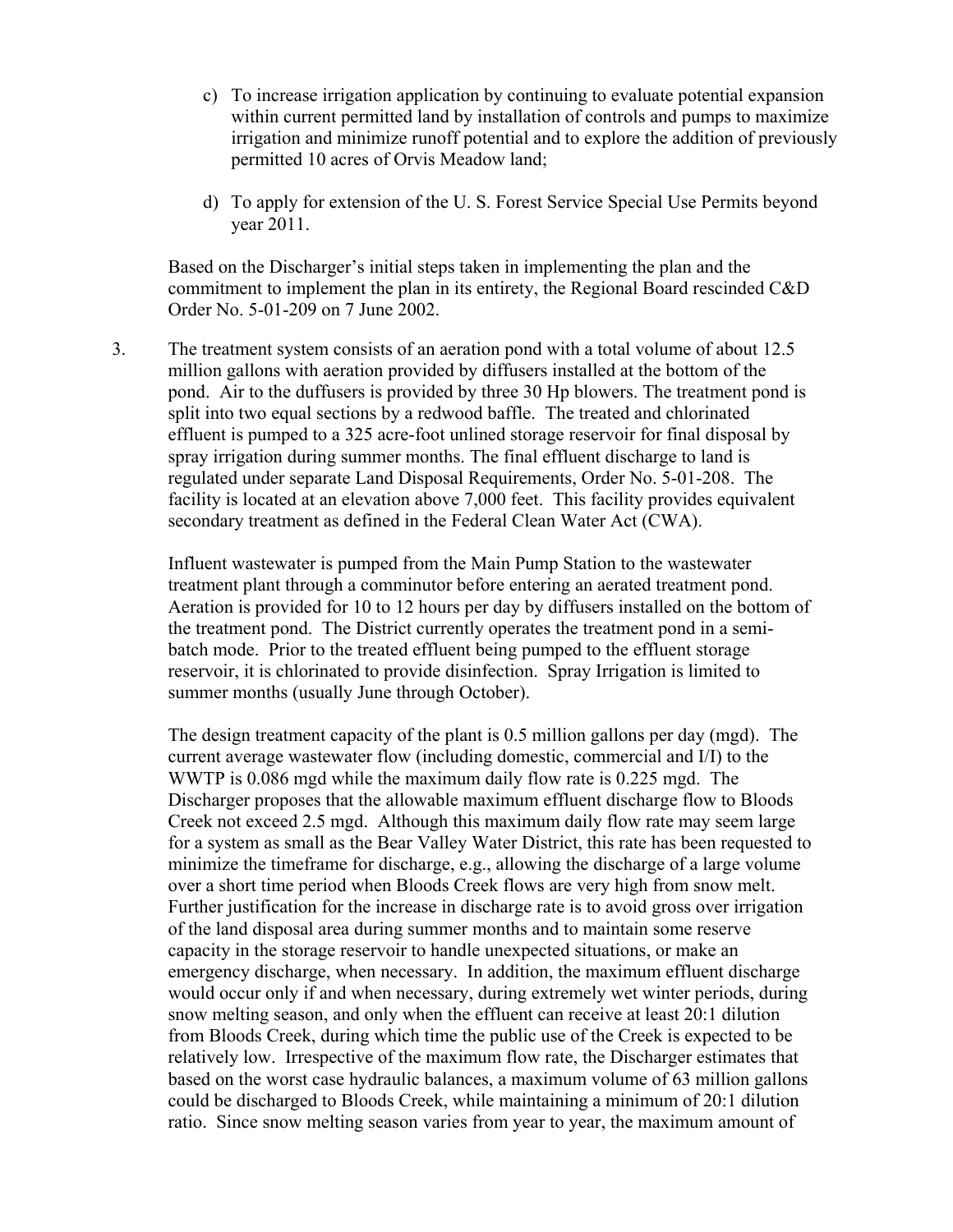c) To increase irrigation application by continuing to evaluate potential expansion within current permitted land by installation of controls and pumps to maximize irrigation and minimize runoff potential and to explore the addition of previously permitted 10 acres of Orvis Meadow land;

d) To apply for extension of the U. S. Forest Service Special Use Permits beyond year 2011.

Based on the Discharger's initial steps taken in implementing the plan and the commitment to implement the plan in its entirety, the Regional Board rescinded C&D Order No. 5-01-209 on 7 June 2002.

3. The treatment system consists of an aeration pond with a total volume of about 12.5 million gallons with aeration provided by diffusers installed at the bottom of the pond. Air to the duffusers is provided by three 30 Hp blowers. The treatment pond is split into two equal sections by a redwood baffle. The treated and chlorinated effluent is pumped to a 325 acre-foot unlined storage reservoir for final disposal by spray irrigation during summer months. The final effluent discharge to land is regulated under separate Land Disposal Requirements, Order No. 5-01-208. The facility is located at an elevation above 7,000 feet. This facility provides equivalent secondary treatment as defined in the Federal Clean Water Act (CWA).

   Influent wastewater is pumped from the Main Pump Station to the wastewater treatment plant through a comminutor before entering an aerated treatment pond. Aeration is provided for 10 to 12 hours per day by diffusers installed on the bottom of the treatment pond. The District currently operates the treatment pond in a semi-batch mode. Prior to the treated effluent being pumped to the effluent storage reservoir, it is chlorinated to provide disinfection. Spray Irrigation is limited to summer months (usually June through October).

   The design treatment capacity of the plant is 0.5 million gallons per day (mgd). The current average wastewater flow (including domestic, commercial and I/I) to the WWTP is 0.086 mgd while the maximum daily flow rate is 0.225 mgd. The Discharger proposes that the allowable maximum effluent discharge flow to Bloods Creek not exceed 2.5 mgd. Although this maximum daily flow rate may seem large for a system as small as the Bear Valley Water District, this rate has been requested to minimize the timeframe for discharge, e.g., allowing the discharge of a large volume over a short time period when Bloods Creek flows are very high from snow melt. Further justification for the increase in discharge rate is to avoid gross over irrigation of the land disposal area during summer months and to maintain some reserve capacity in the storage reservoir to handle unexpected situations, or make an emergency discharge, when necessary. In addition, the maximum effluent discharge would occur only if and when necessary, during extremely wet winter periods, during snow melting season, and only when the effluent can receive at least 20:1 dilution from Bloods Creek, during which time the public use of the Creek is expected to be relatively low. Irrespective of the maximum flow rate, the Discharger estimates that based on the worst case hydraulic balances, a maximum volume of 63 million gallons could be discharged to Bloods Creek, while maintaining a minimum of 20:1 dilution ratio. Since snow melting season varies from year to year, the maximum amount of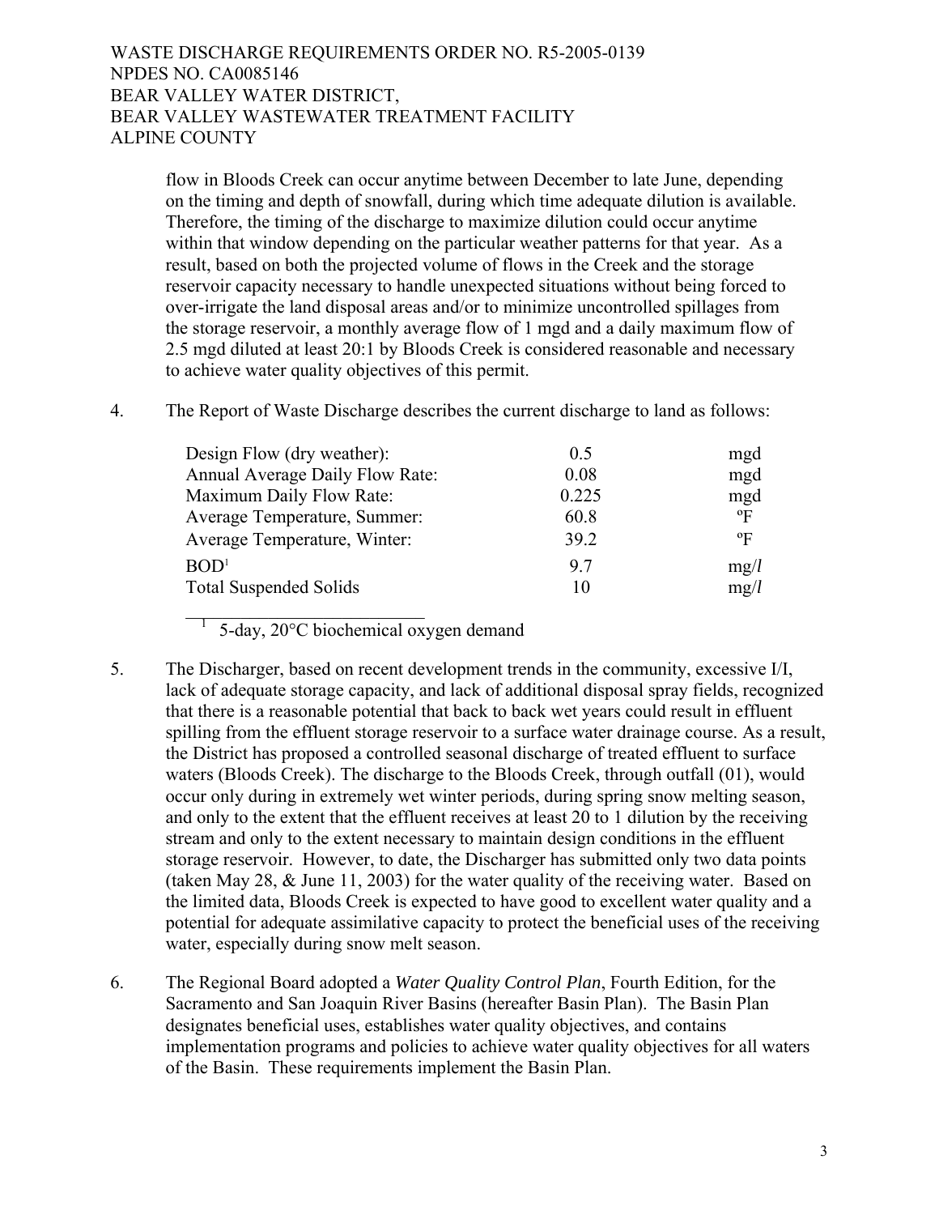flow in Bloods Creek can occur anytime between December to late June, depending on the timing and depth of snowfall, during which time adequate dilution is available. Therefore, the timing of the discharge to maximize dilution could occur anytime within that window depending on the particular weather patterns for that year. As a result, based on both the projected volume of flows in the Creek and the storage reservoir capacity necessary to handle unexpected situations without being forced to over-irrigate the land disposal areas and/or to minimize uncontrolled spillages from the storage reservoir, a monthly average flow of 1 mgd and a daily maximum flow of 2.5 mgd diluted at least 20:1 by Bloods Creek is considered reasonable and necessary to achieve water quality objectives of this permit.

4. The Report of Waste Discharge describes the current discharge to land as follows:

| | | |
|---|---|---|
| Design Flow (dry weather): | 0.5 | mgd |
| Annual Average Daily Flow Rate: | 0.08 | mgd |
| Maximum Daily Flow Rate: | 0.225 | mgd |
| Average Temperature, Summer: | 60.8 | ºF |
| Average Temperature, Winter: | 39.2 | ºF |
| BOD[1] | 9.7 | mg/*l* |
| Total Suspended Solids | 10 | mg/*l* |

[1] 5-day, 20°C biochemical oxygen demand

5. The Discharger, based on recent development trends in the community, excessive I/I, lack of adequate storage capacity, and lack of additional disposal spray fields, recognized that there is a reasonable potential that back to back wet years could result in effluent spilling from the effluent storage reservoir to a surface water drainage course. As a result, the District has proposed a controlled seasonal discharge of treated effluent to surface waters (Bloods Creek). The discharge to the Bloods Creek, through outfall (01), would occur only during in extremely wet winter periods, during spring snow melting season, and only to the extent that the effluent receives at least 20 to 1 dilution by the receiving stream and only to the extent necessary to maintain design conditions in the effluent storage reservoir. However, to date, the Discharger has submitted only two data points (taken May 28, & June 11, 2003) for the water quality of the receiving water. Based on the limited data, Bloods Creek is expected to have good to excellent water quality and a potential for adequate assimilative capacity to protect the beneficial uses of the receiving water, especially during snow melt season.

6. The Regional Board adopted a *Water Quality Control Plan*, Fourth Edition, for the Sacramento and San Joaquin River Basins (hereafter Basin Plan). The Basin Plan designates beneficial uses, establishes water quality objectives, and contains implementation programs and policies to achieve water quality objectives for all waters of the Basin. These requirements implement the Basin Plan.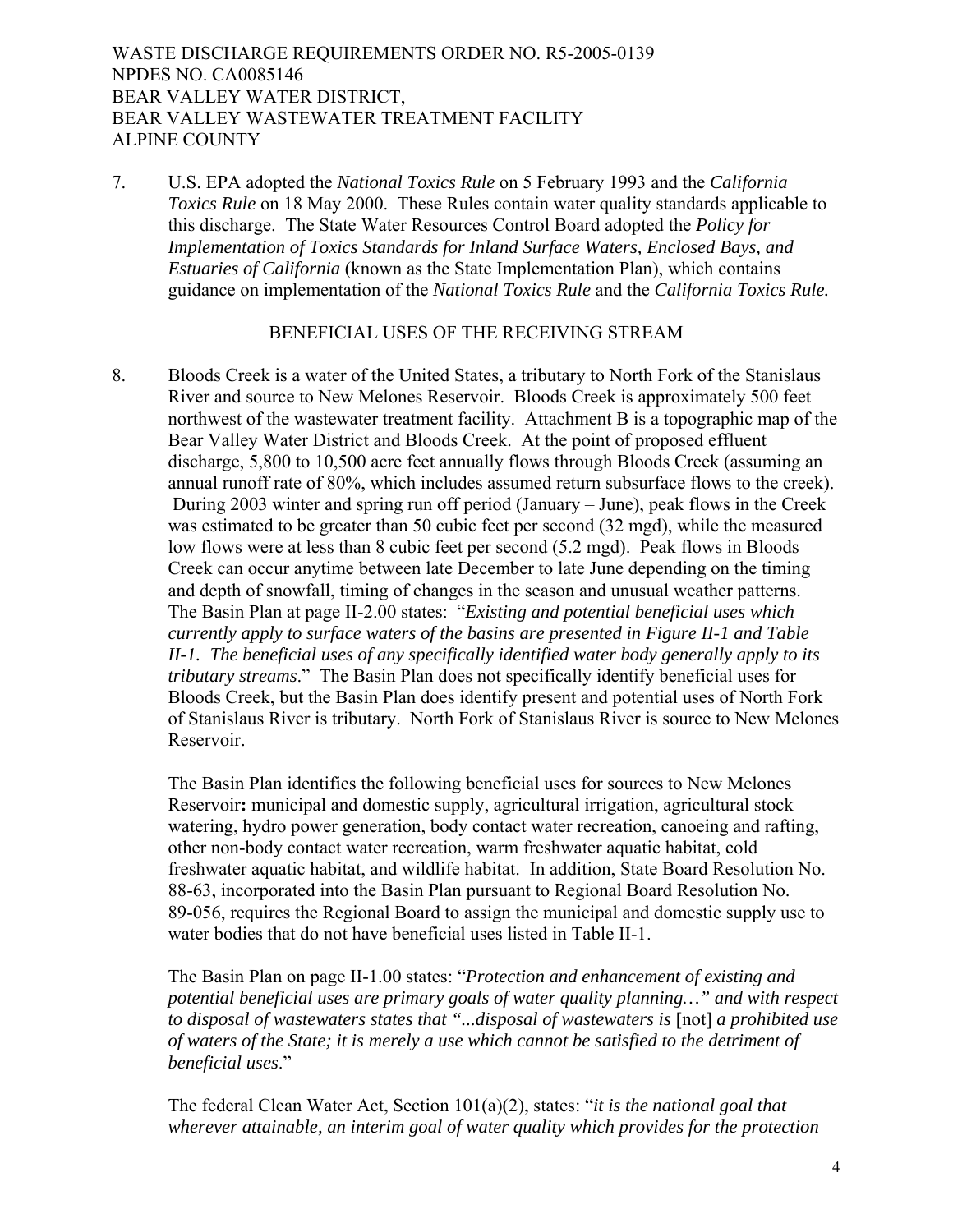7. U.S. EPA adopted the *National Toxics Rule* on 5 February 1993 and the *California Toxics Rule* on 18 May 2000. These Rules contain water quality standards applicable to this discharge. The State Water Resources Control Board adopted the *Policy for Implementation of Toxics Standards for Inland Surface Waters, Enclosed Bays, and Estuaries of California* (known as the State Implementation Plan), which contains guidance on implementation of the *National Toxics Rule* and the *California Toxics Rule.*

## BENEFICIAL USES OF THE RECEIVING STREAM

8. Bloods Creek is a water of the United States, a tributary to North Fork of the Stanislaus River and source to New Melones Reservoir. Bloods Creek is approximately 500 feet northwest of the wastewater treatment facility. Attachment B is a topographic map of the Bear Valley Water District and Bloods Creek. At the point of proposed effluent discharge, 5,800 to 10,500 acre feet annually flows through Bloods Creek (assuming an annual runoff rate of 80%, which includes assumed return subsurface flows to the creek). During 2003 winter and spring run off period (January – June), peak flows in the Creek was estimated to be greater than 50 cubic feet per second (32 mgd), while the measured low flows were at less than 8 cubic feet per second (5.2 mgd). Peak flows in Bloods Creek can occur anytime between late December to late June depending on the timing and depth of snowfall, timing of changes in the season and unusual weather patterns. The Basin Plan at page II-2.00 states: "*Existing and potential beneficial uses which currently apply to surface waters of the basins are presented in Figure II-1 and Table II-1. The beneficial uses of any specifically identified water body generally apply to its tributary streams*." The Basin Plan does not specifically identify beneficial uses for Bloods Creek, but the Basin Plan does identify present and potential uses of North Fork of Stanislaus River is tributary. North Fork of Stanislaus River is source to New Melones Reservoir.

   The Basin Plan identifies the following beneficial uses for sources to New Melones Reservoir**:** municipal and domestic supply, agricultural irrigation, agricultural stock watering, hydro power generation, body contact water recreation, canoeing and rafting, other non-body contact water recreation, warm freshwater aquatic habitat, cold freshwater aquatic habitat, and wildlife habitat. In addition, State Board Resolution No. 88-63, incorporated into the Basin Plan pursuant to Regional Board Resolution No. 89-056, requires the Regional Board to assign the municipal and domestic supply use to water bodies that do not have beneficial uses listed in Table II-1.

   The Basin Plan on page II-1.00 states: "*Protection and enhancement of existing and potential beneficial uses are primary goals of water quality planning…" and with respect to disposal of wastewaters states that "...disposal of wastewaters is* [not] *a prohibited use of waters of the State; it is merely a use which cannot be satisfied to the detriment of beneficial uses*."

   The federal Clean Water Act, Section 101(a)(2), states: "*it is the national goal that wherever attainable, an interim goal of water quality which provides for the protection*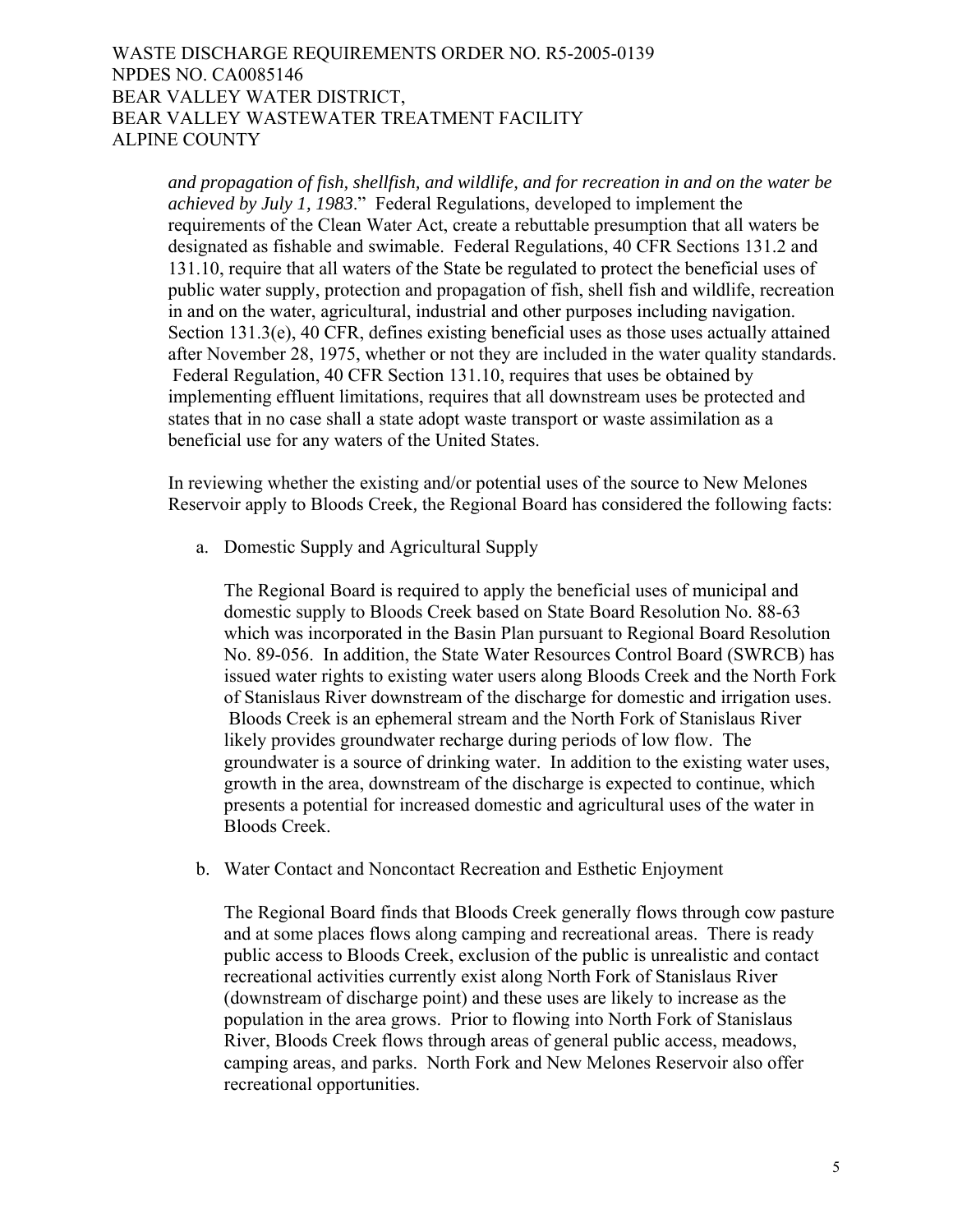*and propagation of fish, shellfish, and wildlife, and for recreation in and on the water be achieved by July 1, 1983*." Federal Regulations, developed to implement the requirements of the Clean Water Act, create a rebuttable presumption that all waters be designated as fishable and swimable. Federal Regulations, 40 CFR Sections 131.2 and 131.10, require that all waters of the State be regulated to protect the beneficial uses of public water supply, protection and propagation of fish, shell fish and wildlife, recreation in and on the water, agricultural, industrial and other purposes including navigation. Section 131.3(e), 40 CFR, defines existing beneficial uses as those uses actually attained after November 28, 1975, whether or not they are included in the water quality standards. Federal Regulation, 40 CFR Section 131.10, requires that uses be obtained by implementing effluent limitations, requires that all downstream uses be protected and states that in no case shall a state adopt waste transport or waste assimilation as a beneficial use for any waters of the United States.

In reviewing whether the existing and/or potential uses of the source to New Melones Reservoir apply to Bloods Creek*,* the Regional Board has considered the following facts:

a. Domestic Supply and Agricultural Supply

   The Regional Board is required to apply the beneficial uses of municipal and domestic supply to Bloods Creek based on State Board Resolution No. 88-63 which was incorporated in the Basin Plan pursuant to Regional Board Resolution No. 89-056. In addition, the State Water Resources Control Board (SWRCB) has issued water rights to existing water users along Bloods Creek and the North Fork of Stanislaus River downstream of the discharge for domestic and irrigation uses. Bloods Creek is an ephemeral stream and the North Fork of Stanislaus River likely provides groundwater recharge during periods of low flow. The groundwater is a source of drinking water. In addition to the existing water uses, growth in the area, downstream of the discharge is expected to continue, which presents a potential for increased domestic and agricultural uses of the water in Bloods Creek.

b. Water Contact and Noncontact Recreation and Esthetic Enjoyment

   The Regional Board finds that Bloods Creek generally flows through cow pasture and at some places flows along camping and recreational areas. There is ready public access to Bloods Creek, exclusion of the public is unrealistic and contact recreational activities currently exist along North Fork of Stanislaus River (downstream of discharge point) and these uses are likely to increase as the population in the area grows. Prior to flowing into North Fork of Stanislaus River, Bloods Creek flows through areas of general public access, meadows, camping areas, and parks. North Fork and New Melones Reservoir also offer recreational opportunities.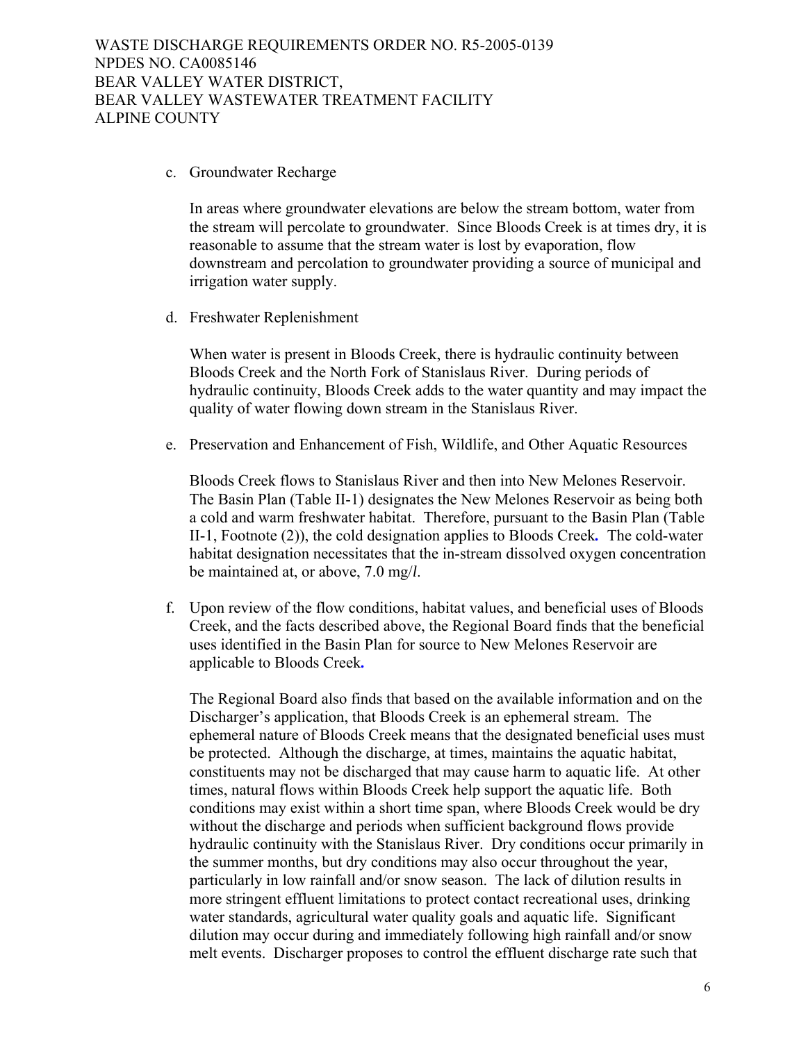c. Groundwater Recharge

   In areas where groundwater elevations are below the stream bottom, water from the stream will percolate to groundwater. Since Bloods Creek is at times dry, it is reasonable to assume that the stream water is lost by evaporation, flow downstream and percolation to groundwater providing a source of municipal and irrigation water supply.

d. Freshwater Replenishment

   When water is present in Bloods Creek, there is hydraulic continuity between Bloods Creek and the North Fork of Stanislaus River. During periods of hydraulic continuity, Bloods Creek adds to the water quantity and may impact the quality of water flowing down stream in the Stanislaus River.

e. Preservation and Enhancement of Fish, Wildlife, and Other Aquatic Resources

   Bloods Creek flows to Stanislaus River and then into New Melones Reservoir. The Basin Plan (Table II-1) designates the New Melones Reservoir as being both a cold and warm freshwater habitat. Therefore, pursuant to the Basin Plan (Table II-1, Footnote (2)), the cold designation applies to Bloods Creek**.** The cold-water habitat designation necessitates that the in-stream dissolved oxygen concentration be maintained at, or above, 7.0 mg/*l*.

f. Upon review of the flow conditions, habitat values, and beneficial uses of Bloods Creek, and the facts described above, the Regional Board finds that the beneficial uses identified in the Basin Plan for source to New Melones Reservoir are applicable to Bloods Creek**.**

   The Regional Board also finds that based on the available information and on the Discharger's application, that Bloods Creek is an ephemeral stream. The ephemeral nature of Bloods Creek means that the designated beneficial uses must be protected. Although the discharge, at times, maintains the aquatic habitat, constituents may not be discharged that may cause harm to aquatic life. At other times, natural flows within Bloods Creek help support the aquatic life. Both conditions may exist within a short time span, where Bloods Creek would be dry without the discharge and periods when sufficient background flows provide hydraulic continuity with the Stanislaus River. Dry conditions occur primarily in the summer months, but dry conditions may also occur throughout the year, particularly in low rainfall and/or snow season. The lack of dilution results in more stringent effluent limitations to protect contact recreational uses, drinking water standards, agricultural water quality goals and aquatic life. Significant dilution may occur during and immediately following high rainfall and/or snow melt events. Discharger proposes to control the effluent discharge rate such that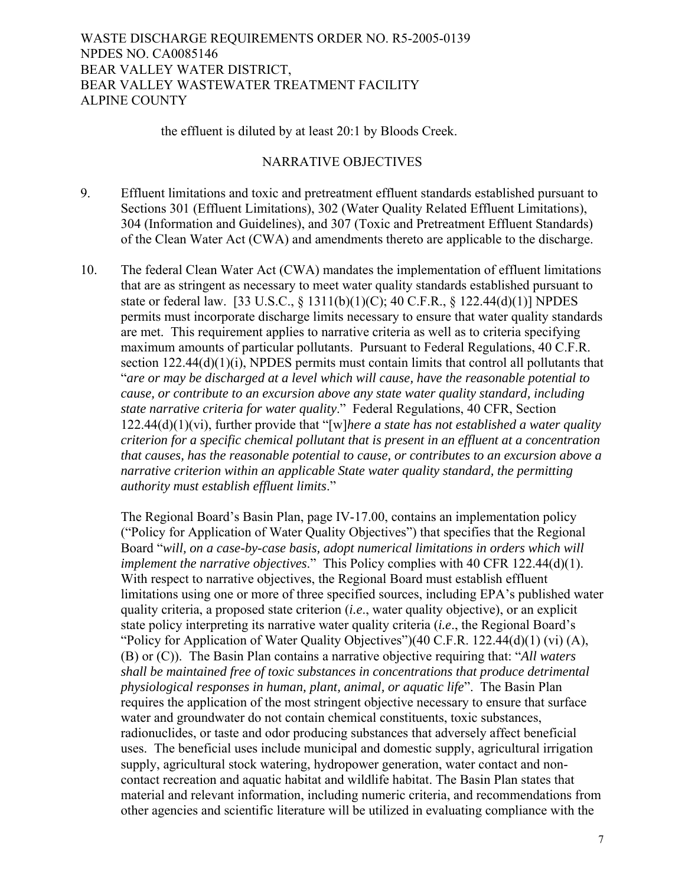the effluent is diluted by at least 20:1 by Bloods Creek.

## NARRATIVE OBJECTIVES

9. Effluent limitations and toxic and pretreatment effluent standards established pursuant to Sections 301 (Effluent Limitations), 302 (Water Quality Related Effluent Limitations), 304 (Information and Guidelines), and 307 (Toxic and Pretreatment Effluent Standards) of the Clean Water Act (CWA) and amendments thereto are applicable to the discharge.

10. The federal Clean Water Act (CWA) mandates the implementation of effluent limitations that are as stringent as necessary to meet water quality standards established pursuant to state or federal law. [33 U.S.C., § 1311(b)(1)(C); 40 C.F.R., § 122.44(d)(1)] NPDES permits must incorporate discharge limits necessary to ensure that water quality standards are met. This requirement applies to narrative criteria as well as to criteria specifying maximum amounts of particular pollutants. Pursuant to Federal Regulations, 40 C.F.R. section 122.44(d)(1)(i), NPDES permits must contain limits that control all pollutants that "*are or may be discharged at a level which will cause, have the reasonable potential to cause, or contribute to an excursion above any state water quality standard, including state narrative criteria for water quality*." Federal Regulations, 40 CFR, Section 122.44(d)(1)(vi), further provide that "[w]*here a state has not established a water quality criterion for a specific chemical pollutant that is present in an effluent at a concentration that causes, has the reasonable potential to cause, or contributes to an excursion above a narrative criterion within an applicable State water quality standard, the permitting authority must establish effluent limits*."

    The Regional Board's Basin Plan, page IV-17.00, contains an implementation policy ("Policy for Application of Water Quality Objectives") that specifies that the Regional Board "*will, on a case-by-case basis, adopt numerical limitations in orders which will implement the narrative objectives*." This Policy complies with 40 CFR 122.44(d)(1). With respect to narrative objectives, the Regional Board must establish effluent limitations using one or more of three specified sources, including EPA's published water quality criteria, a proposed state criterion (*i.e*., water quality objective), or an explicit state policy interpreting its narrative water quality criteria (*i.e*., the Regional Board's "Policy for Application of Water Quality Objectives")(40 C.F.R. 122.44(d)(1) (vi) (A), (B) or (C)). The Basin Plan contains a narrative objective requiring that: "*All waters shall be maintained free of toxic substances in concentrations that produce detrimental physiological responses in human, plant, animal, or aquatic life*". The Basin Plan requires the application of the most stringent objective necessary to ensure that surface water and groundwater do not contain chemical constituents, toxic substances, radionuclides, or taste and odor producing substances that adversely affect beneficial uses. The beneficial uses include municipal and domestic supply, agricultural irrigation supply, agricultural stock watering, hydropower generation, water contact and non-contact recreation and aquatic habitat and wildlife habitat. The Basin Plan states that material and relevant information, including numeric criteria, and recommendations from other agencies and scientific literature will be utilized in evaluating compliance with the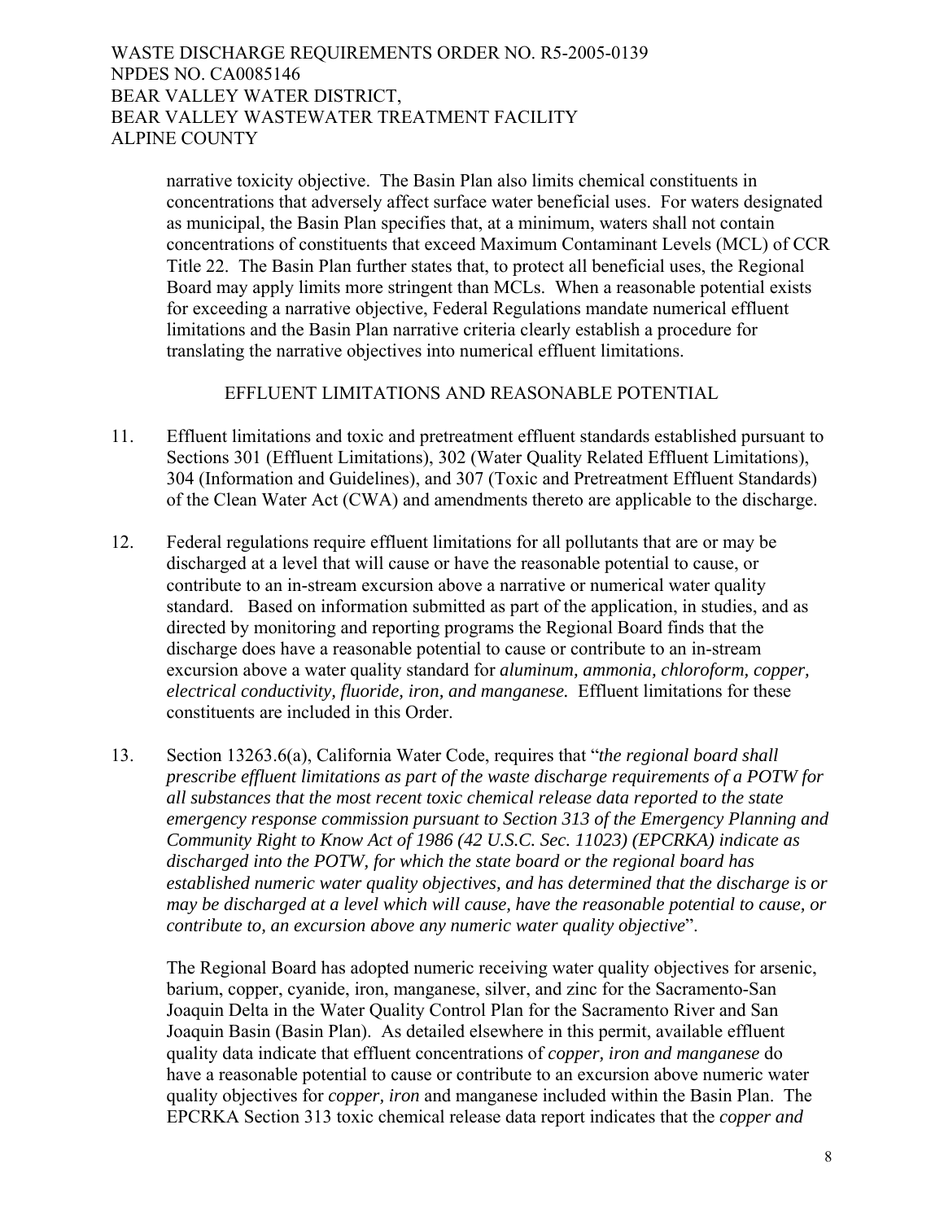narrative toxicity objective. The Basin Plan also limits chemical constituents in concentrations that adversely affect surface water beneficial uses. For waters designated as municipal, the Basin Plan specifies that, at a minimum, waters shall not contain concentrations of constituents that exceed Maximum Contaminant Levels (MCL) of CCR Title 22. The Basin Plan further states that, to protect all beneficial uses, the Regional Board may apply limits more stringent than MCLs. When a reasonable potential exists for exceeding a narrative objective, Federal Regulations mandate numerical effluent limitations and the Basin Plan narrative criteria clearly establish a procedure for translating the narrative objectives into numerical effluent limitations.

## EFFLUENT LIMITATIONS AND REASONABLE POTENTIAL

11. Effluent limitations and toxic and pretreatment effluent standards established pursuant to Sections 301 (Effluent Limitations), 302 (Water Quality Related Effluent Limitations), 304 (Information and Guidelines), and 307 (Toxic and Pretreatment Effluent Standards) of the Clean Water Act (CWA) and amendments thereto are applicable to the discharge.

12. Federal regulations require effluent limitations for all pollutants that are or may be discharged at a level that will cause or have the reasonable potential to cause, or contribute to an in-stream excursion above a narrative or numerical water quality standard. Based on information submitted as part of the application, in studies, and as directed by monitoring and reporting programs the Regional Board finds that the discharge does have a reasonable potential to cause or contribute to an in-stream excursion above a water quality standard for *aluminum, ammonia, chloroform, copper, electrical conductivity, fluoride, iron, and manganese.* Effluent limitations for these constituents are included in this Order.

13. Section 13263.6(a), California Water Code, requires that "*the regional board shall prescribe effluent limitations as part of the waste discharge requirements of a POTW for all substances that the most recent toxic chemical release data reported to the state emergency response commission pursuant to Section 313 of the Emergency Planning and Community Right to Know Act of 1986 (42 U.S.C. Sec. 11023) (EPCRKA) indicate as discharged into the POTW, for which the state board or the regional board has established numeric water quality objectives, and has determined that the discharge is or may be discharged at a level which will cause, have the reasonable potential to cause, or contribute to, an excursion above any numeric water quality objective*".

    The Regional Board has adopted numeric receiving water quality objectives for arsenic, barium, copper, cyanide, iron, manganese, silver, and zinc for the Sacramento-San Joaquin Delta in the Water Quality Control Plan for the Sacramento River and San Joaquin Basin (Basin Plan). As detailed elsewhere in this permit, available effluent quality data indicate that effluent concentrations of *copper, iron and manganese* do have a reasonable potential to cause or contribute to an excursion above numeric water quality objectives for *copper, iron* and manganese included within the Basin Plan. The EPCRKA Section 313 toxic chemical release data report indicates that the *copper and*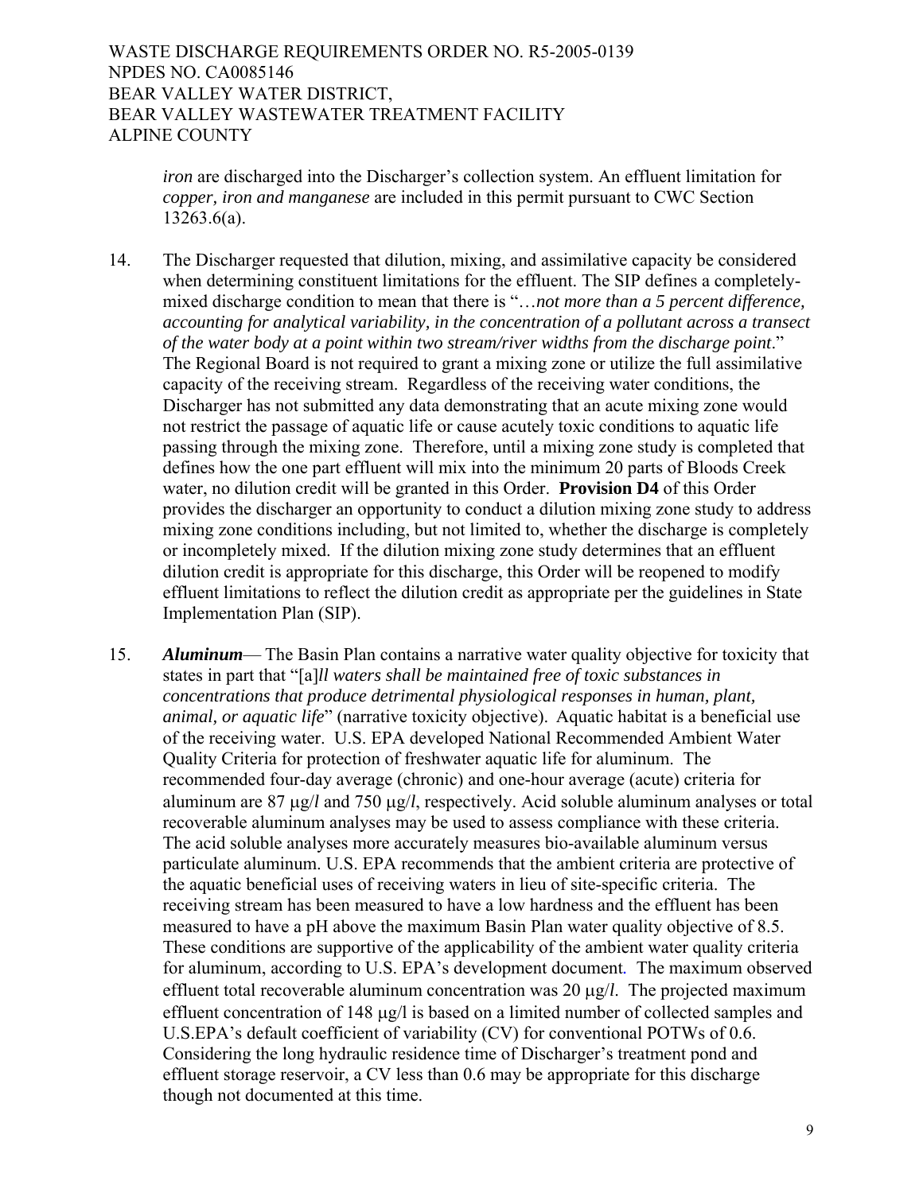*iron* are discharged into the Discharger's collection system. An effluent limitation for *copper, iron and manganese* are included in this permit pursuant to CWC Section 13263.6(a).

14. The Discharger requested that dilution, mixing, and assimilative capacity be considered when determining constituent limitations for the effluent. The SIP defines a completely-mixed discharge condition to mean that there is "…*not more than a 5 percent difference, accounting for analytical variability, in the concentration of a pollutant across a transect of the water body at a point within two stream/river widths from the discharge point*." The Regional Board is not required to grant a mixing zone or utilize the full assimilative capacity of the receiving stream. Regardless of the receiving water conditions, the Discharger has not submitted any data demonstrating that an acute mixing zone would not restrict the passage of aquatic life or cause acutely toxic conditions to aquatic life passing through the mixing zone. Therefore, until a mixing zone study is completed that defines how the one part effluent will mix into the minimum 20 parts of Bloods Creek water, no dilution credit will be granted in this Order. **Provision D4** of this Order provides the discharger an opportunity to conduct a dilution mixing zone study to address mixing zone conditions including, but not limited to, whether the discharge is completely or incompletely mixed. If the dilution mixing zone study determines that an effluent dilution credit is appropriate for this discharge, this Order will be reopened to modify effluent limitations to reflect the dilution credit as appropriate per the guidelines in State Implementation Plan (SIP).

15. ***Aluminum***— The Basin Plan contains a narrative water quality objective for toxicity that states in part that "[a]*ll waters shall be maintained free of toxic substances in concentrations that produce detrimental physiological responses in human, plant, animal, or aquatic life*" (narrative toxicity objective). Aquatic habitat is a beneficial use of the receiving water. U.S. EPA developed National Recommended Ambient Water Quality Criteria for protection of freshwater aquatic life for aluminum. The recommended four-day average (chronic) and one-hour average (acute) criteria for aluminum are 87 μg/*l* and 750 μg/*l*, respectively. Acid soluble aluminum analyses or total recoverable aluminum analyses may be used to assess compliance with these criteria. The acid soluble analyses more accurately measures bio-available aluminum versus particulate aluminum. U.S. EPA recommends that the ambient criteria are protective of the aquatic beneficial uses of receiving waters in lieu of site-specific criteria. The receiving stream has been measured to have a low hardness and the effluent has been measured to have a pH above the maximum Basin Plan water quality objective of 8.5. These conditions are supportive of the applicability of the ambient water quality criteria for aluminum, according to U.S. EPA's development document. The maximum observed effluent total recoverable aluminum concentration was 20 μg/*l*. The projected maximum effluent concentration of 148 μg/l is based on a limited number of collected samples and U.S.EPA's default coefficient of variability (CV) for conventional POTWs of 0.6. Considering the long hydraulic residence time of Discharger's treatment pond and effluent storage reservoir, a CV less than 0.6 may be appropriate for this discharge though not documented at this time.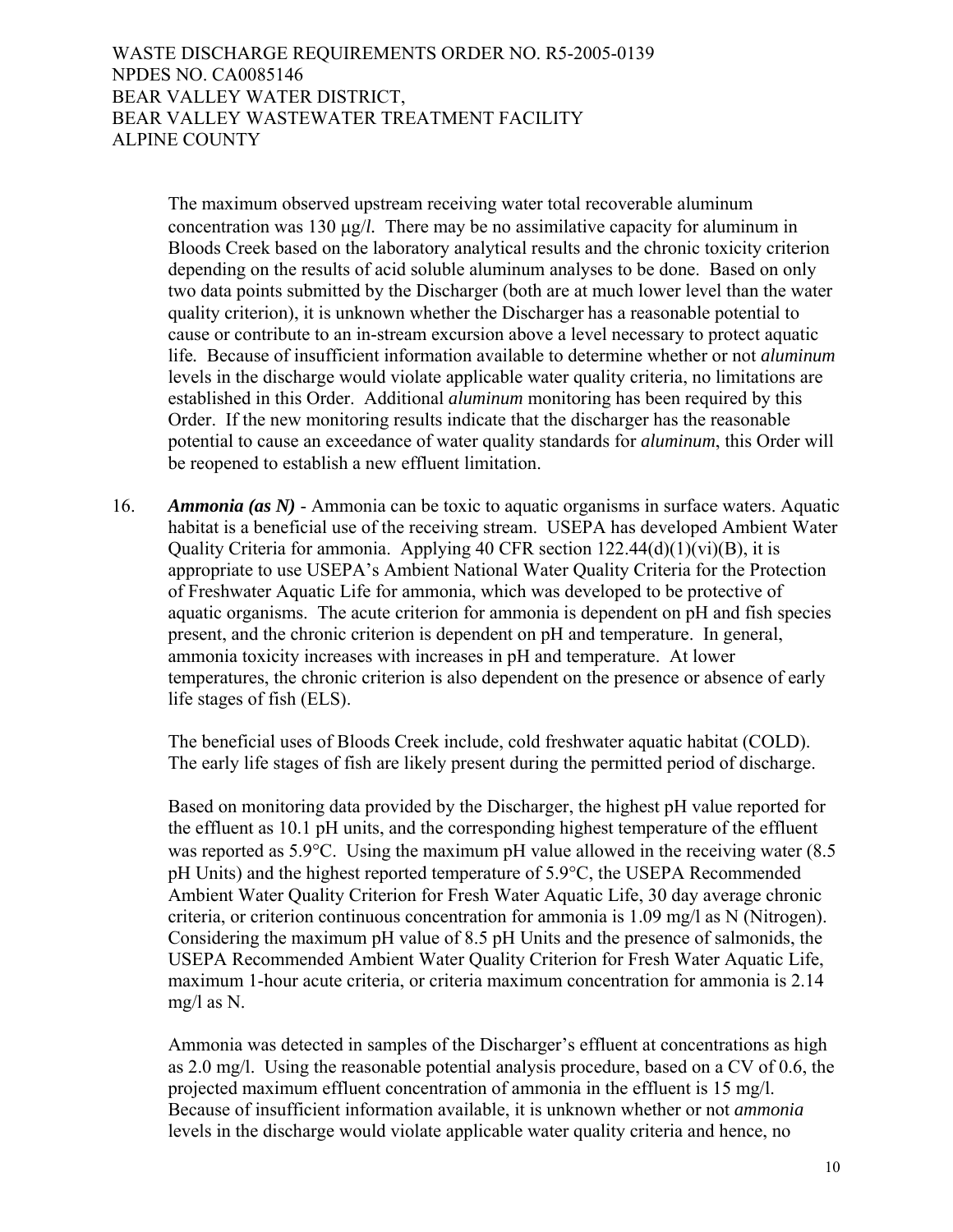The maximum observed upstream receiving water total recoverable aluminum concentration was 130 µg/*l*. There may be no assimilative capacity for aluminum in Bloods Creek based on the laboratory analytical results and the chronic toxicity criterion depending on the results of acid soluble aluminum analyses to be done. Based on only two data points submitted by the Discharger (both are at much lower level than the water quality criterion), it is unknown whether the Discharger has a reasonable potential to cause or contribute to an in-stream excursion above a level necessary to protect aquatic life. Because of insufficient information available to determine whether or not *aluminum* levels in the discharge would violate applicable water quality criteria, no limitations are established in this Order. Additional *aluminum* monitoring has been required by this Order. If the new monitoring results indicate that the discharger has the reasonable potential to cause an exceedance of water quality standards for *aluminum*, this Order will be reopened to establish a new effluent limitation.

16. ***Ammonia (as N)*** - Ammonia can be toxic to aquatic organisms in surface waters. Aquatic habitat is a beneficial use of the receiving stream. USEPA has developed Ambient Water Quality Criteria for ammonia. Applying 40 CFR section 122.44(d)(1)(vi)(B), it is appropriate to use USEPA's Ambient National Water Quality Criteria for the Protection of Freshwater Aquatic Life for ammonia, which was developed to be protective of aquatic organisms. The acute criterion for ammonia is dependent on pH and fish species present, and the chronic criterion is dependent on pH and temperature. In general, ammonia toxicity increases with increases in pH and temperature. At lower temperatures, the chronic criterion is also dependent on the presence or absence of early life stages of fish (ELS).

    The beneficial uses of Bloods Creek include, cold freshwater aquatic habitat (COLD). The early life stages of fish are likely present during the permitted period of discharge.

    Based on monitoring data provided by the Discharger, the highest pH value reported for the effluent as 10.1 pH units, and the corresponding highest temperature of the effluent was reported as 5.9°C. Using the maximum pH value allowed in the receiving water (8.5 pH Units) and the highest reported temperature of 5.9°C, the USEPA Recommended Ambient Water Quality Criterion for Fresh Water Aquatic Life, 30 day average chronic criteria, or criterion continuous concentration for ammonia is 1.09 mg/l as N (Nitrogen). Considering the maximum pH value of 8.5 pH Units and the presence of salmonids, the USEPA Recommended Ambient Water Quality Criterion for Fresh Water Aquatic Life, maximum 1-hour acute criteria, or criteria maximum concentration for ammonia is 2.14 mg/l as N.

    Ammonia was detected in samples of the Discharger's effluent at concentrations as high as 2.0 mg/l. Using the reasonable potential analysis procedure, based on a CV of 0.6, the projected maximum effluent concentration of ammonia in the effluent is 15 mg/l. Because of insufficient information available, it is unknown whether or not *ammonia* levels in the discharge would violate applicable water quality criteria and hence, no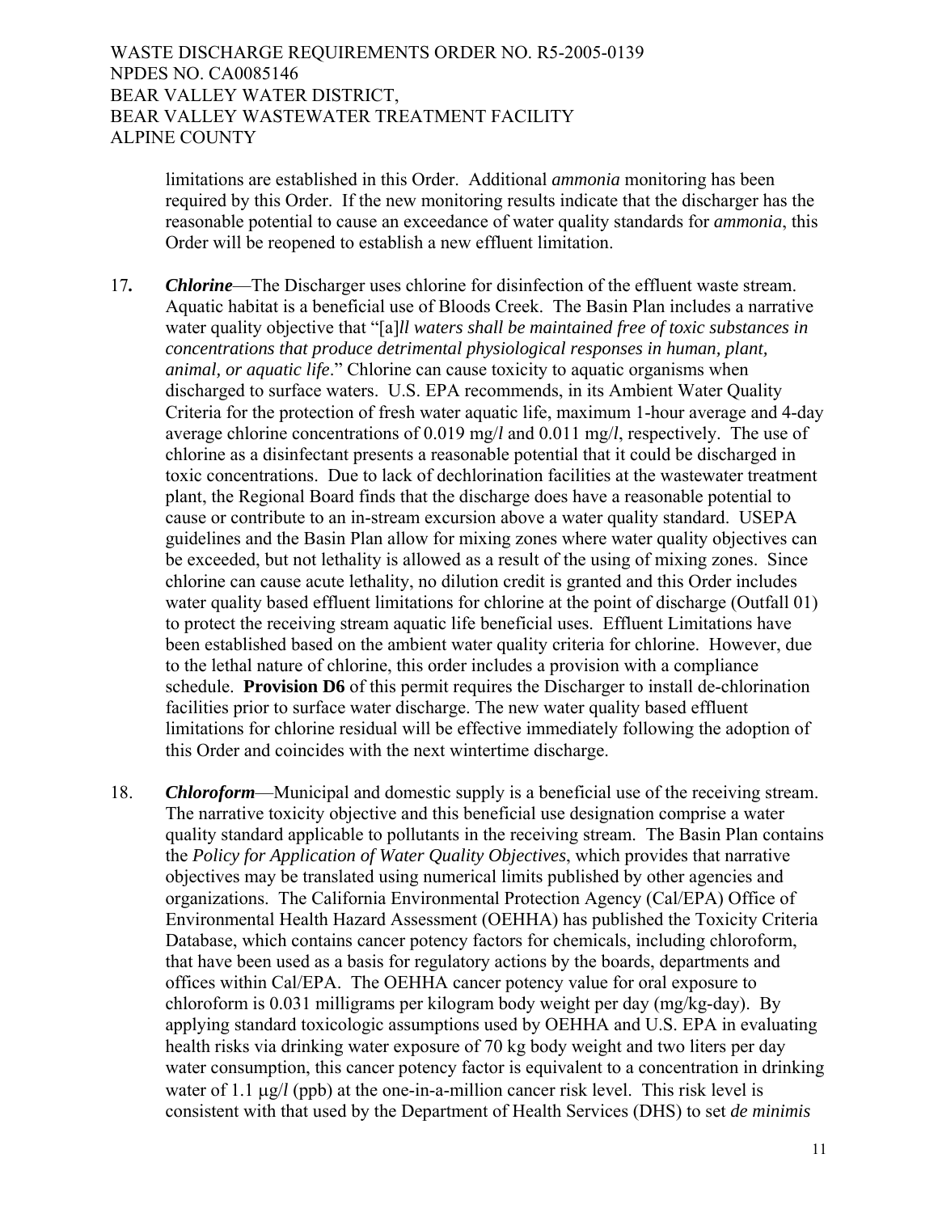limitations are established in this Order. Additional *ammonia* monitoring has been required by this Order. If the new monitoring results indicate that the discharger has the reasonable potential to cause an exceedance of water quality standards for *ammonia*, this Order will be reopened to establish a new effluent limitation.

17. ***Chlorine***—The Discharger uses chlorine for disinfection of the effluent waste stream. Aquatic habitat is a beneficial use of Bloods Creek. The Basin Plan includes a narrative water quality objective that "[a]*ll waters shall be maintained free of toxic substances in concentrations that produce detrimental physiological responses in human, plant, animal, or aquatic life*." Chlorine can cause toxicity to aquatic organisms when discharged to surface waters. U.S. EPA recommends, in its Ambient Water Quality Criteria for the protection of fresh water aquatic life, maximum 1-hour average and 4-day average chlorine concentrations of 0.019 mg/*l* and 0.011 mg/*l*, respectively. The use of chlorine as a disinfectant presents a reasonable potential that it could be discharged in toxic concentrations. Due to lack of dechlorination facilities at the wastewater treatment plant, the Regional Board finds that the discharge does have a reasonable potential to cause or contribute to an in-stream excursion above a water quality standard. USEPA guidelines and the Basin Plan allow for mixing zones where water quality objectives can be exceeded, but not lethality is allowed as a result of the using of mixing zones. Since chlorine can cause acute lethality, no dilution credit is granted and this Order includes water quality based effluent limitations for chlorine at the point of discharge (Outfall 01) to protect the receiving stream aquatic life beneficial uses. Effluent Limitations have been established based on the ambient water quality criteria for chlorine. However, due to the lethal nature of chlorine, this order includes a provision with a compliance schedule. **Provision D6** of this permit requires the Discharger to install de-chlorination facilities prior to surface water discharge. The new water quality based effluent limitations for chlorine residual will be effective immediately following the adoption of this Order and coincides with the next wintertime discharge.

18. ***Chloroform***—Municipal and domestic supply is a beneficial use of the receiving stream. The narrative toxicity objective and this beneficial use designation comprise a water quality standard applicable to pollutants in the receiving stream. The Basin Plan contains the *Policy for Application of Water Quality Objectives*, which provides that narrative objectives may be translated using numerical limits published by other agencies and organizations. The California Environmental Protection Agency (Cal/EPA) Office of Environmental Health Hazard Assessment (OEHHA) has published the Toxicity Criteria Database, which contains cancer potency factors for chemicals, including chloroform, that have been used as a basis for regulatory actions by the boards, departments and offices within Cal/EPA. The OEHHA cancer potency value for oral exposure to chloroform is 0.031 milligrams per kilogram body weight per day (mg/kg-day). By applying standard toxicologic assumptions used by OEHHA and U.S. EPA in evaluating health risks via drinking water exposure of 70 kg body weight and two liters per day water consumption, this cancer potency factor is equivalent to a concentration in drinking water of 1.1 µg/*l* (ppb) at the one-in-a-million cancer risk level. This risk level is consistent with that used by the Department of Health Services (DHS) to set *de minimis*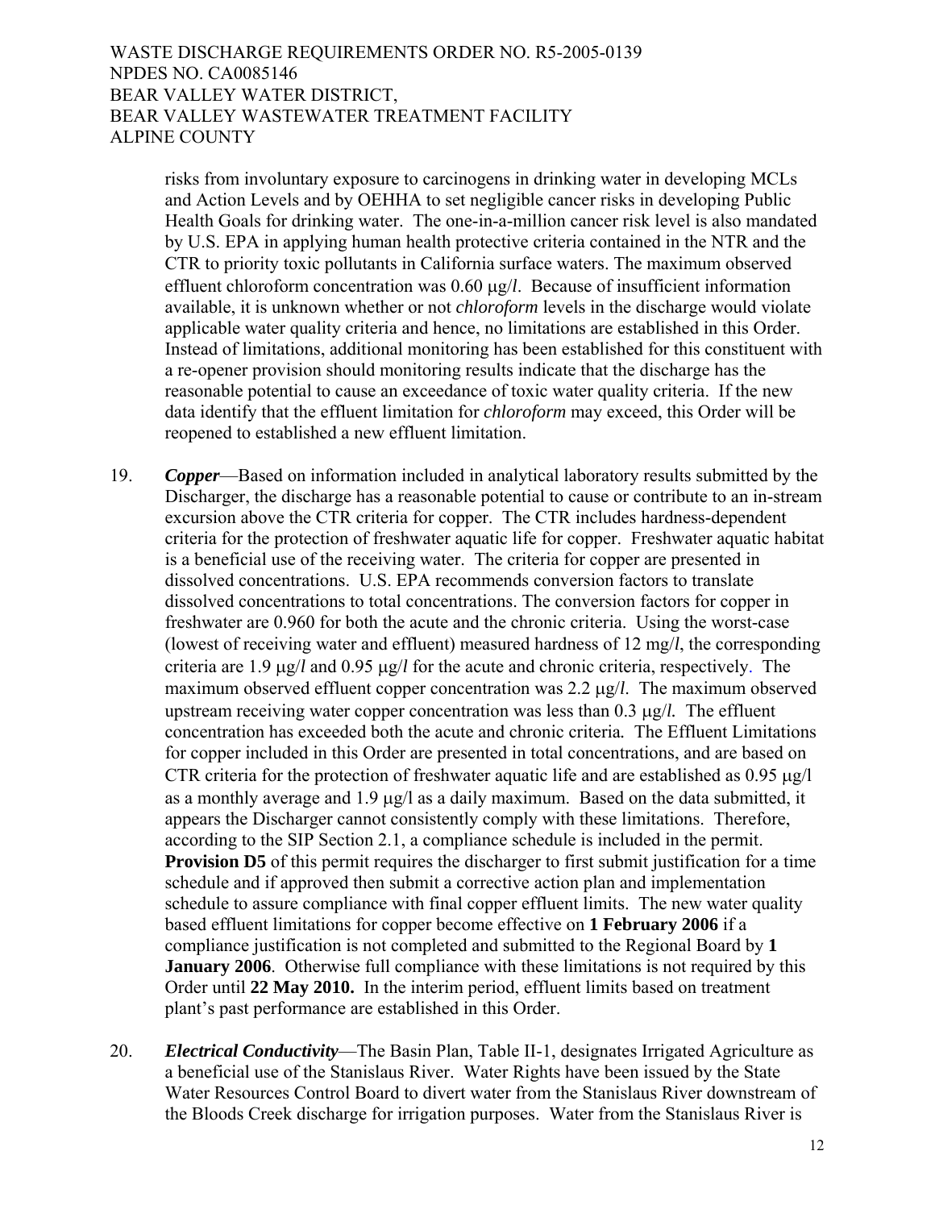risks from involuntary exposure to carcinogens in drinking water in developing MCLs and Action Levels and by OEHHA to set negligible cancer risks in developing Public Health Goals for drinking water. The one-in-a-million cancer risk level is also mandated by U.S. EPA in applying human health protective criteria contained in the NTR and the CTR to priority toxic pollutants in California surface waters. The maximum observed effluent chloroform concentration was 0.60 μg/*l*. Because of insufficient information available, it is unknown whether or not *chloroform* levels in the discharge would violate applicable water quality criteria and hence, no limitations are established in this Order. Instead of limitations, additional monitoring has been established for this constituent with a re-opener provision should monitoring results indicate that the discharge has the reasonable potential to cause an exceedance of toxic water quality criteria. If the new data identify that the effluent limitation for *chloroform* may exceed, this Order will be reopened to established a new effluent limitation.

19. ***Copper***—Based on information included in analytical laboratory results submitted by the Discharger, the discharge has a reasonable potential to cause or contribute to an in-stream excursion above the CTR criteria for copper. The CTR includes hardness-dependent criteria for the protection of freshwater aquatic life for copper. Freshwater aquatic habitat is a beneficial use of the receiving water. The criteria for copper are presented in dissolved concentrations. U.S. EPA recommends conversion factors to translate dissolved concentrations to total concentrations. The conversion factors for copper in freshwater are 0.960 for both the acute and the chronic criteria. Using the worst-case (lowest of receiving water and effluent) measured hardness of 12 mg/*l*, the corresponding criteria are 1.9 μg/*l* and 0.95 μg/*l* for the acute and chronic criteria, respectively. The maximum observed effluent copper concentration was 2.2 μg/*l*. The maximum observed upstream receiving water copper concentration was less than 0.3 μg/*l*. The effluent concentration has exceeded both the acute and chronic criteria. The Effluent Limitations for copper included in this Order are presented in total concentrations, and are based on CTR criteria for the protection of freshwater aquatic life and are established as 0.95 μg/l as a monthly average and 1.9 μg/l as a daily maximum. Based on the data submitted, it appears the Discharger cannot consistently comply with these limitations. Therefore, according to the SIP Section 2.1, a compliance schedule is included in the permit. **Provision D5** of this permit requires the discharger to first submit justification for a time schedule and if approved then submit a corrective action plan and implementation schedule to assure compliance with final copper effluent limits. The new water quality based effluent limitations for copper become effective on **1 February 2006** if a compliance justification is not completed and submitted to the Regional Board by **1 January 2006**. Otherwise full compliance with these limitations is not required by this Order until **22 May 2010.** In the interim period, effluent limits based on treatment plant's past performance are established in this Order.

20. ***Electrical Conductivity***—The Basin Plan, Table II-1, designates Irrigated Agriculture as a beneficial use of the Stanislaus River. Water Rights have been issued by the State Water Resources Control Board to divert water from the Stanislaus River downstream of the Bloods Creek discharge for irrigation purposes. Water from the Stanislaus River is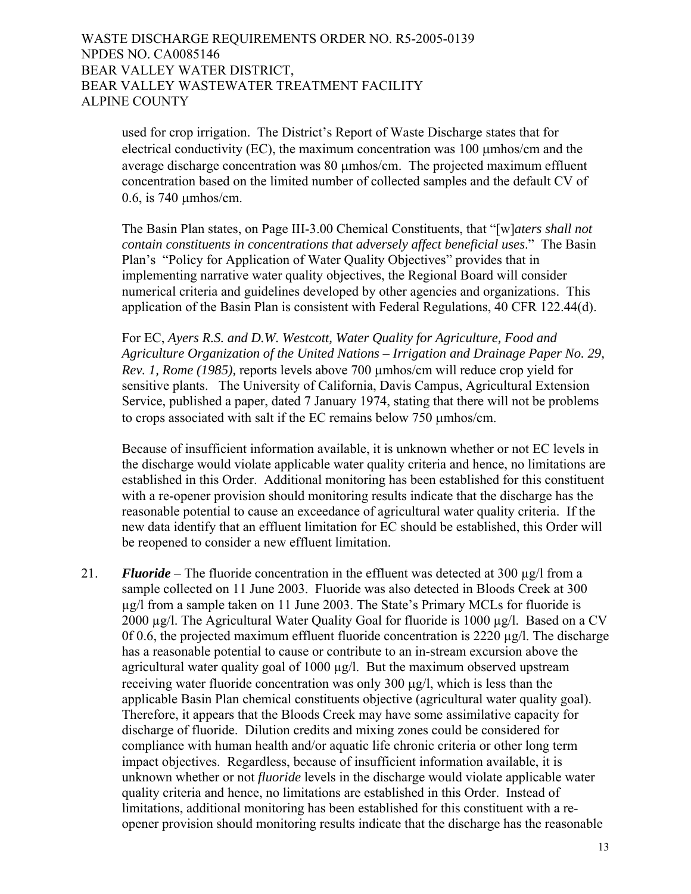used for crop irrigation. The District's Report of Waste Discharge states that for electrical conductivity (EC), the maximum concentration was 100 μmhos/cm and the average discharge concentration was 80 μmhos/cm. The projected maximum effluent concentration based on the limited number of collected samples and the default CV of 0.6, is 740 μmhos/cm.

The Basin Plan states, on Page III-3.00 Chemical Constituents, that "[w]*aters shall not contain constituents in concentrations that adversely affect beneficial uses*." The Basin Plan's "Policy for Application of Water Quality Objectives" provides that in implementing narrative water quality objectives, the Regional Board will consider numerical criteria and guidelines developed by other agencies and organizations. This application of the Basin Plan is consistent with Federal Regulations, 40 CFR 122.44(d).

For EC, *Ayers R.S. and D.W. Westcott, Water Quality for Agriculture, Food and Agriculture Organization of the United Nations – Irrigation and Drainage Paper No. 29, Rev. 1, Rome (1985),* reports levels above 700 μmhos/cm will reduce crop yield for sensitive plants. The University of California, Davis Campus, Agricultural Extension Service, published a paper, dated 7 January 1974, stating that there will not be problems to crops associated with salt if the EC remains below 750 μmhos/cm.

Because of insufficient information available, it is unknown whether or not EC levels in the discharge would violate applicable water quality criteria and hence, no limitations are established in this Order. Additional monitoring has been established for this constituent with a re-opener provision should monitoring results indicate that the discharge has the reasonable potential to cause an exceedance of agricultural water quality criteria. If the new data identify that an effluent limitation for EC should be established, this Order will be reopened to consider a new effluent limitation.

21. ***Fluoride*** – The fluoride concentration in the effluent was detected at 300 μg/l from a sample collected on 11 June 2003. Fluoride was also detected in Bloods Creek at 300 μg/l from a sample taken on 11 June 2003. The State's Primary MCLs for fluoride is 2000 μg/l. The Agricultural Water Quality Goal for fluoride is 1000 μg/l. Based on a CV 0f 0.6, the projected maximum effluent fluoride concentration is 2220 μg/l. The discharge has a reasonable potential to cause or contribute to an in-stream excursion above the agricultural water quality goal of 1000 μg/l. But the maximum observed upstream receiving water fluoride concentration was only 300 μg/l, which is less than the applicable Basin Plan chemical constituents objective (agricultural water quality goal). Therefore, it appears that the Bloods Creek may have some assimilative capacity for discharge of fluoride. Dilution credits and mixing zones could be considered for compliance with human health and/or aquatic life chronic criteria or other long term impact objectives. Regardless, because of insufficient information available, it is unknown whether or not *fluoride* levels in the discharge would violate applicable water quality criteria and hence, no limitations are established in this Order. Instead of limitations, additional monitoring has been established for this constituent with a re-opener provision should monitoring results indicate that the discharge has the reasonable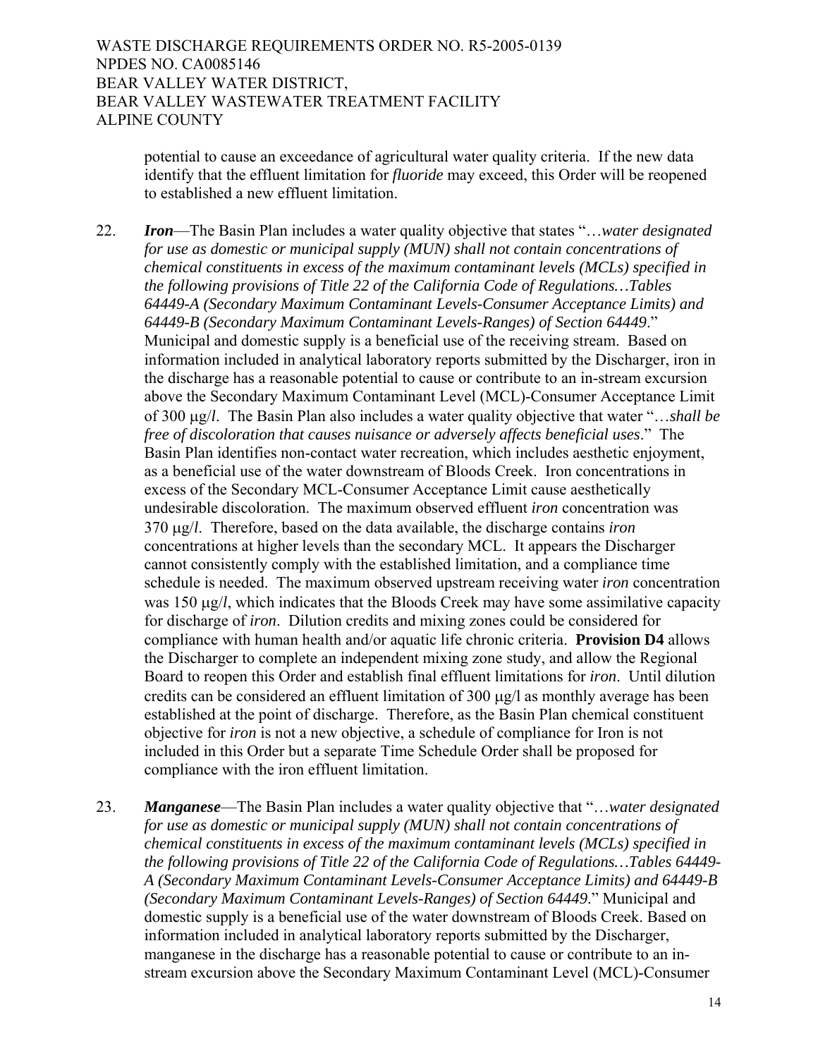potential to cause an exceedance of agricultural water quality criteria. If the new data identify that the effluent limitation for *fluoride* may exceed, this Order will be reopened to established a new effluent limitation.

22. ***Iron***—The Basin Plan includes a water quality objective that states "…*water designated for use as domestic or municipal supply (MUN) shall not contain concentrations of chemical constituents in excess of the maximum contaminant levels (MCLs) specified in the following provisions of Title 22 of the California Code of Regulations…Tables 64449-A (Secondary Maximum Contaminant Levels-Consumer Acceptance Limits) and 64449-B (Secondary Maximum Contaminant Levels-Ranges) of Section 64449*." Municipal and domestic supply is a beneficial use of the receiving stream. Based on information included in analytical laboratory reports submitted by the Discharger, iron in the discharge has a reasonable potential to cause or contribute to an in-stream excursion above the Secondary Maximum Contaminant Level (MCL)-Consumer Acceptance Limit of 300 μg/*l*. The Basin Plan also includes a water quality objective that water "…*shall be free of discoloration that causes nuisance or adversely affects beneficial uses*." The Basin Plan identifies non-contact water recreation, which includes aesthetic enjoyment, as a beneficial use of the water downstream of Bloods Creek. Iron concentrations in excess of the Secondary MCL-Consumer Acceptance Limit cause aesthetically undesirable discoloration. The maximum observed effluent *iron* concentration was 370 μg/*l*. Therefore, based on the data available, the discharge contains *iron* concentrations at higher levels than the secondary MCL. It appears the Discharger cannot consistently comply with the established limitation, and a compliance time schedule is needed. The maximum observed upstream receiving water *iron* concentration was 150 μg/*l*, which indicates that the Bloods Creek may have some assimilative capacity for discharge of *iron*. Dilution credits and mixing zones could be considered for compliance with human health and/or aquatic life chronic criteria. **Provision D4** allows the Discharger to complete an independent mixing zone study, and allow the Regional Board to reopen this Order and establish final effluent limitations for *iron*. Until dilution credits can be considered an effluent limitation of 300 μg/l as monthly average has been established at the point of discharge. Therefore, as the Basin Plan chemical constituent objective for *iron* is not a new objective, a schedule of compliance for Iron is not included in this Order but a separate Time Schedule Order shall be proposed for compliance with the iron effluent limitation.

23. ***Manganese***—The Basin Plan includes a water quality objective that "…*water designated for use as domestic or municipal supply (MUN) shall not contain concentrations of chemical constituents in excess of the maximum contaminant levels (MCLs) specified in the following provisions of Title 22 of the California Code of Regulations…Tables 64449-A (Secondary Maximum Contaminant Levels-Consumer Acceptance Limits) and 64449-B (Secondary Maximum Contaminant Levels-Ranges) of Section 64449*." Municipal and domestic supply is a beneficial use of the water downstream of Bloods Creek. Based on information included in analytical laboratory reports submitted by the Discharger, manganese in the discharge has a reasonable potential to cause or contribute to an in-stream excursion above the Secondary Maximum Contaminant Level (MCL)-Consumer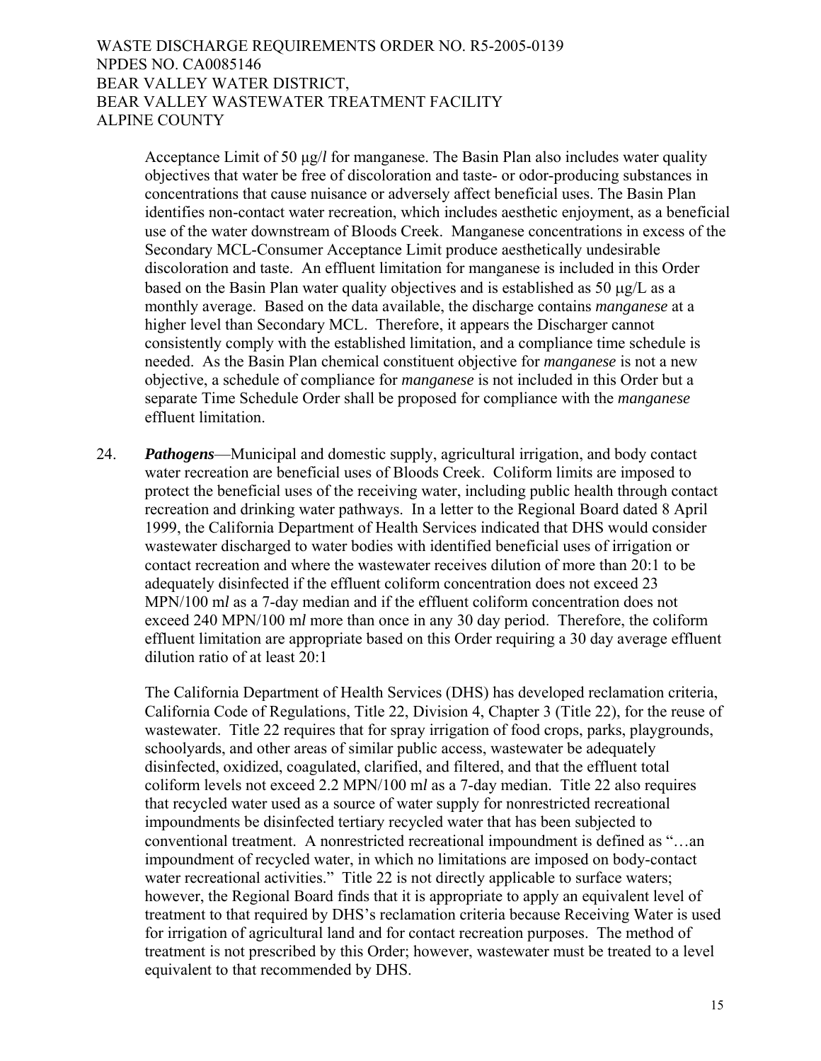Acceptance Limit of 50 μg/*l* for manganese. The Basin Plan also includes water quality objectives that water be free of discoloration and taste- or odor-producing substances in concentrations that cause nuisance or adversely affect beneficial uses. The Basin Plan identifies non-contact water recreation, which includes aesthetic enjoyment, as a beneficial use of the water downstream of Bloods Creek. Manganese concentrations in excess of the Secondary MCL-Consumer Acceptance Limit produce aesthetically undesirable discoloration and taste. An effluent limitation for manganese is included in this Order based on the Basin Plan water quality objectives and is established as 50 μg/L as a monthly average. Based on the data available, the discharge contains *manganese* at a higher level than Secondary MCL. Therefore, it appears the Discharger cannot consistently comply with the established limitation, and a compliance time schedule is needed. As the Basin Plan chemical constituent objective for *manganese* is not a new objective, a schedule of compliance for *manganese* is not included in this Order but a separate Time Schedule Order shall be proposed for compliance with the *manganese* effluent limitation.

24. ***Pathogens***—Municipal and domestic supply, agricultural irrigation, and body contact water recreation are beneficial uses of Bloods Creek. Coliform limits are imposed to protect the beneficial uses of the receiving water, including public health through contact recreation and drinking water pathways. In a letter to the Regional Board dated 8 April 1999, the California Department of Health Services indicated that DHS would consider wastewater discharged to water bodies with identified beneficial uses of irrigation or contact recreation and where the wastewater receives dilution of more than 20:1 to be adequately disinfected if the effluent coliform concentration does not exceed 23 MPN/100 m*l* as a 7-day median and if the effluent coliform concentration does not exceed 240 MPN/100 m*l* more than once in any 30 day period. Therefore, the coliform effluent limitation are appropriate based on this Order requiring a 30 day average effluent dilution ratio of at least 20:1

    The California Department of Health Services (DHS) has developed reclamation criteria, California Code of Regulations, Title 22, Division 4, Chapter 3 (Title 22), for the reuse of wastewater. Title 22 requires that for spray irrigation of food crops, parks, playgrounds, schoolyards, and other areas of similar public access, wastewater be adequately disinfected, oxidized, coagulated, clarified, and filtered, and that the effluent total coliform levels not exceed 2.2 MPN/100 m*l* as a 7-day median. Title 22 also requires that recycled water used as a source of water supply for nonrestricted recreational impoundments be disinfected tertiary recycled water that has been subjected to conventional treatment. A nonrestricted recreational impoundment is defined as "…an impoundment of recycled water, in which no limitations are imposed on body-contact water recreational activities." Title 22 is not directly applicable to surface waters; however, the Regional Board finds that it is appropriate to apply an equivalent level of treatment to that required by DHS's reclamation criteria because Receiving Water is used for irrigation of agricultural land and for contact recreation purposes. The method of treatment is not prescribed by this Order; however, wastewater must be treated to a level equivalent to that recommended by DHS.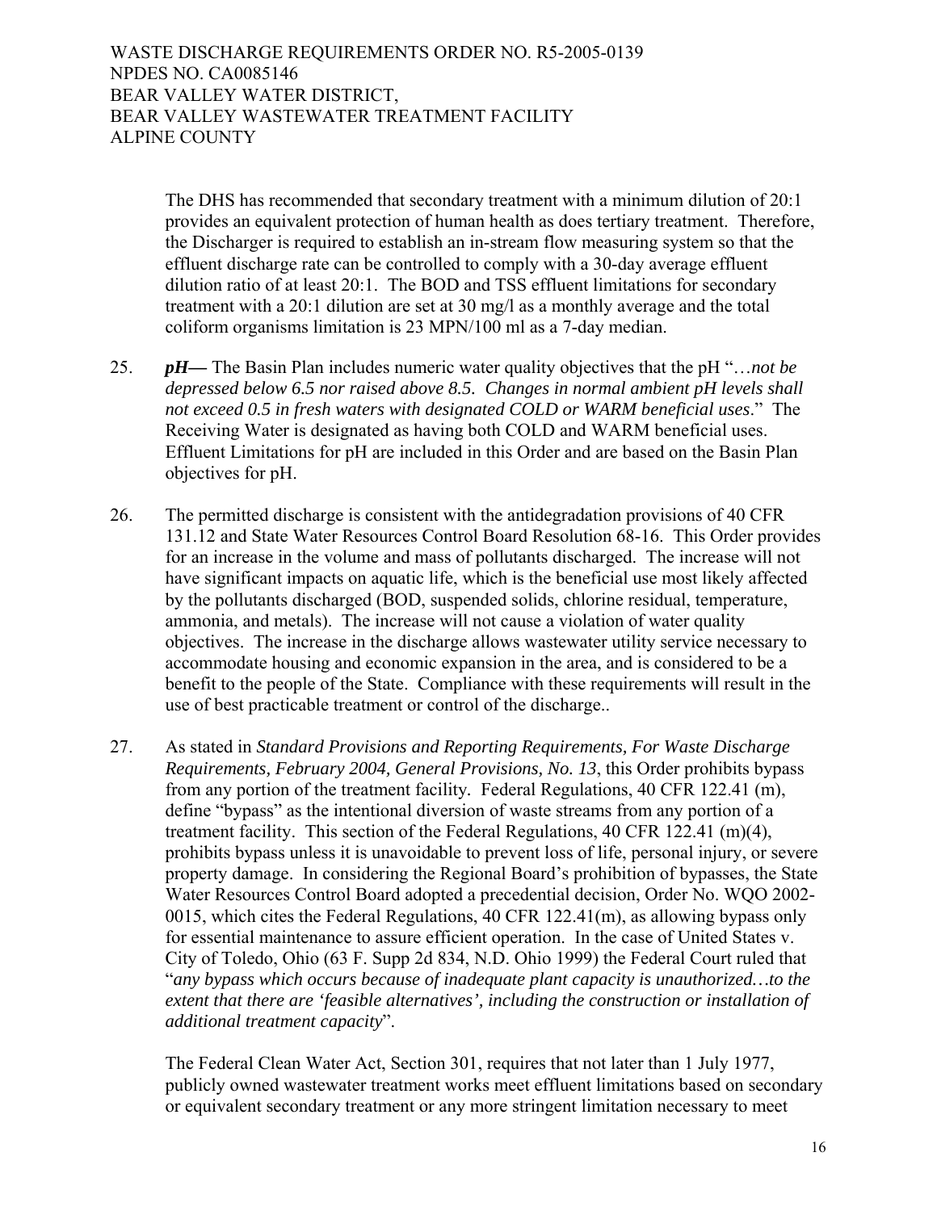The DHS has recommended that secondary treatment with a minimum dilution of 20:1 provides an equivalent protection of human health as does tertiary treatment. Therefore, the Discharger is required to establish an in-stream flow measuring system so that the effluent discharge rate can be controlled to comply with a 30-day average effluent dilution ratio of at least 20:1. The BOD and TSS effluent limitations for secondary treatment with a 20:1 dilution are set at 30 mg/l as a monthly average and the total coliform organisms limitation is 23 MPN/100 ml as a 7-day median.

25. ***pH***— The Basin Plan includes numeric water quality objectives that the pH "…*not be depressed below 6.5 nor raised above 8.5. Changes in normal ambient pH levels shall not exceed 0.5 in fresh waters with designated COLD or WARM beneficial uses*." The Receiving Water is designated as having both COLD and WARM beneficial uses. Effluent Limitations for pH are included in this Order and are based on the Basin Plan objectives for pH.

26. The permitted discharge is consistent with the antidegradation provisions of 40 CFR 131.12 and State Water Resources Control Board Resolution 68-16. This Order provides for an increase in the volume and mass of pollutants discharged. The increase will not have significant impacts on aquatic life, which is the beneficial use most likely affected by the pollutants discharged (BOD, suspended solids, chlorine residual, temperature, ammonia, and metals). The increase will not cause a violation of water quality objectives. The increase in the discharge allows wastewater utility service necessary to accommodate housing and economic expansion in the area, and is considered to be a benefit to the people of the State. Compliance with these requirements will result in the use of best practicable treatment or control of the discharge..

27. As stated in *Standard Provisions and Reporting Requirements, For Waste Discharge Requirements, February 2004, General Provisions, No. 13*, this Order prohibits bypass from any portion of the treatment facility. Federal Regulations, 40 CFR 122.41 (m), define "bypass" as the intentional diversion of waste streams from any portion of a treatment facility. This section of the Federal Regulations, 40 CFR 122.41 (m)(4), prohibits bypass unless it is unavoidable to prevent loss of life, personal injury, or severe property damage. In considering the Regional Board's prohibition of bypasses, the State Water Resources Control Board adopted a precedential decision, Order No. WQO 2002-0015, which cites the Federal Regulations, 40 CFR 122.41(m), as allowing bypass only for essential maintenance to assure efficient operation. In the case of United States v. City of Toledo, Ohio (63 F. Supp 2d 834, N.D. Ohio 1999) the Federal Court ruled that "*any bypass which occurs because of inadequate plant capacity is unauthorized…to the extent that there are 'feasible alternatives', including the construction or installation of additional treatment capacity*".

The Federal Clean Water Act, Section 301, requires that not later than 1 July 1977, publicly owned wastewater treatment works meet effluent limitations based on secondary or equivalent secondary treatment or any more stringent limitation necessary to meet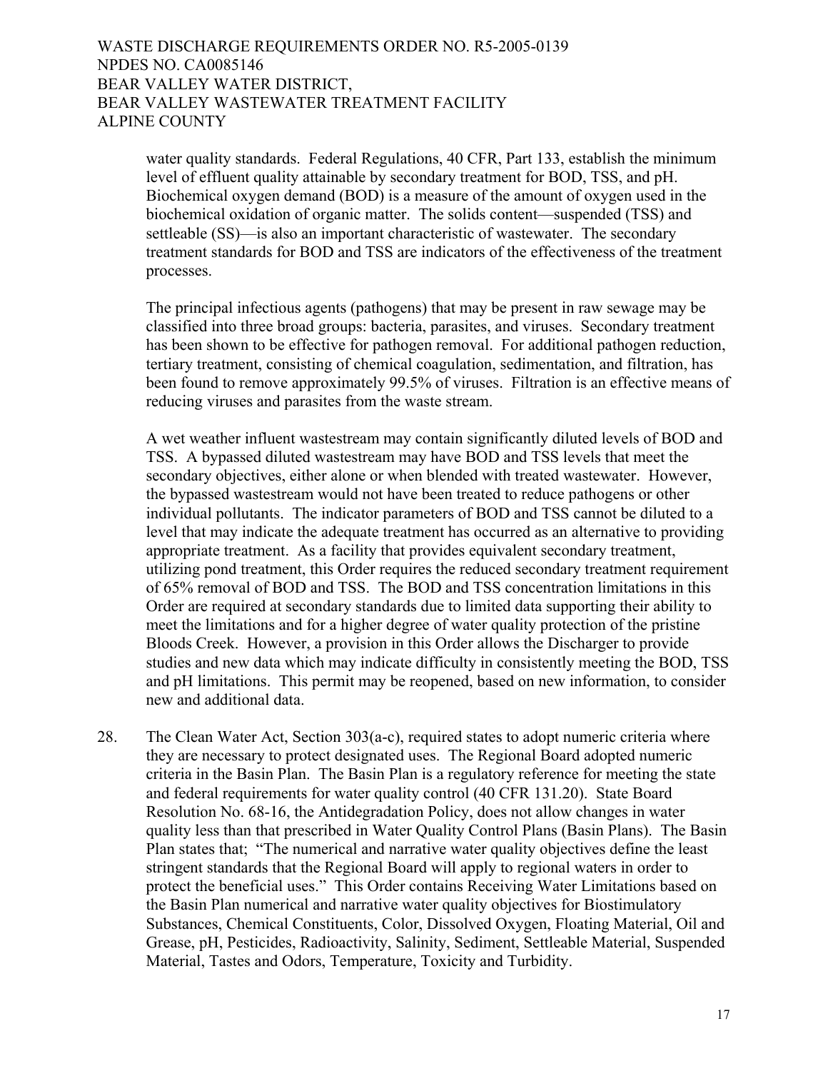water quality standards. Federal Regulations, 40 CFR, Part 133, establish the minimum level of effluent quality attainable by secondary treatment for BOD, TSS, and pH. Biochemical oxygen demand (BOD) is a measure of the amount of oxygen used in the biochemical oxidation of organic matter. The solids content—suspended (TSS) and settleable (SS)—is also an important characteristic of wastewater. The secondary treatment standards for BOD and TSS are indicators of the effectiveness of the treatment processes.

The principal infectious agents (pathogens) that may be present in raw sewage may be classified into three broad groups: bacteria, parasites, and viruses. Secondary treatment has been shown to be effective for pathogen removal. For additional pathogen reduction, tertiary treatment, consisting of chemical coagulation, sedimentation, and filtration, has been found to remove approximately 99.5% of viruses. Filtration is an effective means of reducing viruses and parasites from the waste stream.

A wet weather influent wastestream may contain significantly diluted levels of BOD and TSS. A bypassed diluted wastestream may have BOD and TSS levels that meet the secondary objectives, either alone or when blended with treated wastewater. However, the bypassed wastestream would not have been treated to reduce pathogens or other individual pollutants. The indicator parameters of BOD and TSS cannot be diluted to a level that may indicate the adequate treatment has occurred as an alternative to providing appropriate treatment. As a facility that provides equivalent secondary treatment, utilizing pond treatment, this Order requires the reduced secondary treatment requirement of 65% removal of BOD and TSS. The BOD and TSS concentration limitations in this Order are required at secondary standards due to limited data supporting their ability to meet the limitations and for a higher degree of water quality protection of the pristine Bloods Creek. However, a provision in this Order allows the Discharger to provide studies and new data which may indicate difficulty in consistently meeting the BOD, TSS and pH limitations. This permit may be reopened, based on new information, to consider new and additional data.

28. The Clean Water Act, Section 303(a-c), required states to adopt numeric criteria where they are necessary to protect designated uses. The Regional Board adopted numeric criteria in the Basin Plan. The Basin Plan is a regulatory reference for meeting the state and federal requirements for water quality control (40 CFR 131.20). State Board Resolution No. 68-16, the Antidegradation Policy, does not allow changes in water quality less than that prescribed in Water Quality Control Plans (Basin Plans). The Basin Plan states that; "The numerical and narrative water quality objectives define the least stringent standards that the Regional Board will apply to regional waters in order to protect the beneficial uses." This Order contains Receiving Water Limitations based on the Basin Plan numerical and narrative water quality objectives for Biostimulatory Substances, Chemical Constituents, Color, Dissolved Oxygen, Floating Material, Oil and Grease, pH, Pesticides, Radioactivity, Salinity, Sediment, Settleable Material, Suspended Material, Tastes and Odors, Temperature, Toxicity and Turbidity.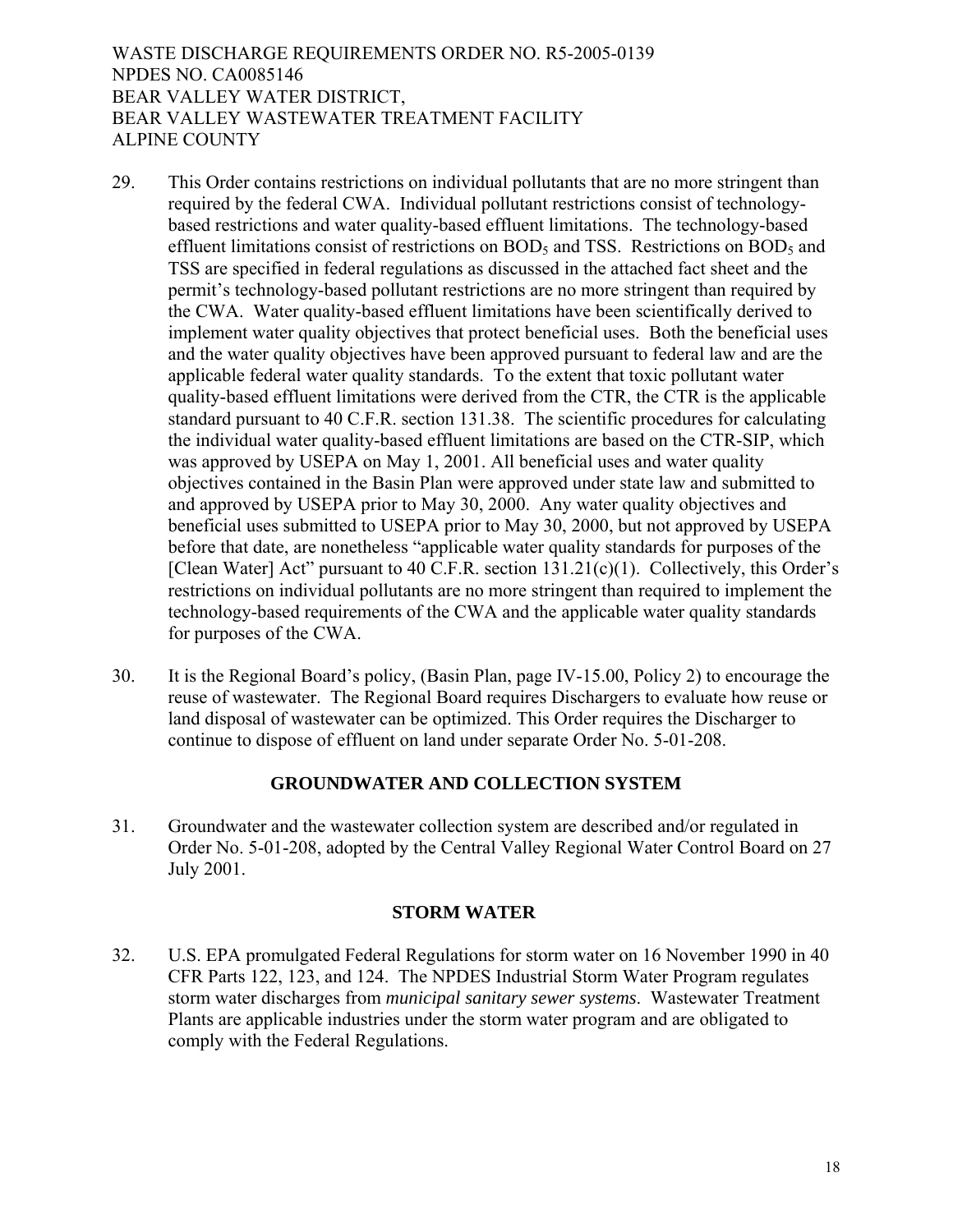29. This Order contains restrictions on individual pollutants that are no more stringent than required by the federal CWA. Individual pollutant restrictions consist of technology-based restrictions and water quality-based effluent limitations. The technology-based effluent limitations consist of restrictions on $BOD_5$ and TSS. Restrictions on $BOD_5$ and TSS are specified in federal regulations as discussed in the attached fact sheet and the permit's technology-based pollutant restrictions are no more stringent than required by the CWA. Water quality-based effluent limitations have been scientifically derived to implement water quality objectives that protect beneficial uses. Both the beneficial uses and the water quality objectives have been approved pursuant to federal law and are the applicable federal water quality standards. To the extent that toxic pollutant water quality-based effluent limitations were derived from the CTR, the CTR is the applicable standard pursuant to 40 C.F.R. section 131.38. The scientific procedures for calculating the individual water quality-based effluent limitations are based on the CTR-SIP, which was approved by USEPA on May 1, 2001. All beneficial uses and water quality objectives contained in the Basin Plan were approved under state law and submitted to and approved by USEPA prior to May 30, 2000. Any water quality objectives and beneficial uses submitted to USEPA prior to May 30, 2000, but not approved by USEPA before that date, are nonetheless "applicable water quality standards for purposes of the [Clean Water] Act" pursuant to 40 C.F.R. section 131.21(c)(1). Collectively, this Order's restrictions on individual pollutants are no more stringent than required to implement the technology-based requirements of the CWA and the applicable water quality standards for purposes of the CWA.

30. It is the Regional Board's policy, (Basin Plan, page IV-15.00, Policy 2) to encourage the reuse of wastewater. The Regional Board requires Dischargers to evaluate how reuse or land disposal of wastewater can be optimized. This Order requires the Discharger to continue to dispose of effluent on land under separate Order No. 5-01-208.

## GROUNDWATER AND COLLECTION SYSTEM

31. Groundwater and the wastewater collection system are described and/or regulated in Order No. 5-01-208, adopted by the Central Valley Regional Water Control Board on 27 July 2001.

## STORM WATER

32. U.S. EPA promulgated Federal Regulations for storm water on 16 November 1990 in 40 CFR Parts 122, 123, and 124. The NPDES Industrial Storm Water Program regulates storm water discharges from *municipal sanitary sewer systems*. Wastewater Treatment Plants are applicable industries under the storm water program and are obligated to comply with the Federal Regulations.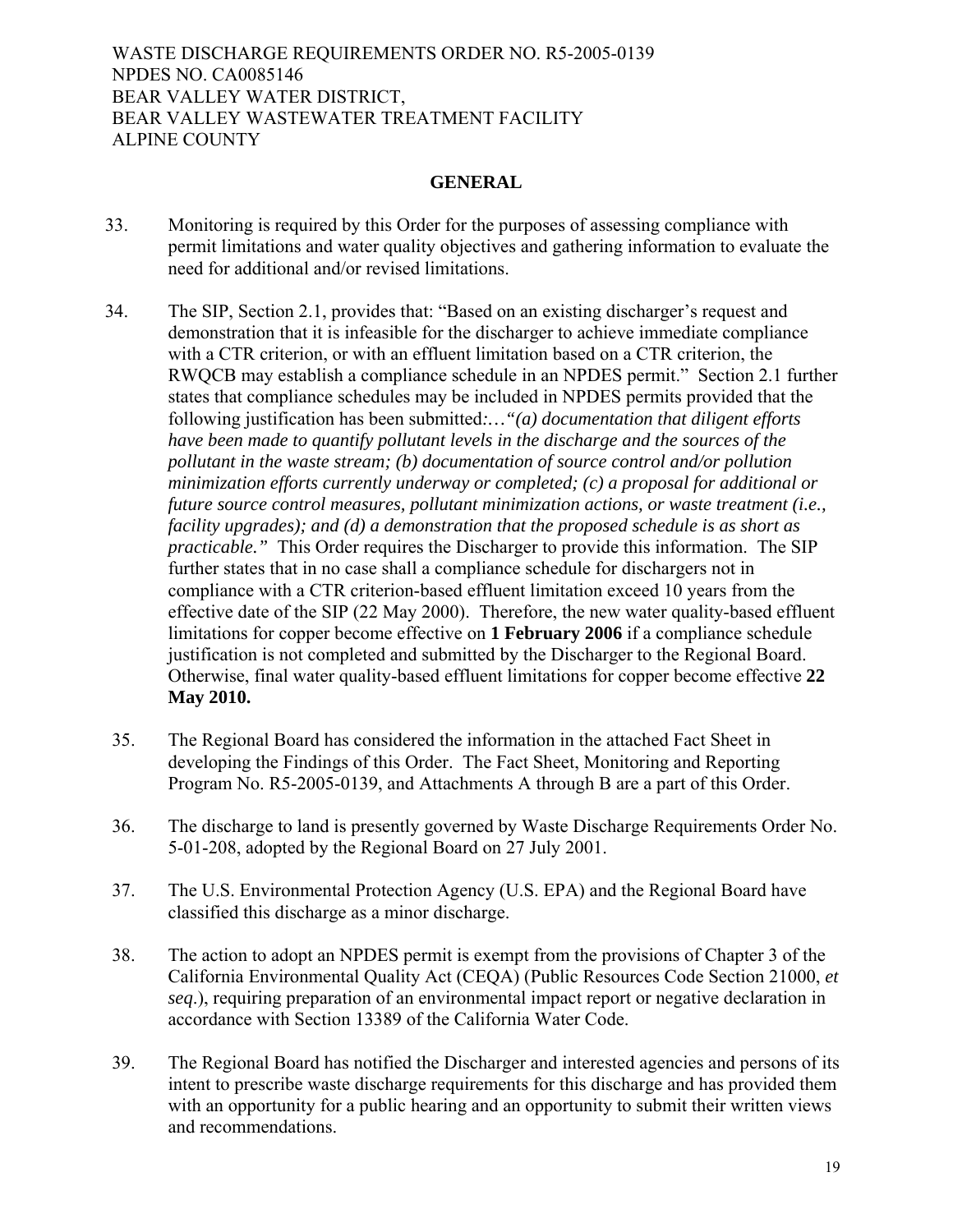## GENERAL

33. Monitoring is required by this Order for the purposes of assessing compliance with permit limitations and water quality objectives and gathering information to evaluate the need for additional and/or revised limitations.

34. The SIP, Section 2.1, provides that: "Based on an existing discharger's request and demonstration that it is infeasible for the discharger to achieve immediate compliance with a CTR criterion, or with an effluent limitation based on a CTR criterion, the RWQCB may establish a compliance schedule in an NPDES permit." Section 2.1 further states that compliance schedules may be included in NPDES permits provided that the following justification has been submitted:…*"(a) documentation that diligent efforts have been made to quantify pollutant levels in the discharge and the sources of the pollutant in the waste stream; (b) documentation of source control and/or pollution minimization efforts currently underway or completed; (c) a proposal for additional or future source control measures, pollutant minimization actions, or waste treatment (i.e., facility upgrades); and (d) a demonstration that the proposed schedule is as short as practicable."* This Order requires the Discharger to provide this information. The SIP further states that in no case shall a compliance schedule for dischargers not in compliance with a CTR criterion-based effluent limitation exceed 10 years from the effective date of the SIP (22 May 2000). Therefore, the new water quality-based effluent limitations for copper become effective on **1 February 2006** if a compliance schedule justification is not completed and submitted by the Discharger to the Regional Board. Otherwise, final water quality-based effluent limitations for copper become effective **22 May 2010.**

35. The Regional Board has considered the information in the attached Fact Sheet in developing the Findings of this Order. The Fact Sheet, Monitoring and Reporting Program No. R5-2005-0139, and Attachments A through B are a part of this Order.

36. The discharge to land is presently governed by Waste Discharge Requirements Order No. 5-01-208, adopted by the Regional Board on 27 July 2001.

37. The U.S. Environmental Protection Agency (U.S. EPA) and the Regional Board have classified this discharge as a minor discharge.

38. The action to adopt an NPDES permit is exempt from the provisions of Chapter 3 of the California Environmental Quality Act (CEQA) (Public Resources Code Section 21000, *et seq*.), requiring preparation of an environmental impact report or negative declaration in accordance with Section 13389 of the California Water Code.

39. The Regional Board has notified the Discharger and interested agencies and persons of its intent to prescribe waste discharge requirements for this discharge and has provided them with an opportunity for a public hearing and an opportunity to submit their written views and recommendations.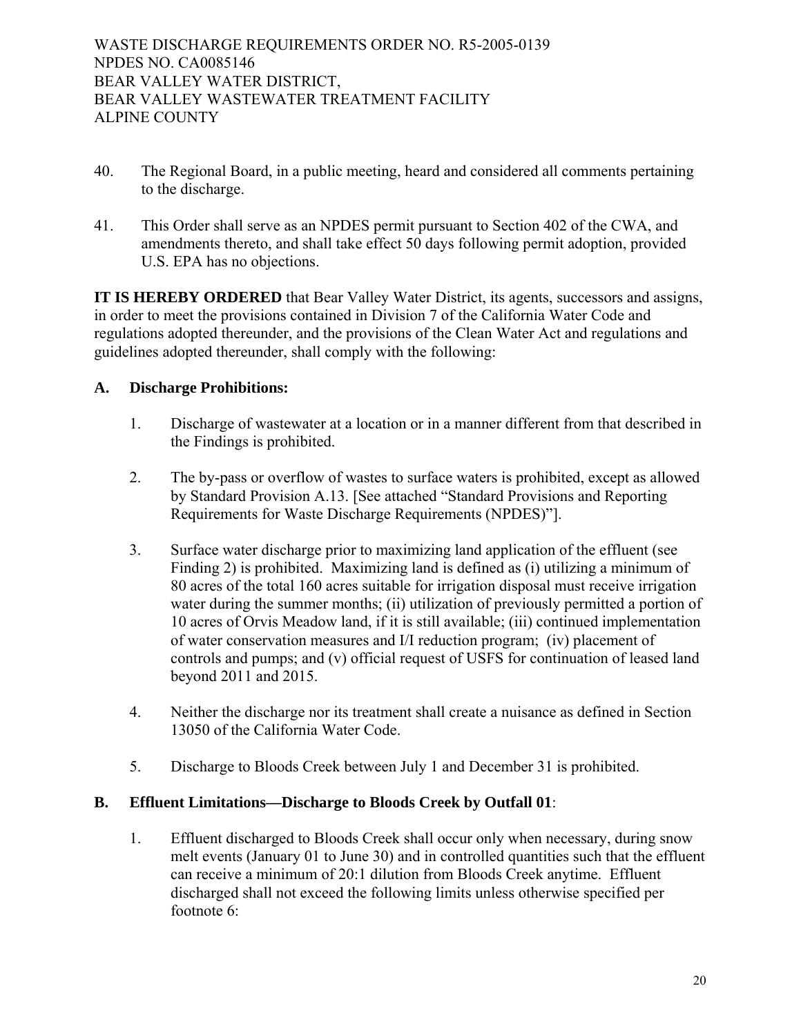40. The Regional Board, in a public meeting, heard and considered all comments pertaining to the discharge.

41. This Order shall serve as an NPDES permit pursuant to Section 402 of the CWA, and amendments thereto, and shall take effect 50 days following permit adoption, provided U.S. EPA has no objections.

**IT IS HEREBY ORDERED** that Bear Valley Water District, its agents, successors and assigns, in order to meet the provisions contained in Division 7 of the California Water Code and regulations adopted thereunder, and the provisions of the Clean Water Act and regulations and guidelines adopted thereunder, shall comply with the following:

## A. Discharge Prohibitions:

1. Discharge of wastewater at a location or in a manner different from that described in the Findings is prohibited.

2. The by-pass or overflow of wastes to surface waters is prohibited, except as allowed by Standard Provision A.13. [See attached "Standard Provisions and Reporting Requirements for Waste Discharge Requirements (NPDES)"].

3. Surface water discharge prior to maximizing land application of the effluent (see Finding 2) is prohibited. Maximizing land is defined as (i) utilizing a minimum of 80 acres of the total 160 acres suitable for irrigation disposal must receive irrigation water during the summer months; (ii) utilization of previously permitted a portion of 10 acres of Orvis Meadow land, if it is still available; (iii) continued implementation of water conservation measures and I/I reduction program; (iv) placement of controls and pumps; and (v) official request of USFS for continuation of leased land beyond 2011 and 2015.

4. Neither the discharge nor its treatment shall create a nuisance as defined in Section 13050 of the California Water Code.

5. Discharge to Bloods Creek between July 1 and December 31 is prohibited.

## B. Effluent Limitations—Discharge to Bloods Creek by Outfall 01:

1. Effluent discharged to Bloods Creek shall occur only when necessary, during snow melt events (January 01 to June 30) and in controlled quantities such that the effluent can receive a minimum of 20:1 dilution from Bloods Creek anytime. Effluent discharged shall not exceed the following limits unless otherwise specified per footnote 6: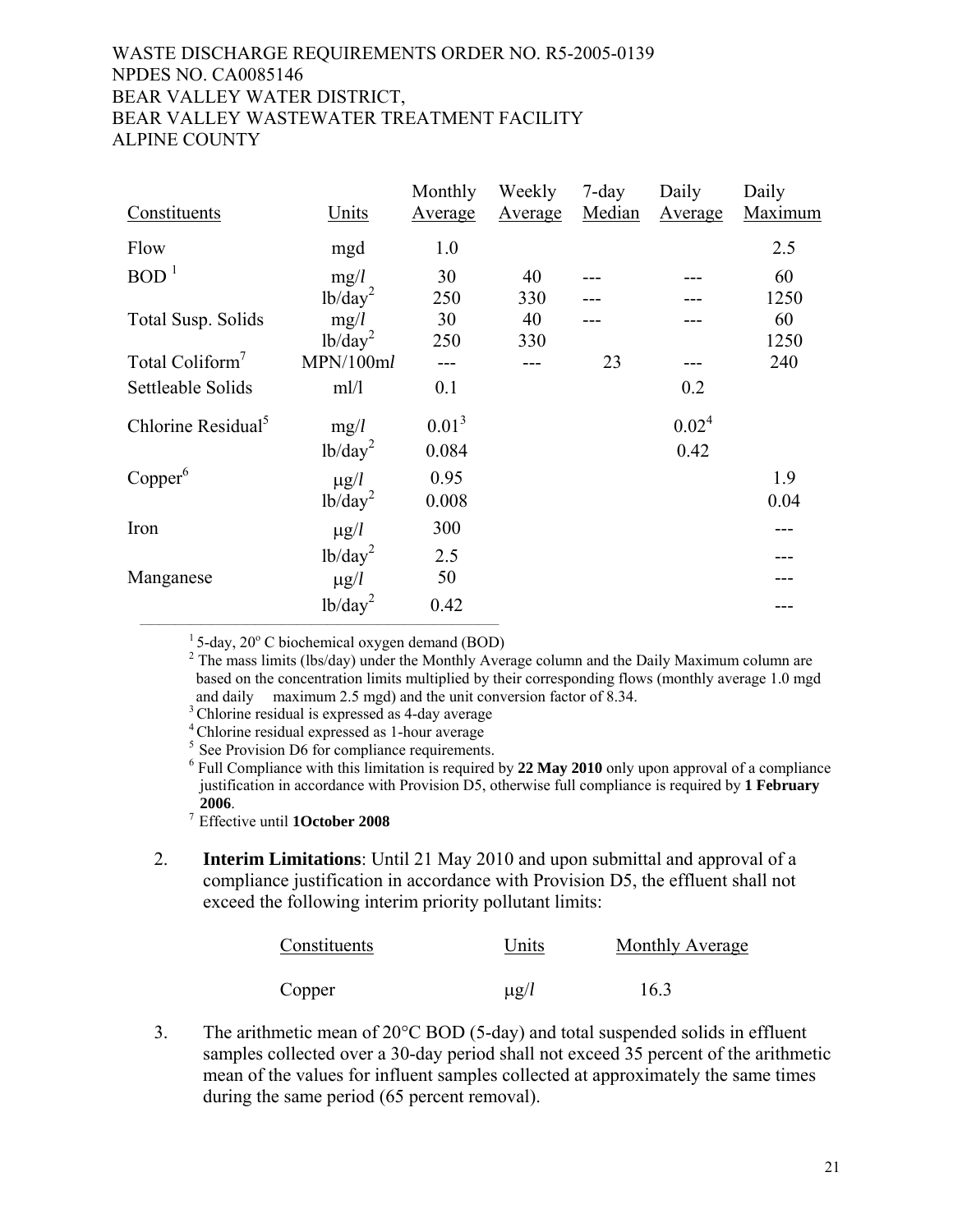WASTE DISCHARGE REQUIREMENTS ORDER NO. R5-2005-0139
NPDES NO. CA0085146
BEAR VALLEY WATER DISTRICT,
BEAR VALLEY WASTEWATER TREATMENT FACILITY
ALPINE COUNTY

| Constituents | Units | Monthly Average | Weekly Average | 7-day Median | Daily Average | Daily Maximum |
|---|---|---|---|---|---|---|
| Flow | mgd | 1.0 | | | | 2.5 |
| BOD [1] | mg/l | 30 | 40 | --- | --- | 60 |
| | lb/day[2] | 250 | 330 | --- | --- | 1250 |
| Total Susp. Solids | mg/l | 30 | 40 | --- | --- | 60 |
| | lb/day[2] | 250 | 330 | | | 1250 |
| Total Coliform[7] | MPN/100ml | --- | --- | 23 | --- | 240 |
| Settleable Solids | ml/l | 0.1 | | | 0.2 | |
| Chlorine Residual[5] | mg/l | 0.01[3] | | | 0.02[4] | |
| | lb/day[2] | 0.084 | | | 0.42 | |
| Copper[6] | μg/l | 0.95 | | | | 1.9 |
| | lb/day[2] | 0.008 | | | | 0.04 |
| Iron | μg/l | 300 | | | | --- |
| | lb/day[2] | 2.5 | | | | --- |
| Manganese | μg/l | 50 | | | | --- |
| | lb/day[2] | 0.42 | | | | --- |

[1] 5-day, 20° C biochemical oxygen demand (BOD)
[2] The mass limits (lbs/day) under the Monthly Average column and the Daily Maximum column are based on the concentration limits multiplied by their corresponding flows (monthly average 1.0 mgd and daily maximum 2.5 mgd) and the unit conversion factor of 8.34.
[3] Chlorine residual is expressed as 4-day average
[4] Chlorine residual expressed as 1-hour average
[5] See Provision D6 for compliance requirements.
[6] Full Compliance with this limitation is required by **22 May 2010** only upon approval of a compliance justification in accordance with Provision D5, otherwise full compliance is required by **1 February 2006**.
[7] Effective until **1October 2008**

2. **Interim Limitations**: Until 21 May 2010 and upon submittal and approval of a compliance justification in accordance with Provision D5, the effluent shall not exceed the following interim priority pollutant limits:

| Constituents | Units | Monthly Average |
|---|---|---|
| Copper | μg/l | 16.3 |

3. The arithmetic mean of 20°C BOD (5-day) and total suspended solids in effluent samples collected over a 30-day period shall not exceed 35 percent of the arithmetic mean of the values for influent samples collected at approximately the same times during the same period (65 percent removal).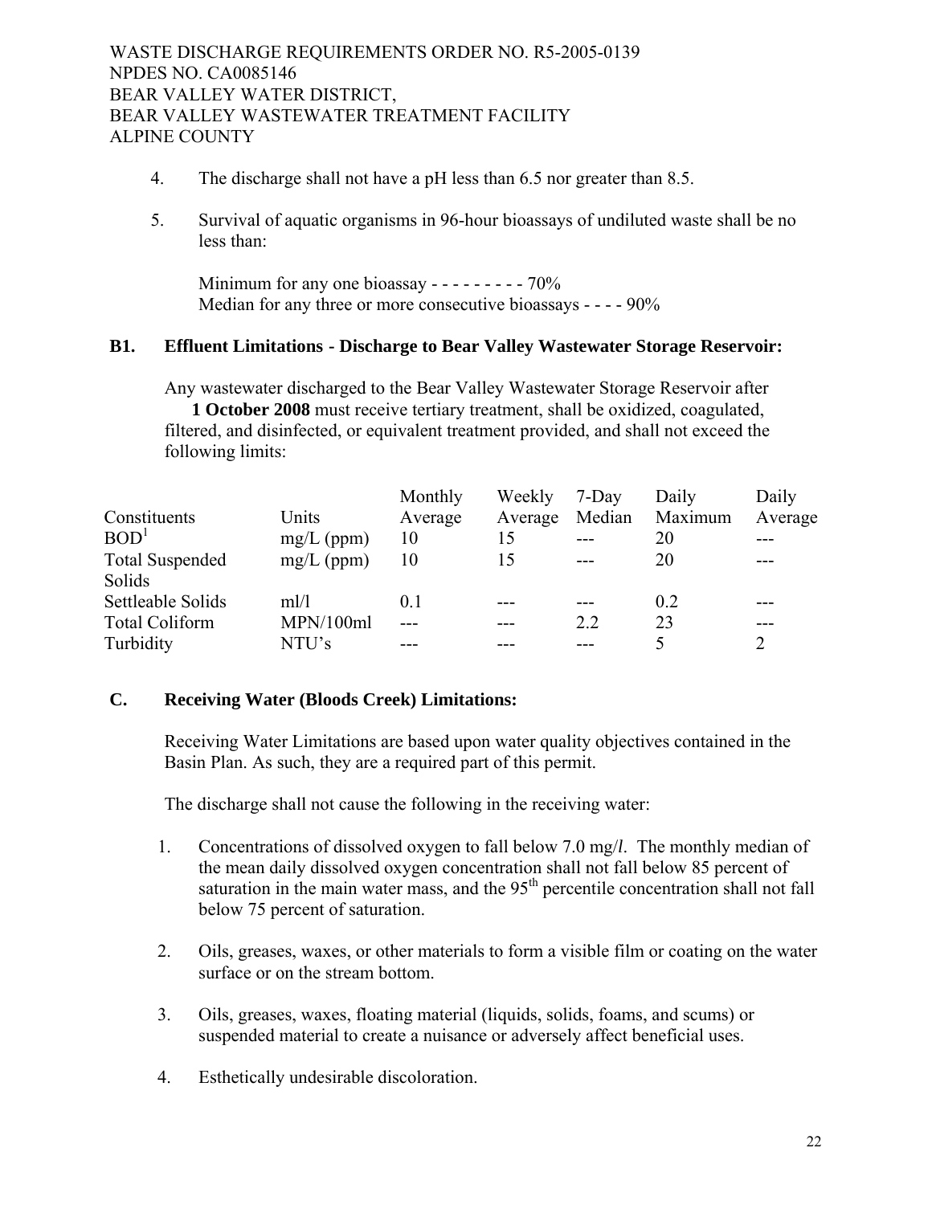4. The discharge shall not have a pH less than 6.5 nor greater than 8.5.

5. Survival of aquatic organisms in 96-hour bioassays of undiluted waste shall be no less than:

   Minimum for any one bioassay - - - - - - - - - 70%
   Median for any three or more consecutive bioassays - - - - 90%

**B1. Effluent Limitations - Discharge to Bear Valley Wastewater Storage Reservoir:**

Any wastewater discharged to the Bear Valley Wastewater Storage Reservoir after **1 October 2008** must receive tertiary treatment, shall be oxidized, coagulated, filtered, and disinfected, or equivalent treatment provided, and shall not exceed the following limits:

| Constituents | Units | Monthly Average | Weekly Average | 7-Day Median | Daily Maximum | Daily Average |
|---|---|---|---|---|---|---|
| BOD[1] | mg/L (ppm) | 10 | 15 | --- | 20 | --- |
| Total Suspended Solids | mg/L (ppm) | 10 | 15 | --- | 20 | --- |
| Settleable Solids | ml/l | 0.1 | --- | --- | 0.2 | --- |
| Total Coliform | MPN/100ml | --- | --- | 2.2 | 23 | --- |
| Turbidity | NTU's | --- | --- | --- | 5 | 2 |

**C. Receiving Water (Bloods Creek) Limitations:**

Receiving Water Limitations are based upon water quality objectives contained in the Basin Plan. As such, they are a required part of this permit.

The discharge shall not cause the following in the receiving water:

1. Concentrations of dissolved oxygen to fall below 7.0 mg/*l*. The monthly median of the mean daily dissolved oxygen concentration shall not fall below 85 percent of saturation in the main water mass, and the 95th percentile concentration shall not fall below 75 percent of saturation.

2. Oils, greases, waxes, or other materials to form a visible film or coating on the water surface or on the stream bottom.

3. Oils, greases, waxes, floating material (liquids, solids, foams, and scums) or suspended material to create a nuisance or adversely affect beneficial uses.

4. Esthetically undesirable discoloration.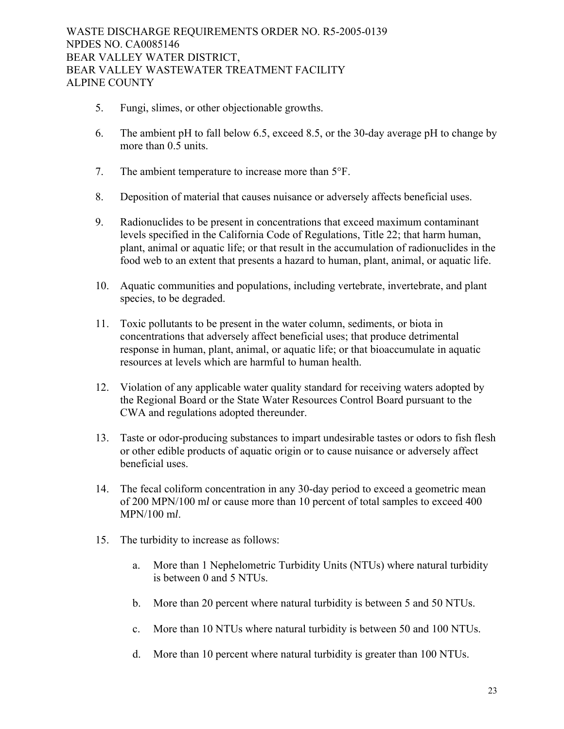5. Fungi, slimes, or other objectionable growths.

6. The ambient pH to fall below 6.5, exceed 8.5, or the 30-day average pH to change by more than 0.5 units.

7. The ambient temperature to increase more than 5°F.

8. Deposition of material that causes nuisance or adversely affects beneficial uses.

9. Radionuclides to be present in concentrations that exceed maximum contaminant levels specified in the California Code of Regulations, Title 22; that harm human, plant, animal or aquatic life; or that result in the accumulation of radionuclides in the food web to an extent that presents a hazard to human, plant, animal, or aquatic life.

10. Aquatic communities and populations, including vertebrate, invertebrate, and plant species, to be degraded.

11. Toxic pollutants to be present in the water column, sediments, or biota in concentrations that adversely affect beneficial uses; that produce detrimental response in human, plant, animal, or aquatic life; or that bioaccumulate in aquatic resources at levels which are harmful to human health.

12. Violation of any applicable water quality standard for receiving waters adopted by the Regional Board or the State Water Resources Control Board pursuant to the CWA and regulations adopted thereunder.

13. Taste or odor-producing substances to impart undesirable tastes or odors to fish flesh or other edible products of aquatic origin or to cause nuisance or adversely affect beneficial uses.

14. The fecal coliform concentration in any 30-day period to exceed a geometric mean of 200 MPN/100 m*l* or cause more than 10 percent of total samples to exceed 400 MPN/100 m*l*.

15. The turbidity to increase as follows:

    a. More than 1 Nephelometric Turbidity Units (NTUs) where natural turbidity is between 0 and 5 NTUs.

    b. More than 20 percent where natural turbidity is between 5 and 50 NTUs.

    c. More than 10 NTUs where natural turbidity is between 50 and 100 NTUs.

    d. More than 10 percent where natural turbidity is greater than 100 NTUs.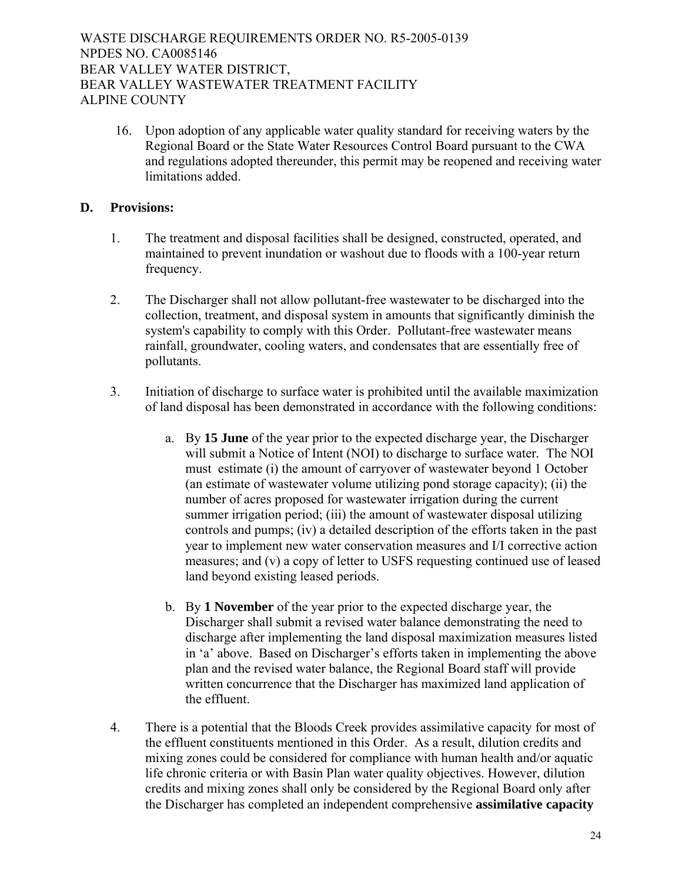16. Upon adoption of any applicable water quality standard for receiving waters by the Regional Board or the State Water Resources Control Board pursuant to the CWA and regulations adopted thereunder, this permit may be reopened and receiving water limitations added.

## D. Provisions:

1. The treatment and disposal facilities shall be designed, constructed, operated, and maintained to prevent inundation or washout due to floods with a 100-year return frequency.

2. The Discharger shall not allow pollutant-free wastewater to be discharged into the collection, treatment, and disposal system in amounts that significantly diminish the system's capability to comply with this Order. Pollutant-free wastewater means rainfall, groundwater, cooling waters, and condensates that are essentially free of pollutants.

3. Initiation of discharge to surface water is prohibited until the available maximization of land disposal has been demonstrated in accordance with the following conditions:

   a. By **15 June** of the year prior to the expected discharge year, the Discharger will submit a Notice of Intent (NOI) to discharge to surface water. The NOI must estimate (i) the amount of carryover of wastewater beyond 1 October (an estimate of wastewater volume utilizing pond storage capacity); (ii) the number of acres proposed for wastewater irrigation during the current summer irrigation period; (iii) the amount of wastewater disposal utilizing controls and pumps; (iv) a detailed description of the efforts taken in the past year to implement new water conservation measures and I/I corrective action measures; and (v) a copy of letter to USFS requesting continued use of leased land beyond existing leased periods.

   b. By **1 November** of the year prior to the expected discharge year, the Discharger shall submit a revised water balance demonstrating the need to discharge after implementing the land disposal maximization measures listed in 'a' above. Based on Discharger's efforts taken in implementing the above plan and the revised water balance, the Regional Board staff will provide written concurrence that the Discharger has maximized land application of the effluent.

4. There is a potential that the Bloods Creek provides assimilative capacity for most of the effluent constituents mentioned in this Order. As a result, dilution credits and mixing zones could be considered for compliance with human health and/or aquatic life chronic criteria or with Basin Plan water quality objectives. However, dilution credits and mixing zones shall only be considered by the Regional Board only after the Discharger has completed an independent comprehensive **assimilative capacity**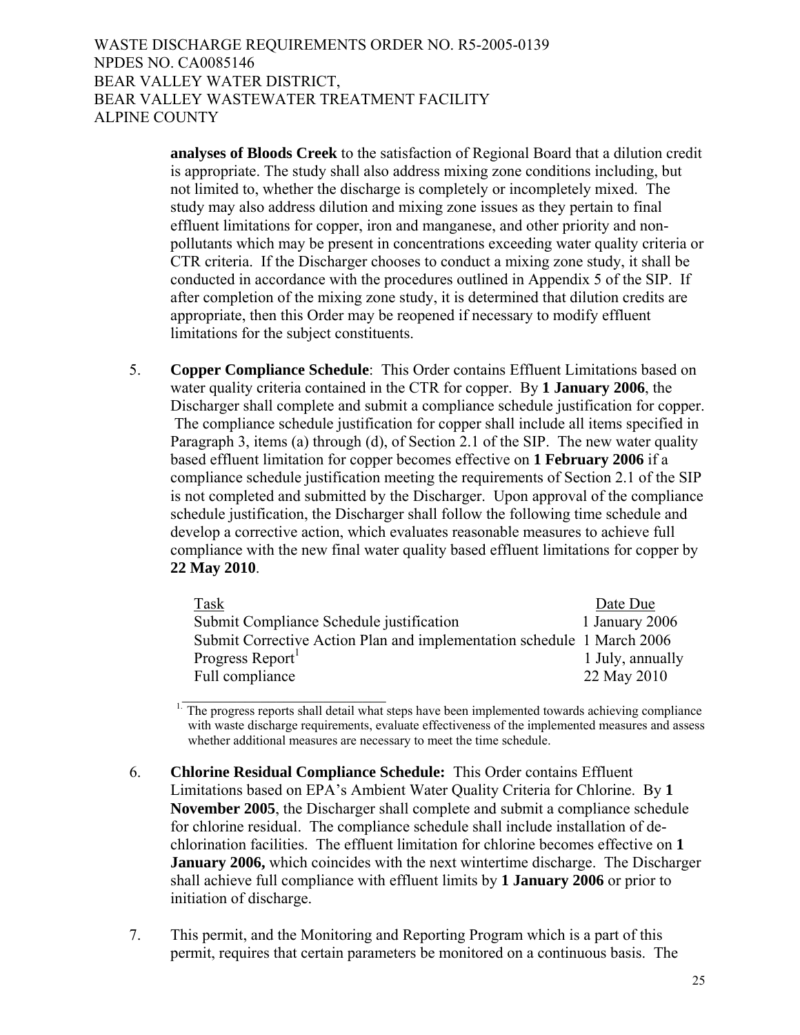**analyses of Bloods Creek** to the satisfaction of Regional Board that a dilution credit is appropriate. The study shall also address mixing zone conditions including, but not limited to, whether the discharge is completely or incompletely mixed. The study may also address dilution and mixing zone issues as they pertain to final effluent limitations for copper, iron and manganese, and other priority and non-pollutants which may be present in concentrations exceeding water quality criteria or CTR criteria. If the Discharger chooses to conduct a mixing zone study, it shall be conducted in accordance with the procedures outlined in Appendix 5 of the SIP. If after completion of the mixing zone study, it is determined that dilution credits are appropriate, then this Order may be reopened if necessary to modify effluent limitations for the subject constituents.

5. **Copper Compliance Schedule**: This Order contains Effluent Limitations based on water quality criteria contained in the CTR for copper. By **1 January 2006**, the Discharger shall complete and submit a compliance schedule justification for copper. The compliance schedule justification for copper shall include all items specified in Paragraph 3, items (a) through (d), of Section 2.1 of the SIP. The new water quality based effluent limitation for copper becomes effective on **1 February 2006** if a compliance schedule justification meeting the requirements of Section 2.1 of the SIP is not completed and submitted by the Discharger. Upon approval of the compliance schedule justification, the Discharger shall follow the following time schedule and develop a corrective action, which evaluates reasonable measures to achieve full compliance with the new final water quality based effluent limitations for copper by **22 May 2010**.

| Task | Date Due |
|---|---|
| Submit Compliance Schedule justification | 1 January 2006 |
| Submit Corrective Action Plan and implementation schedule | 1 March 2006 |
| Progress Report[1] | 1 July, annually |
| Full compliance | 22 May 2010 |

[1] The progress reports shall detail what steps have been implemented towards achieving compliance with waste discharge requirements, evaluate effectiveness of the implemented measures and assess whether additional measures are necessary to meet the time schedule.

6. **Chlorine Residual Compliance Schedule:** This Order contains Effluent Limitations based on EPA's Ambient Water Quality Criteria for Chlorine. By **1 November 2005**, the Discharger shall complete and submit a compliance schedule for chlorine residual. The compliance schedule shall include installation of de-chlorination facilities. The effluent limitation for chlorine becomes effective on **1 January 2006,** which coincides with the next wintertime discharge. The Discharger shall achieve full compliance with effluent limits by **1 January 2006** or prior to initiation of discharge.

7. This permit, and the Monitoring and Reporting Program which is a part of this permit, requires that certain parameters be monitored on a continuous basis. The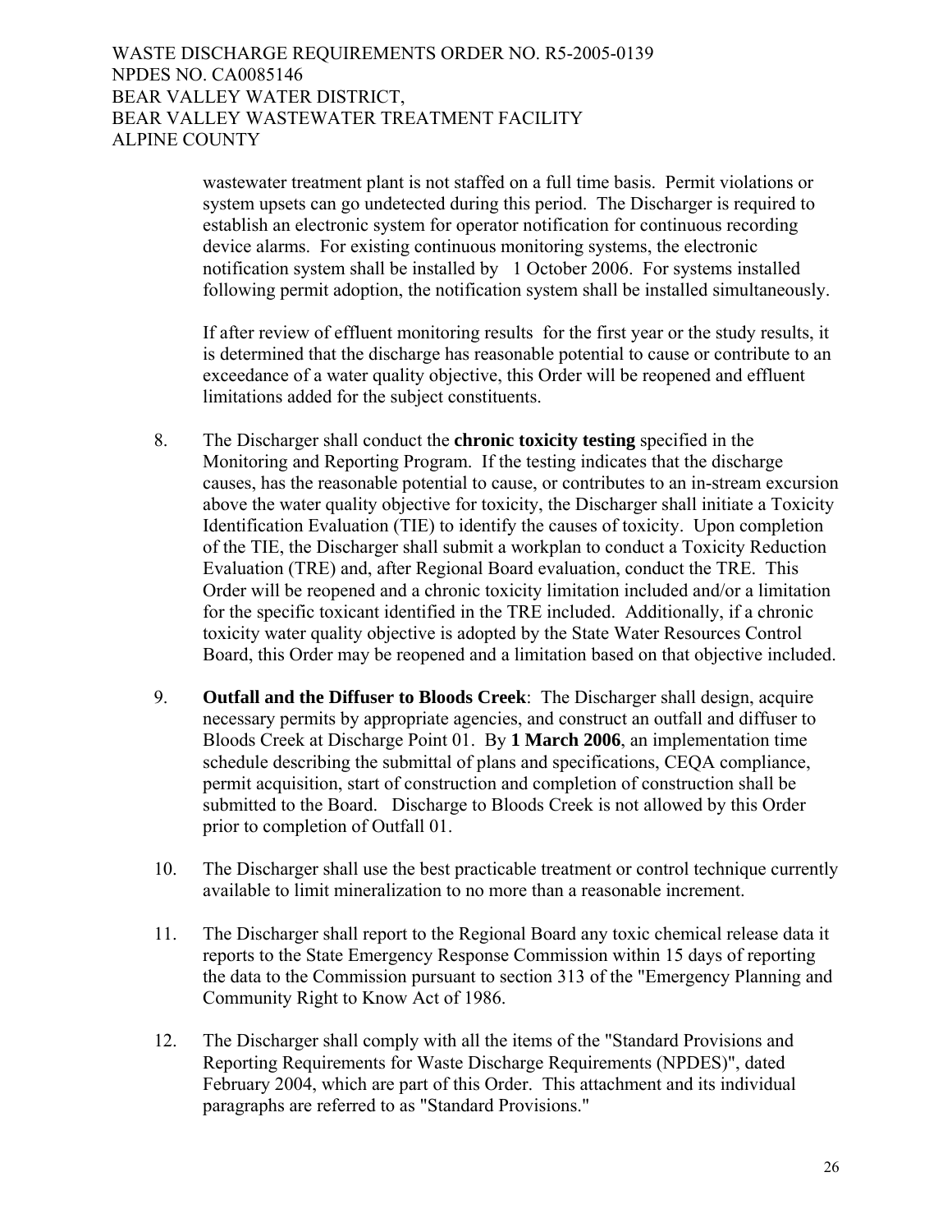wastewater treatment plant is not staffed on a full time basis. Permit violations or system upsets can go undetected during this period. The Discharger is required to establish an electronic system for operator notification for continuous recording device alarms. For existing continuous monitoring systems, the electronic notification system shall be installed by 1 October 2006. For systems installed following permit adoption, the notification system shall be installed simultaneously.

If after review of effluent monitoring results for the first year or the study results, it is determined that the discharge has reasonable potential to cause or contribute to an exceedance of a water quality objective, this Order will be reopened and effluent limitations added for the subject constituents.

8. The Discharger shall conduct the **chronic toxicity testing** specified in the Monitoring and Reporting Program. If the testing indicates that the discharge causes, has the reasonable potential to cause, or contributes to an in-stream excursion above the water quality objective for toxicity, the Discharger shall initiate a Toxicity Identification Evaluation (TIE) to identify the causes of toxicity. Upon completion of the TIE, the Discharger shall submit a workplan to conduct a Toxicity Reduction Evaluation (TRE) and, after Regional Board evaluation, conduct the TRE. This Order will be reopened and a chronic toxicity limitation included and/or a limitation for the specific toxicant identified in the TRE included. Additionally, if a chronic toxicity water quality objective is adopted by the State Water Resources Control Board, this Order may be reopened and a limitation based on that objective included.

9. **Outfall and the Diffuser to Bloods Creek**: The Discharger shall design, acquire necessary permits by appropriate agencies, and construct an outfall and diffuser to Bloods Creek at Discharge Point 01. By **1 March 2006**, an implementation time schedule describing the submittal of plans and specifications, CEQA compliance, permit acquisition, start of construction and completion of construction shall be submitted to the Board. Discharge to Bloods Creek is not allowed by this Order prior to completion of Outfall 01.

10. The Discharger shall use the best practicable treatment or control technique currently available to limit mineralization to no more than a reasonable increment.

11. The Discharger shall report to the Regional Board any toxic chemical release data it reports to the State Emergency Response Commission within 15 days of reporting the data to the Commission pursuant to section 313 of the "Emergency Planning and Community Right to Know Act of 1986.

12. The Discharger shall comply with all the items of the "Standard Provisions and Reporting Requirements for Waste Discharge Requirements (NPDES)", dated February 2004, which are part of this Order. This attachment and its individual paragraphs are referred to as "Standard Provisions."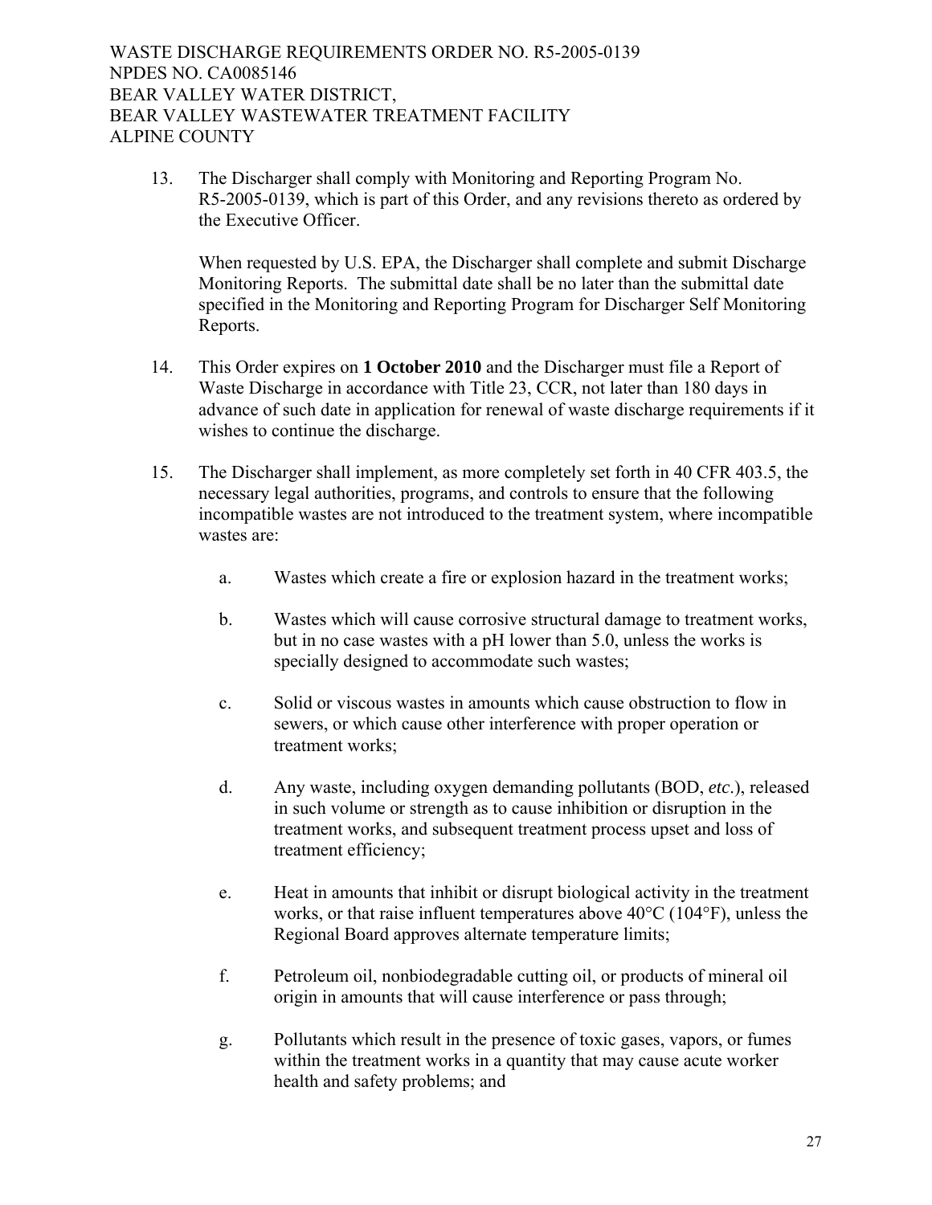13. The Discharger shall comply with Monitoring and Reporting Program No. R5-2005-0139, which is part of this Order, and any revisions thereto as ordered by the Executive Officer.

    When requested by U.S. EPA, the Discharger shall complete and submit Discharge Monitoring Reports. The submittal date shall be no later than the submittal date specified in the Monitoring and Reporting Program for Discharger Self Monitoring Reports.

14. This Order expires on **1 October 2010** and the Discharger must file a Report of Waste Discharge in accordance with Title 23, CCR, not later than 180 days in advance of such date in application for renewal of waste discharge requirements if it wishes to continue the discharge.

15. The Discharger shall implement, as more completely set forth in 40 CFR 403.5, the necessary legal authorities, programs, and controls to ensure that the following incompatible wastes are not introduced to the treatment system, where incompatible wastes are:

    a. Wastes which create a fire or explosion hazard in the treatment works;

    b. Wastes which will cause corrosive structural damage to treatment works, but in no case wastes with a pH lower than 5.0, unless the works is specially designed to accommodate such wastes;

    c. Solid or viscous wastes in amounts which cause obstruction to flow in sewers, or which cause other interference with proper operation or treatment works;

    d. Any waste, including oxygen demanding pollutants (BOD, *etc*.), released in such volume or strength as to cause inhibition or disruption in the treatment works, and subsequent treatment process upset and loss of treatment efficiency;

    e. Heat in amounts that inhibit or disrupt biological activity in the treatment works, or that raise influent temperatures above 40°C (104°F), unless the Regional Board approves alternate temperature limits;

    f. Petroleum oil, nonbiodegradable cutting oil, or products of mineral oil origin in amounts that will cause interference or pass through;

    g. Pollutants which result in the presence of toxic gases, vapors, or fumes within the treatment works in a quantity that may cause acute worker health and safety problems; and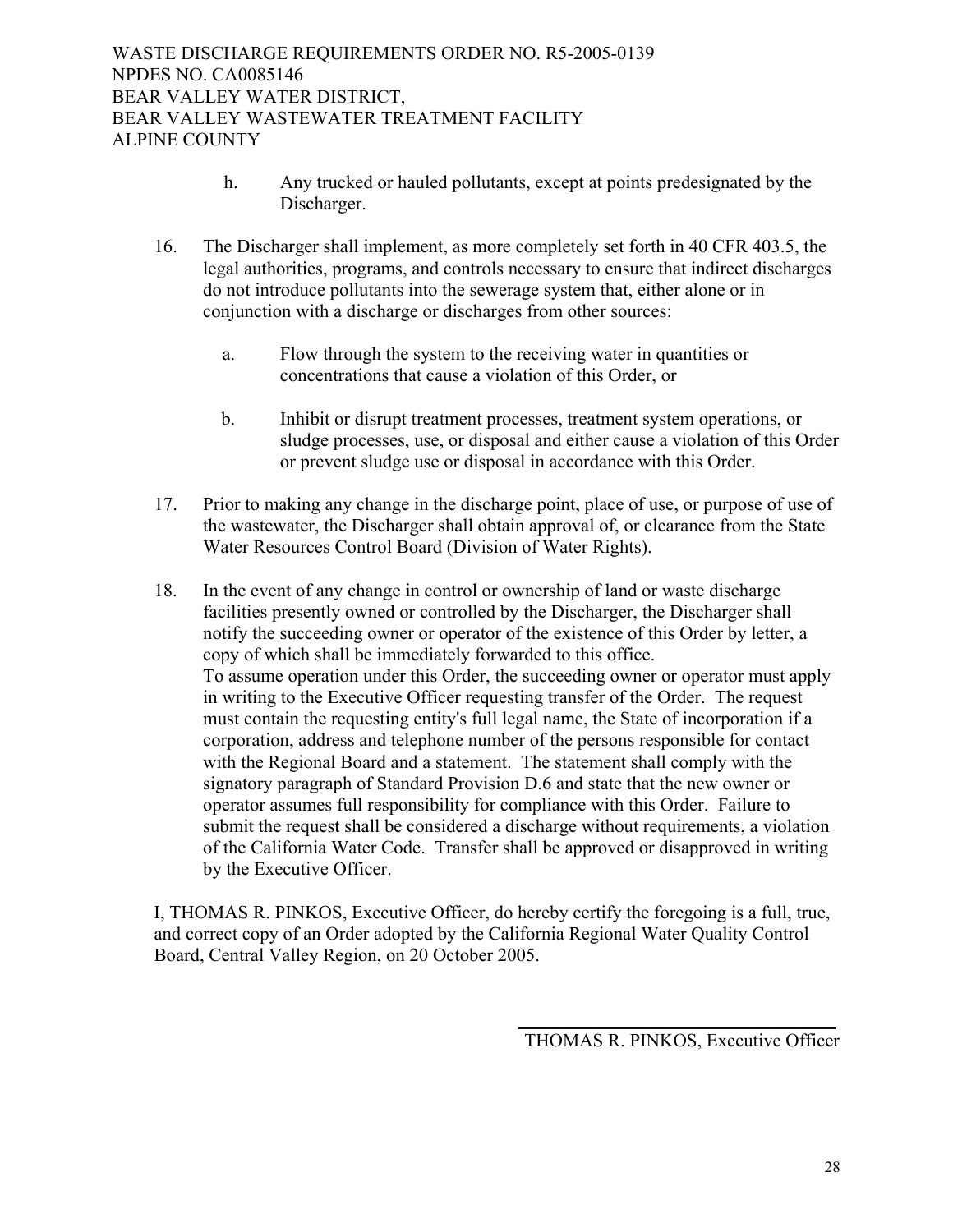h. Any trucked or hauled pollutants, except at points predesignated by the Discharger.

16. The Discharger shall implement, as more completely set forth in 40 CFR 403.5, the legal authorities, programs, and controls necessary to ensure that indirect discharges do not introduce pollutants into the sewerage system that, either alone or in conjunction with a discharge or discharges from other sources:

    a. Flow through the system to the receiving water in quantities or concentrations that cause a violation of this Order, or

    b. Inhibit or disrupt treatment processes, treatment system operations, or sludge processes, use, or disposal and either cause a violation of this Order or prevent sludge use or disposal in accordance with this Order.

17. Prior to making any change in the discharge point, place of use, or purpose of use of the wastewater, the Discharger shall obtain approval of, or clearance from the State Water Resources Control Board (Division of Water Rights).

18. In the event of any change in control or ownership of land or waste discharge facilities presently owned or controlled by the Discharger, the Discharger shall notify the succeeding owner or operator of the existence of this Order by letter, a copy of which shall be immediately forwarded to this office.
    To assume operation under this Order, the succeeding owner or operator must apply in writing to the Executive Officer requesting transfer of the Order. The request must contain the requesting entity's full legal name, the State of incorporation if a corporation, address and telephone number of the persons responsible for contact with the Regional Board and a statement. The statement shall comply with the signatory paragraph of Standard Provision D.6 and state that the new owner or operator assumes full responsibility for compliance with this Order. Failure to submit the request shall be considered a discharge without requirements, a violation of the California Water Code. Transfer shall be approved or disapproved in writing by the Executive Officer.

I, THOMAS R. PINKOS, Executive Officer, do hereby certify the foregoing is a full, true, and correct copy of an Order adopted by the California Regional Water Quality Control Board, Central Valley Region, on 20 October 2005.

THOMAS R. PINKOS, Executive Officer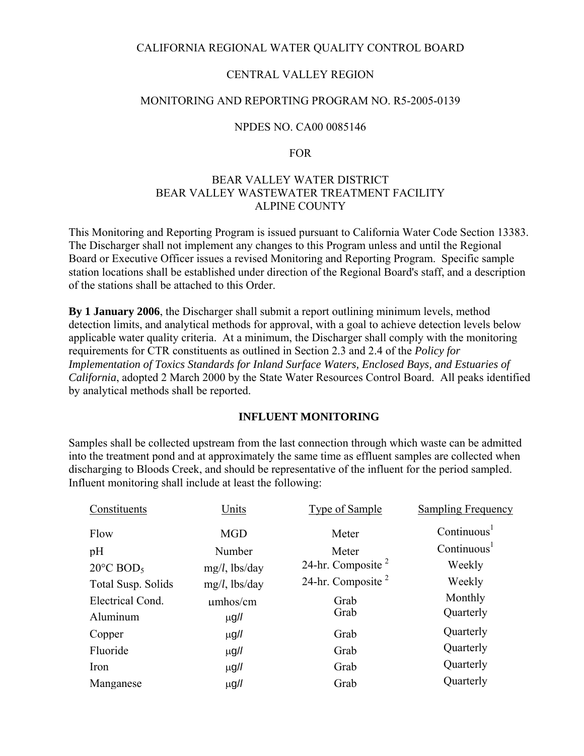CALIFORNIA REGIONAL WATER QUALITY CONTROL BOARD

CENTRAL VALLEY REGION

MONITORING AND REPORTING PROGRAM NO. R5-2005-0139

NPDES NO. CA00 0085146

FOR

BEAR VALLEY WATER DISTRICT
BEAR VALLEY WASTEWATER TREATMENT FACILITY
ALPINE COUNTY

This Monitoring and Reporting Program is issued pursuant to California Water Code Section 13383. The Discharger shall not implement any changes to this Program unless and until the Regional Board or Executive Officer issues a revised Monitoring and Reporting Program. Specific sample station locations shall be established under direction of the Regional Board's staff, and a description of the stations shall be attached to this Order.

**By 1 January 2006**, the Discharger shall submit a report outlining minimum levels, method detection limits, and analytical methods for approval, with a goal to achieve detection levels below applicable water quality criteria. At a minimum, the Discharger shall comply with the monitoring requirements for CTR constituents as outlined in Section 2.3 and 2.4 of the *Policy for Implementation of Toxics Standards for Inland Surface Waters, Enclosed Bays, and Estuaries of California*, adopted 2 March 2000 by the State Water Resources Control Board. All peaks identified by analytical methods shall be reported.

## INFLUENT MONITORING

Samples shall be collected upstream from the last connection through which waste can be admitted into the treatment pond and at approximately the same time as effluent samples are collected when discharging to Bloods Creek, and should be representative of the influent for the period sampled. Influent monitoring shall include at least the following:

| Constituents | Units | Type of Sample | Sampling Frequency |
|---|---|---|---|
| Flow | MGD | Meter | Continuous[1] |
| pH | Number | Meter | Continuous[1] |
| 20°C $BOD_5$ | mg/*l*, lbs/day | 24-hr. Composite [2] | Weekly |
| Total Susp. Solids | mg/*l*, lbs/day | 24-hr. Composite [2] | Weekly |
| Electrical Cond. | µmhos/cm | Grab | Monthly |
| Aluminum | µg/*l* | Grab | Quarterly |
| Copper | µg/*l* | Grab | Quarterly |
| Fluoride | µg/*l* | Grab | Quarterly |
| Iron | µg/*l* | Grab | Quarterly |
| Manganese | µg/*l* | Grab | Quarterly |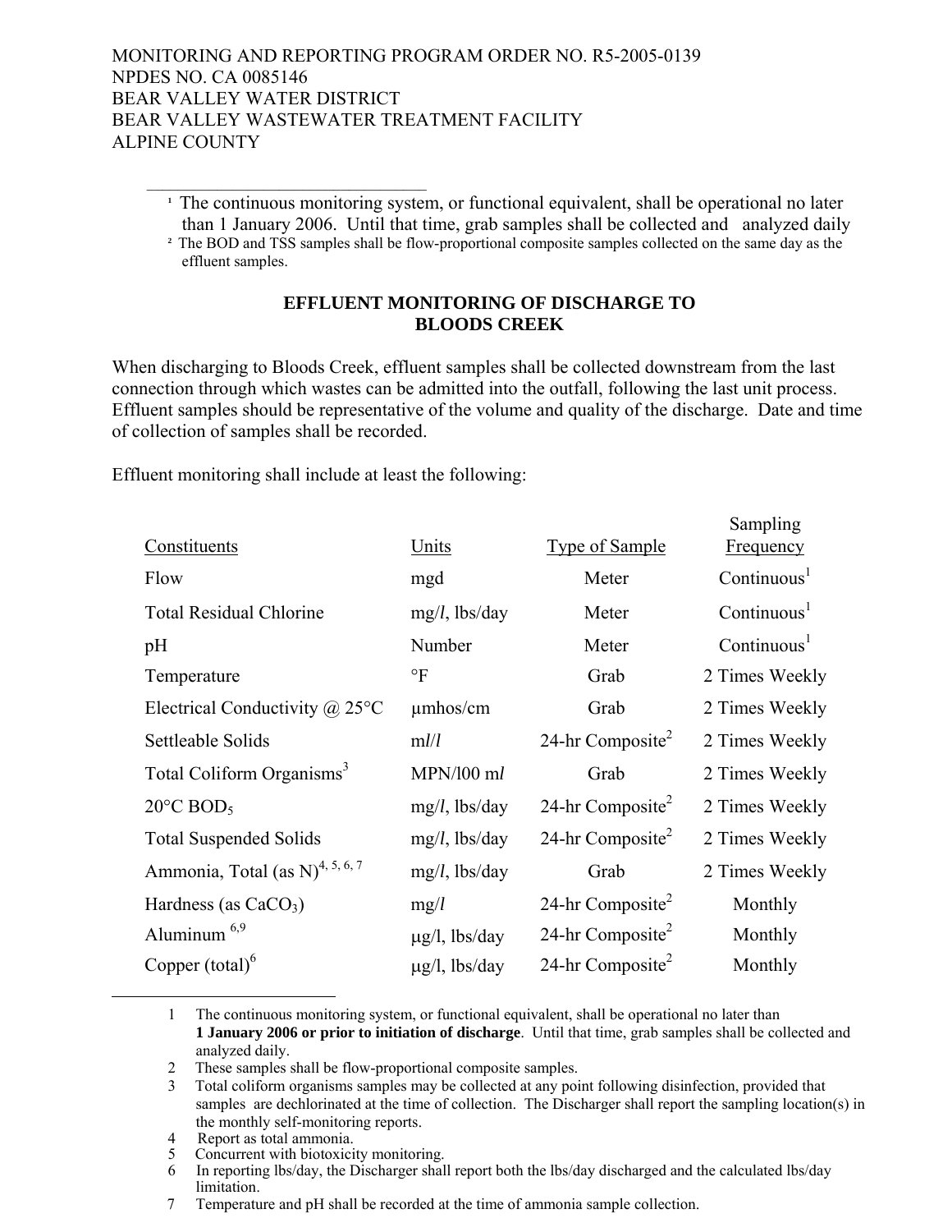¹ The continuous monitoring system, or functional equivalent, shall be operational no later than 1 January 2006. Until that time, grab samples shall be collected and analyzed daily

² The BOD and TSS samples shall be flow-proportional composite samples collected on the same day as the effluent samples.

## EFFLUENT MONITORING OF DISCHARGE TO BLOODS CREEK

When discharging to Bloods Creek, effluent samples shall be collected downstream from the last connection through which wastes can be admitted into the outfall, following the last unit process. Effluent samples should be representative of the volume and quality of the discharge. Date and time of collection of samples shall be recorded.

Effluent monitoring shall include at least the following:

| Constituents | Units | Type of Sample | Sampling Frequency |
|---|---|---|---|
| Flow | mgd | Meter | Continuous[1] |
| Total Residual Chlorine | mg/*l*, lbs/day | Meter | Continuous[1] |
| pH | Number | Meter | Continuous[1] |
| Temperature | °F | Grab | 2 Times Weekly |
| Electrical Conductivity @ 25°C | µmhos/cm | Grab | 2 Times Weekly |
| Settleable Solids | m*l*/*l* | 24-hr Composite[2] | 2 Times Weekly |
| Total Coliform Organisms[3] | MPN/l00 m*l* | Grab | 2 Times Weekly |
| 20°C $BOD_5$ | mg/*l*, lbs/day | 24-hr Composite[2] | 2 Times Weekly |
| Total Suspended Solids | mg/*l*, lbs/day | 24-hr Composite[2] | 2 Times Weekly |
| Ammonia, Total (as N)[4, 5, 6, 7] | mg/*l*, lbs/day | Grab | 2 Times Weekly |
| Hardness (as $CaCO_3$) | mg/*l* | 24-hr Composite[2] | Monthly |
| Aluminum [6,9] | µg/l, lbs/day | 24-hr Composite[2] | Monthly |
| Copper (total)[6] | µg/l, lbs/day | 24-hr Composite[2] | Monthly |

1 The continuous monitoring system, or functional equivalent, shall be operational no later than **1 January 2006 or prior to initiation of discharge**. Until that time, grab samples shall be collected and analyzed daily.

2 These samples shall be flow-proportional composite samples.

3 Total coliform organisms samples may be collected at any point following disinfection, provided that samples are dechlorinated at the time of collection. The Discharger shall report the sampling location(s) in the monthly self-monitoring reports.

4 Report as total ammonia.

5 Concurrent with biotoxicity monitoring.

6 In reporting lbs/day, the Discharger shall report both the lbs/day discharged and the calculated lbs/day limitation.

7 Temperature and pH shall be recorded at the time of ammonia sample collection.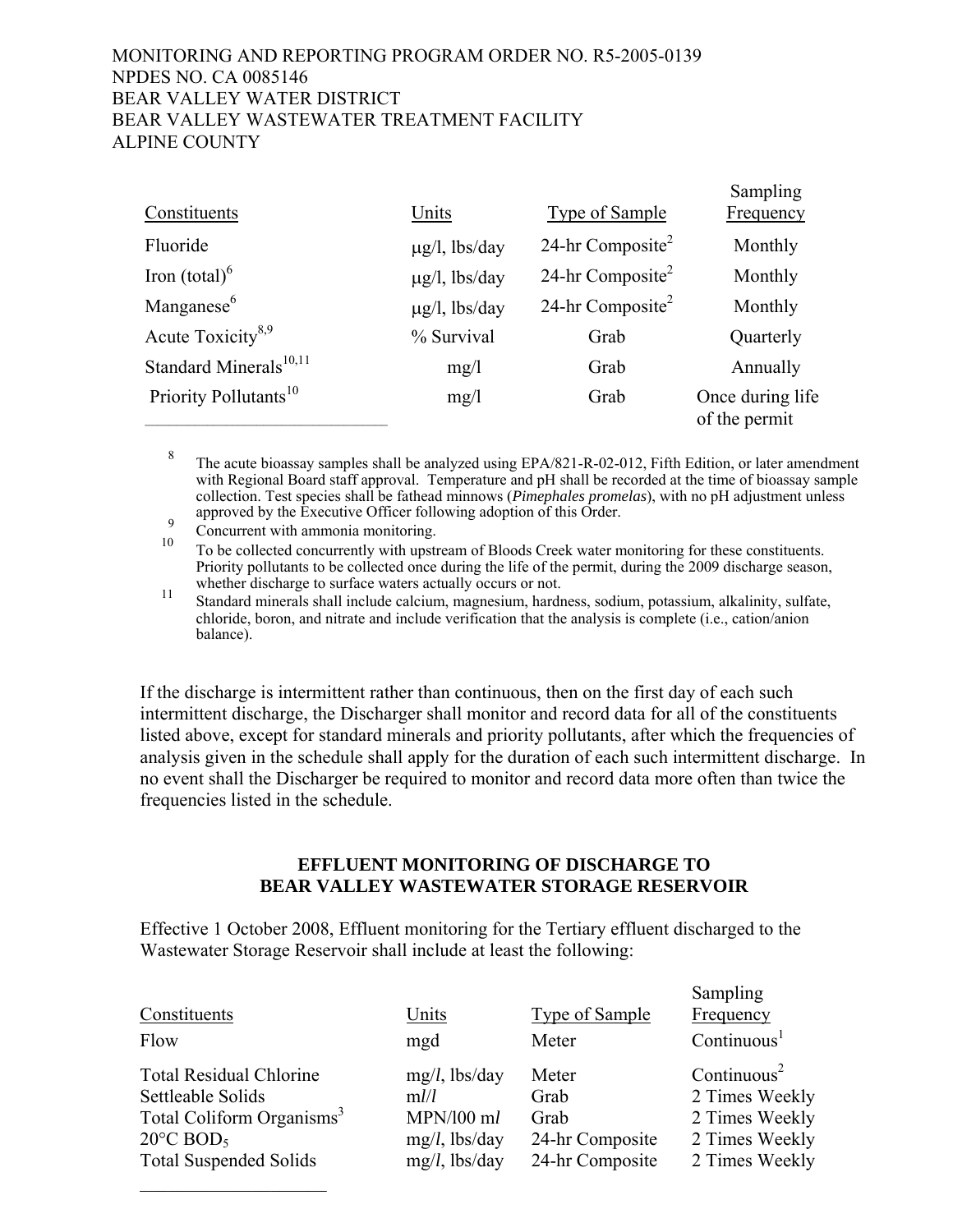MONITORING AND REPORTING PROGRAM ORDER NO. R5-2005-0139
NPDES NO. CA 0085146
BEAR VALLEY WATER DISTRICT
BEAR VALLEY WASTEWATER TREATMENT FACILITY
ALPINE COUNTY

| Constituents | Units | Type of Sample | Sampling Frequency |
|---|---|---|---|
| Fluoride | μg/l, lbs/day | 24-hr Composite[2] | Monthly |
| Iron (total)[6] | μg/l, lbs/day | 24-hr Composite[2] | Monthly |
| Manganese[6] | μg/l, lbs/day | 24-hr Composite[2] | Monthly |
| Acute Toxicity[8,9] | % Survival | Grab | Quarterly |
| Standard Minerals[10,11] | mg/l | Grab | Annually |
| Priority Pollutants[10] | mg/l | Grab | Once during life of the permit |

[8] The acute bioassay samples shall be analyzed using EPA/821-R-02-012, Fifth Edition, or later amendment with Regional Board staff approval. Temperature and pH shall be recorded at the time of bioassay sample collection. Test species shall be fathead minnows (*Pimephales promelas*), with no pH adjustment unless approved by the Executive Officer following adoption of this Order.

[9] Concurrent with ammonia monitoring.

[10] To be collected concurrently with upstream of Bloods Creek water monitoring for these constituents. Priority pollutants to be collected once during the life of the permit, during the 2009 discharge season, whether discharge to surface waters actually occurs or not.

[11] Standard minerals shall include calcium, magnesium, hardness, sodium, potassium, alkalinity, sulfate, chloride, boron, and nitrate and include verification that the analysis is complete (i.e., cation/anion balance).

If the discharge is intermittent rather than continuous, then on the first day of each such intermittent discharge, the Discharger shall monitor and record data for all of the constituents listed above, except for standard minerals and priority pollutants, after which the frequencies of analysis given in the schedule shall apply for the duration of each such intermittent discharge. In no event shall the Discharger be required to monitor and record data more often than twice the frequencies listed in the schedule.

## EFFLUENT MONITORING OF DISCHARGE TO BEAR VALLEY WASTEWATER STORAGE RESERVOIR

Effective 1 October 2008, Effluent monitoring for the Tertiary effluent discharged to the Wastewater Storage Reservoir shall include at least the following:

| Constituents | Units | Type of Sample | Sampling Frequency |
|---|---|---|---|
| Flow | mgd | Meter | Continuous[1] |
| Total Residual Chlorine | mg/*l*, lbs/day | Meter | Continuous[2] |
| Settleable Solids | m*l*/*l* | Grab | 2 Times Weekly |
| Total Coliform Organisms[3] | MPN/l00 m*l* | Grab | 2 Times Weekly |
| 20°C $BOD_5$ | mg/*l*, lbs/day | 24-hr Composite | 2 Times Weekly |
| Total Suspended Solids | mg/*l*, lbs/day | 24-hr Composite | 2 Times Weekly |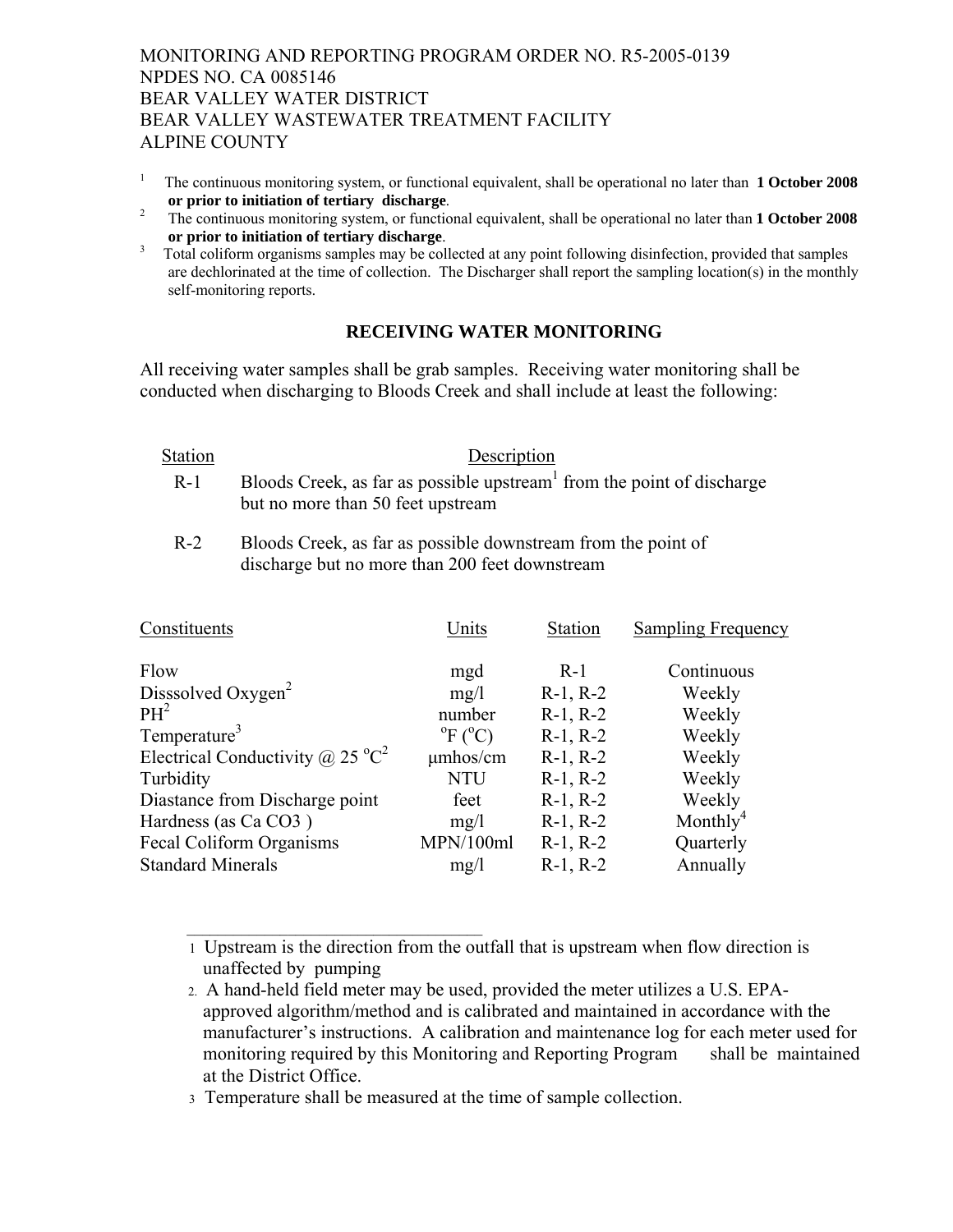MONITORING AND REPORTING PROGRAM ORDER NO. R5-2005-0139
NPDES NO. CA 0085146
BEAR VALLEY WATER DISTRICT
BEAR VALLEY WASTEWATER TREATMENT FACILITY
ALPINE COUNTY

[1] The continuous monitoring system, or functional equivalent, shall be operational no later than **1 October 2008 or prior to initiation of tertiary discharge**.
[2] The continuous monitoring system, or functional equivalent, shall be operational no later than **1 October 2008 or prior to initiation of tertiary discharge**.
[3] Total coliform organisms samples may be collected at any point following disinfection, provided that samples are dechlorinated at the time of collection. The Discharger shall report the sampling location(s) in the monthly self-monitoring reports.

## RECEIVING WATER MONITORING

All receiving water samples shall be grab samples. Receiving water monitoring shall be conducted when discharging to Bloods Creek and shall include at least the following:

| Station | Description |
|---|---|
| R-1 | Bloods Creek, as far as possible upstream[1] from the point of discharge but no more than 50 feet upstream |
| R-2 | Bloods Creek, as far as possible downstream from the point of discharge but no more than 200 feet downstream |

| Constituents | Units | Station | Sampling Frequency |
|---|---|---|---|
| Flow | mgd | R-1 | Continuous |
| Disssolved Oxygen[2] | mg/l | R-1, R-2 | Weekly |
| PH[2] | number | R-1, R-2 | Weekly |
| Temperature[3] | $^oF$ ($^oC$) | R-1, R-2 | Weekly |
| Electrical Conductivity @ 25 $^oC$[2] | μmhos/cm | R-1, R-2 | Weekly |
| Turbidity | NTU | R-1, R-2 | Weekly |
| Diastance from Discharge point | feet | R-1, R-2 | Weekly |
| Hardness (as Ca CO3 ) | mg/l | R-1, R-2 | Monthly[4] |
| Fecal Coliform Organisms | MPN/100ml | R-1, R-2 | Quarterly |
| Standard Minerals | mg/l | R-1, R-2 | Annually |

1 Upstream is the direction from the outfall that is upstream when flow direction is unaffected by pumping

2. A hand-held field meter may be used, provided the meter utilizes a U.S. EPA-approved algorithm/method and is calibrated and maintained in accordance with the manufacturer's instructions. A calibration and maintenance log for each meter used for monitoring required by this Monitoring and Reporting Program shall be maintained at the District Office.

3 Temperature shall be measured at the time of sample collection.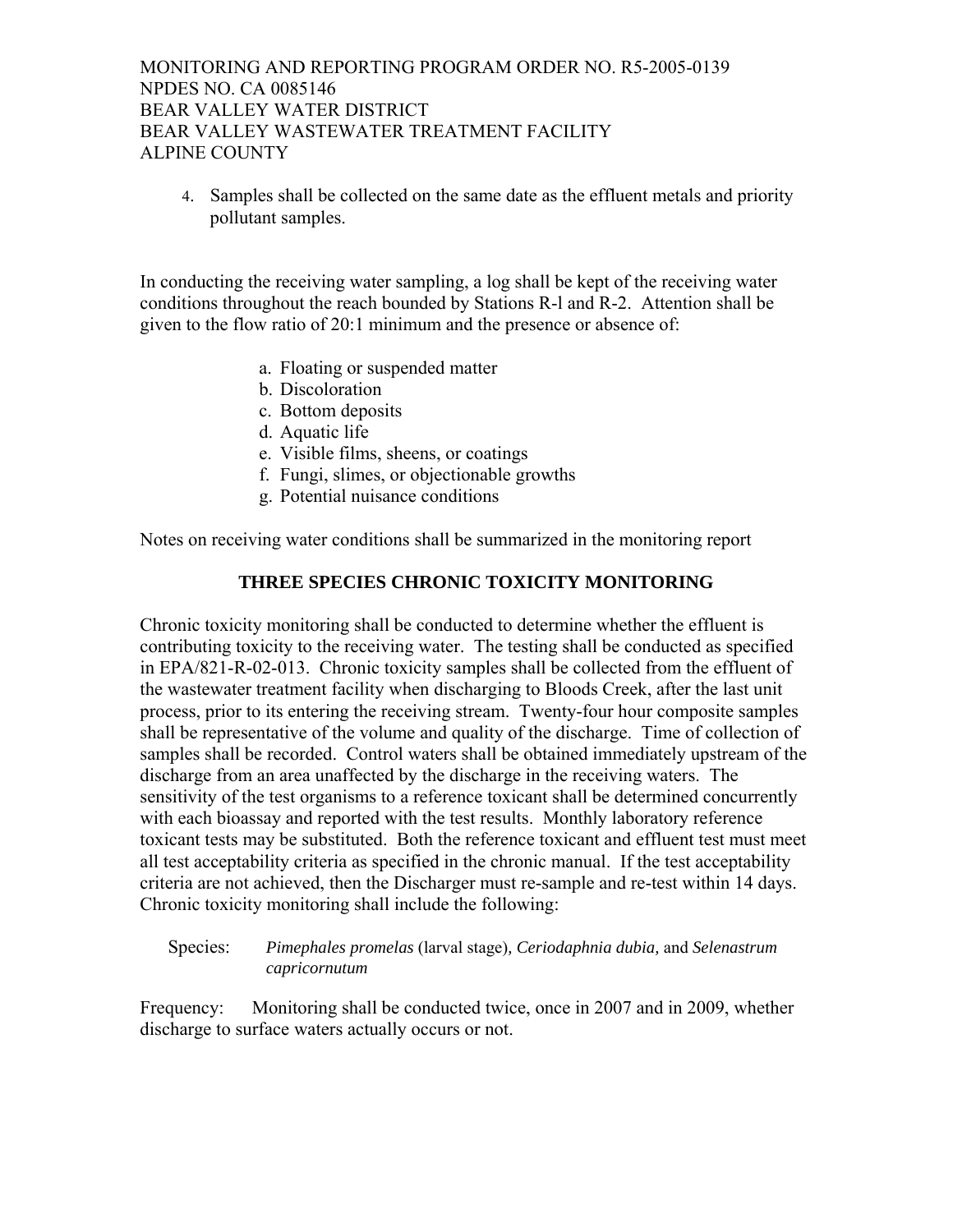4. Samples shall be collected on the same date as the effluent metals and priority pollutant samples.

In conducting the receiving water sampling, a log shall be kept of the receiving water conditions throughout the reach bounded by Stations R-l and R-2. Attention shall be given to the flow ratio of 20:1 minimum and the presence or absence of:

a. Floating or suspended matter
b. Discoloration
c. Bottom deposits
d. Aquatic life
e. Visible films, sheens, or coatings
f. Fungi, slimes, or objectionable growths
g. Potential nuisance conditions

Notes on receiving water conditions shall be summarized in the monitoring report

## THREE SPECIES CHRONIC TOXICITY MONITORING

Chronic toxicity monitoring shall be conducted to determine whether the effluent is contributing toxicity to the receiving water. The testing shall be conducted as specified in EPA/821-R-02-013. Chronic toxicity samples shall be collected from the effluent of the wastewater treatment facility when discharging to Bloods Creek, after the last unit process, prior to its entering the receiving stream. Twenty-four hour composite samples shall be representative of the volume and quality of the discharge. Time of collection of samples shall be recorded. Control waters shall be obtained immediately upstream of the discharge from an area unaffected by the discharge in the receiving waters. The sensitivity of the test organisms to a reference toxicant shall be determined concurrently with each bioassay and reported with the test results. Monthly laboratory reference toxicant tests may be substituted. Both the reference toxicant and effluent test must meet all test acceptability criteria as specified in the chronic manual. If the test acceptability criteria are not achieved, then the Discharger must re-sample and re-test within 14 days. Chronic toxicity monitoring shall include the following:

Species: *Pimephales promelas* (larval stage), *Ceriodaphnia dubia,* and *Selenastrum capricornutum*

Frequency: Monitoring shall be conducted twice, once in 2007 and in 2009, whether discharge to surface waters actually occurs or not.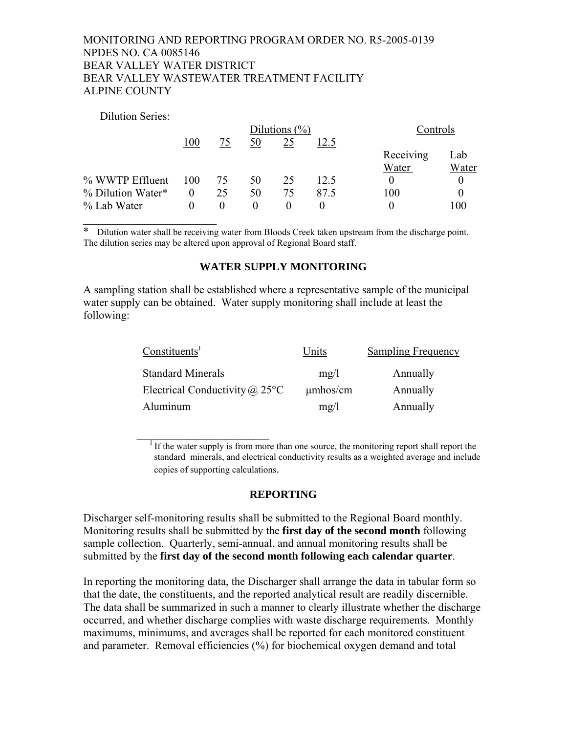Dilution Series:

| | Dilutions (%) | | | | | Controls | |
|---|---|---|---|---|---|---|---|
| | 100 | 75 | 50 | 25 | 12.5 | Receiving Water | Lab Water |
| % WWTP Effluent | 100 | 75 | 50 | 25 | 12.5 | 0 | 0 |
| % Dilution Water* | 0 | 25 | 50 | 75 | 87.5 | 100 | 0 |
| % Lab Water | 0 | 0 | 0 | 0 | 0 | 0 | 100 |

\* Dilution water shall be receiving water from Bloods Creek taken upstream from the discharge point. The dilution series may be altered upon approval of Regional Board staff.

## WATER SUPPLY MONITORING

A sampling station shall be established where a representative sample of the municipal water supply can be obtained. Water supply monitoring shall include at least the following:

| Constituents[1] | Units | Sampling Frequency |
|---|---|---|
| Standard Minerals | mg/l | Annually |
| Electrical Conductivity @ 25°C | μmhos/cm | Annually |
| Aluminum | mg/l | Annually |

[1] If the water supply is from more than one source, the monitoring report shall report the standard minerals, and electrical conductivity results as a weighted average and include copies of supporting calculations.

## REPORTING

Discharger self-monitoring results shall be submitted to the Regional Board monthly. Monitoring results shall be submitted by the **first day of the second month** following sample collection. Quarterly, semi-annual, and annual monitoring results shall be submitted by the **first day of the second month following each calendar quarter**.

In reporting the monitoring data, the Discharger shall arrange the data in tabular form so that the date, the constituents, and the reported analytical result are readily discernible. The data shall be summarized in such a manner to clearly illustrate whether the discharge occurred, and whether discharge complies with waste discharge requirements. Monthly maximums, minimums, and averages shall be reported for each monitored constituent and parameter. Removal efficiencies (%) for biochemical oxygen demand and total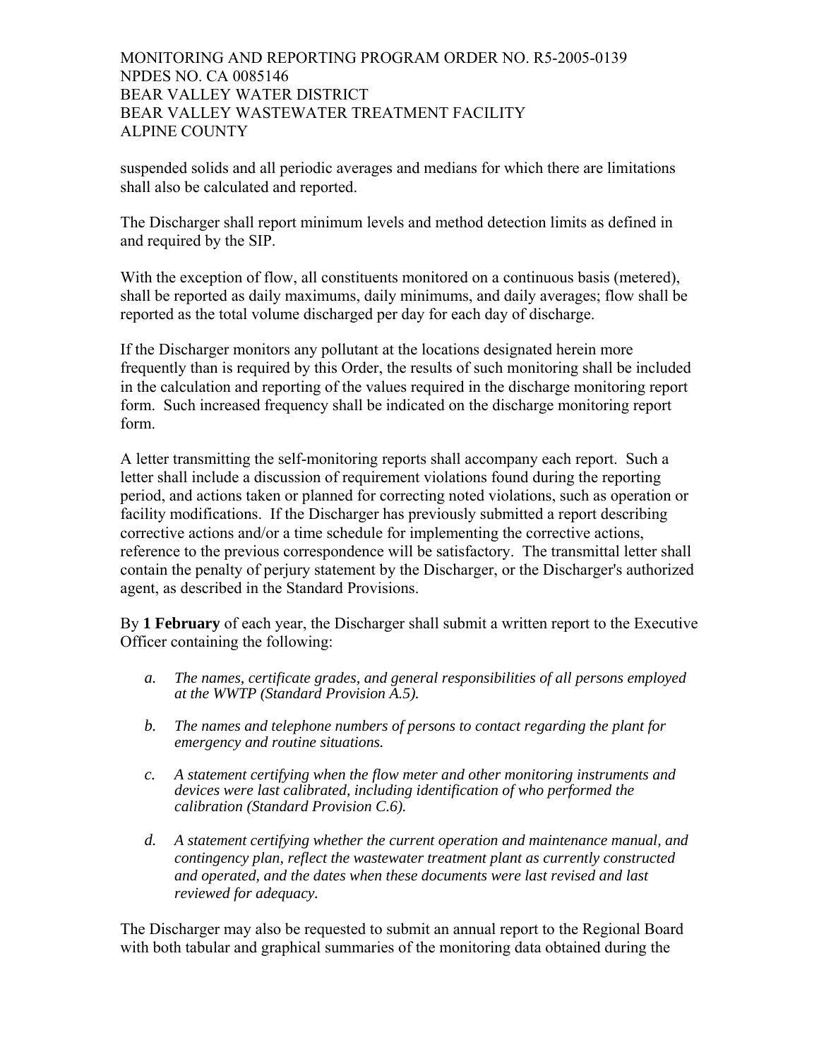suspended solids and all periodic averages and medians for which there are limitations shall also be calculated and reported.

The Discharger shall report minimum levels and method detection limits as defined in and required by the SIP.

With the exception of flow, all constituents monitored on a continuous basis (metered), shall be reported as daily maximums, daily minimums, and daily averages; flow shall be reported as the total volume discharged per day for each day of discharge.

If the Discharger monitors any pollutant at the locations designated herein more frequently than is required by this Order, the results of such monitoring shall be included in the calculation and reporting of the values required in the discharge monitoring report form. Such increased frequency shall be indicated on the discharge monitoring report form.

A letter transmitting the self-monitoring reports shall accompany each report. Such a letter shall include a discussion of requirement violations found during the reporting period, and actions taken or planned for correcting noted violations, such as operation or facility modifications. If the Discharger has previously submitted a report describing corrective actions and/or a time schedule for implementing the corrective actions, reference to the previous correspondence will be satisfactory. The transmittal letter shall contain the penalty of perjury statement by the Discharger, or the Discharger's authorized agent, as described in the Standard Provisions.

By **1 February** of each year, the Discharger shall submit a written report to the Executive Officer containing the following:

*a. The names, certificate grades, and general responsibilities of all persons employed at the WWTP (Standard Provision A.5).*

*b. The names and telephone numbers of persons to contact regarding the plant for emergency and routine situations.*

*c. A statement certifying when the flow meter and other monitoring instruments and devices were last calibrated, including identification of who performed the calibration (Standard Provision C.6).*

*d. A statement certifying whether the current operation and maintenance manual, and contingency plan, reflect the wastewater treatment plant as currently constructed and operated, and the dates when these documents were last revised and last reviewed for adequacy.*

The Discharger may also be requested to submit an annual report to the Regional Board with both tabular and graphical summaries of the monitoring data obtained during the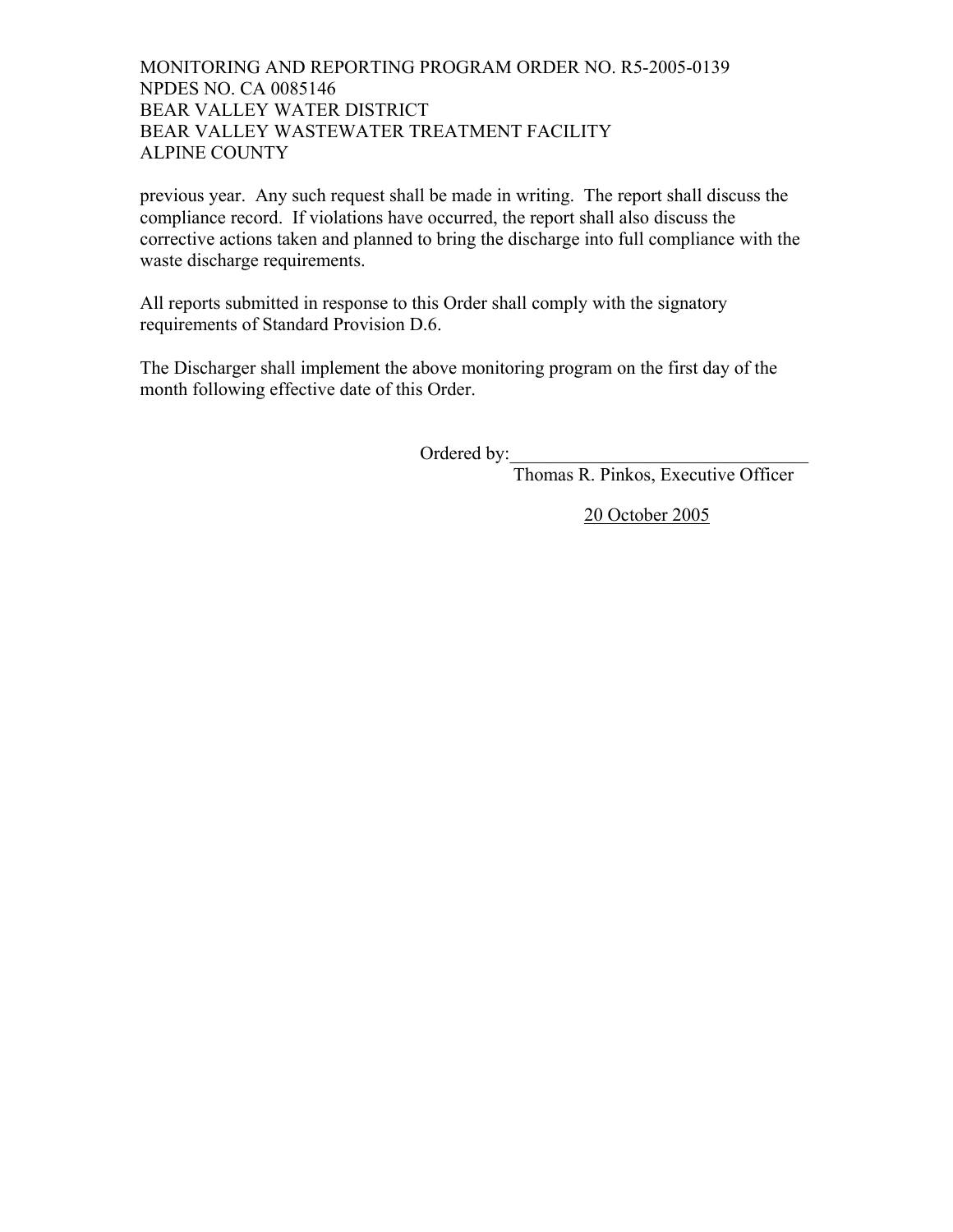previous year. Any such request shall be made in writing. The report shall discuss the compliance record. If violations have occurred, the report shall also discuss the corrective actions taken and planned to bring the discharge into full compliance with the waste discharge requirements.

All reports submitted in response to this Order shall comply with the signatory requirements of Standard Provision D.6.

The Discharger shall implement the above monitoring program on the first day of the month following effective date of this Order.

Ordered by:________________________________
Thomas R. Pinkos, Executive Officer

20 October 2005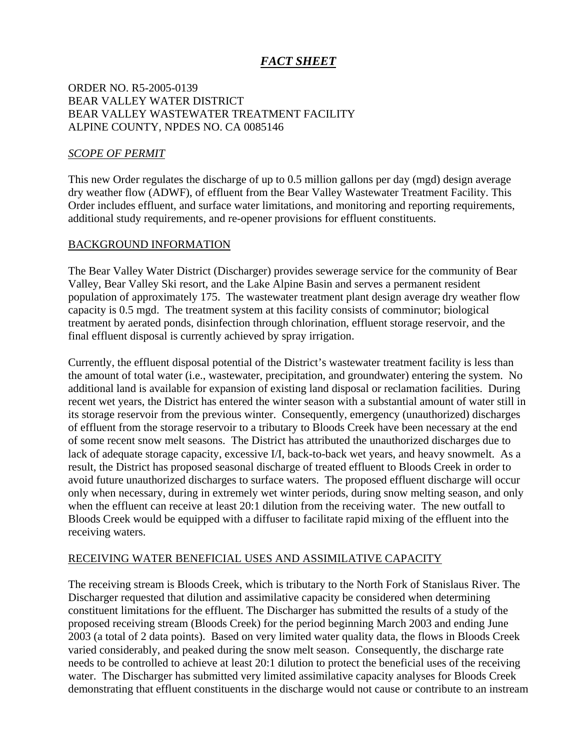# ***FACT SHEET***

ORDER NO. R5-2005-0139
BEAR VALLEY WATER DISTRICT
BEAR VALLEY WASTEWATER TREATMENT FACILITY
ALPINE COUNTY, NPDES NO. CA 0085146

## *SCOPE OF PERMIT*

This new Order regulates the discharge of up to 0.5 million gallons per day (mgd) design average dry weather flow (ADWF), of effluent from the Bear Valley Wastewater Treatment Facility. This Order includes effluent, and surface water limitations, and monitoring and reporting requirements, additional study requirements, and re-opener provisions for effluent constituents.

## BACKGROUND INFORMATION

The Bear Valley Water District (Discharger) provides sewerage service for the community of Bear Valley, Bear Valley Ski resort, and the Lake Alpine Basin and serves a permanent resident population of approximately 175. The wastewater treatment plant design average dry weather flow capacity is 0.5 mgd. The treatment system at this facility consists of comminutor; biological treatment by aerated ponds, disinfection through chlorination, effluent storage reservoir, and the final effluent disposal is currently achieved by spray irrigation.

Currently, the effluent disposal potential of the District's wastewater treatment facility is less than the amount of total water (i.e., wastewater, precipitation, and groundwater) entering the system. No additional land is available for expansion of existing land disposal or reclamation facilities. During recent wet years, the District has entered the winter season with a substantial amount of water still in its storage reservoir from the previous winter. Consequently, emergency (unauthorized) discharges of effluent from the storage reservoir to a tributary to Bloods Creek have been necessary at the end of some recent snow melt seasons. The District has attributed the unauthorized discharges due to lack of adequate storage capacity, excessive I/I, back-to-back wet years, and heavy snowmelt. As a result, the District has proposed seasonal discharge of treated effluent to Bloods Creek in order to avoid future unauthorized discharges to surface waters. The proposed effluent discharge will occur only when necessary, during in extremely wet winter periods, during snow melting season, and only when the effluent can receive at least 20:1 dilution from the receiving water. The new outfall to Bloods Creek would be equipped with a diffuser to facilitate rapid mixing of the effluent into the receiving waters.

## RECEIVING WATER BENEFICIAL USES AND ASSIMILATIVE CAPACITY

The receiving stream is Bloods Creek, which is tributary to the North Fork of Stanislaus River. The Discharger requested that dilution and assimilative capacity be considered when determining constituent limitations for the effluent. The Discharger has submitted the results of a study of the proposed receiving stream (Bloods Creek) for the period beginning March 2003 and ending June 2003 (a total of 2 data points). Based on very limited water quality data, the flows in Bloods Creek varied considerably, and peaked during the snow melt season. Consequently, the discharge rate needs to be controlled to achieve at least 20:1 dilution to protect the beneficial uses of the receiving water. The Discharger has submitted very limited assimilative capacity analyses for Bloods Creek demonstrating that effluent constituents in the discharge would not cause or contribute to an instream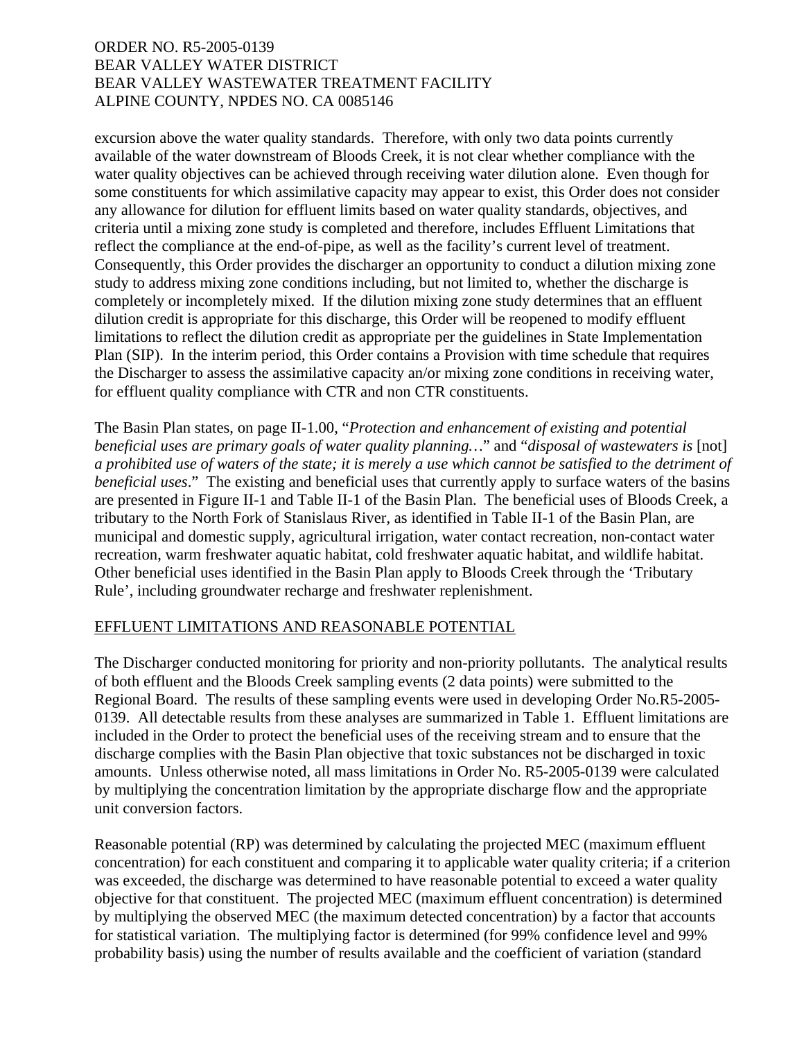excursion above the water quality standards. Therefore, with only two data points currently available of the water downstream of Bloods Creek, it is not clear whether compliance with the water quality objectives can be achieved through receiving water dilution alone. Even though for some constituents for which assimilative capacity may appear to exist, this Order does not consider any allowance for dilution for effluent limits based on water quality standards, objectives, and criteria until a mixing zone study is completed and therefore, includes Effluent Limitations that reflect the compliance at the end-of-pipe, as well as the facility's current level of treatment. Consequently, this Order provides the discharger an opportunity to conduct a dilution mixing zone study to address mixing zone conditions including, but not limited to, whether the discharge is completely or incompletely mixed. If the dilution mixing zone study determines that an effluent dilution credit is appropriate for this discharge, this Order will be reopened to modify effluent limitations to reflect the dilution credit as appropriate per the guidelines in State Implementation Plan (SIP). In the interim period, this Order contains a Provision with time schedule that requires the Discharger to assess the assimilative capacity an/or mixing zone conditions in receiving water, for effluent quality compliance with CTR and non CTR constituents.

The Basin Plan states, on page II-1.00, "*Protection and enhancement of existing and potential beneficial uses are primary goals of water quality planning…*" and "*disposal of wastewaters is* [not] *a prohibited use of waters of the state; it is merely a use which cannot be satisfied to the detriment of beneficial uses*." The existing and beneficial uses that currently apply to surface waters of the basins are presented in Figure II-1 and Table II-1 of the Basin Plan. The beneficial uses of Bloods Creek, a tributary to the North Fork of Stanislaus River, as identified in Table II-1 of the Basin Plan, are municipal and domestic supply, agricultural irrigation, water contact recreation, non-contact water recreation, warm freshwater aquatic habitat, cold freshwater aquatic habitat, and wildlife habitat. Other beneficial uses identified in the Basin Plan apply to Bloods Creek through the 'Tributary Rule', including groundwater recharge and freshwater replenishment.

## EFFLUENT LIMITATIONS AND REASONABLE POTENTIAL

The Discharger conducted monitoring for priority and non-priority pollutants. The analytical results of both effluent and the Bloods Creek sampling events (2 data points) were submitted to the Regional Board. The results of these sampling events were used in developing Order No.R5-2005-0139. All detectable results from these analyses are summarized in Table 1. Effluent limitations are included in the Order to protect the beneficial uses of the receiving stream and to ensure that the discharge complies with the Basin Plan objective that toxic substances not be discharged in toxic amounts. Unless otherwise noted, all mass limitations in Order No. R5-2005-0139 were calculated by multiplying the concentration limitation by the appropriate discharge flow and the appropriate unit conversion factors.

Reasonable potential (RP) was determined by calculating the projected MEC (maximum effluent concentration) for each constituent and comparing it to applicable water quality criteria; if a criterion was exceeded, the discharge was determined to have reasonable potential to exceed a water quality objective for that constituent. The projected MEC (maximum effluent concentration) is determined by multiplying the observed MEC (the maximum detected concentration) by a factor that accounts for statistical variation. The multiplying factor is determined (for 99% confidence level and 99% probability basis) using the number of results available and the coefficient of variation (standard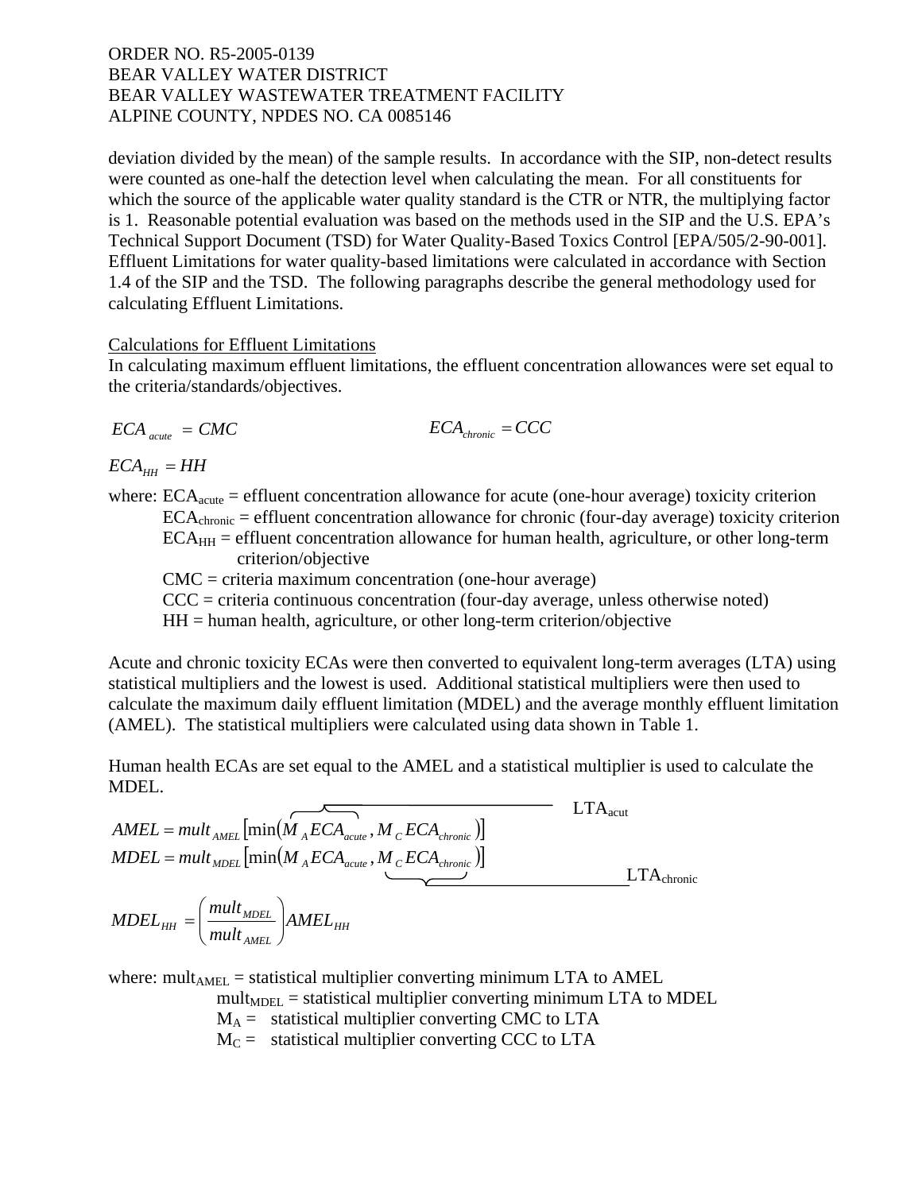deviation divided by the mean) of the sample results. In accordance with the SIP, non-detect results were counted as one-half the detection level when calculating the mean. For all constituents for which the source of the applicable water quality standard is the CTR or NTR, the multiplying factor is 1. Reasonable potential evaluation was based on the methods used in the SIP and the U.S. EPA's Technical Support Document (TSD) for Water Quality-Based Toxics Control [EPA/505/2-90-001]. Effluent Limitations for water quality-based limitations were calculated in accordance with Section 1.4 of the SIP and the TSD. The following paragraphs describe the general methodology used for calculating Effluent Limitations.

Calculations for Effluent Limitations

In calculating maximum effluent limitations, the effluent concentration allowances were set equal to the criteria/standards/objectives.

$$ECA_{acute} = CMC \qquad\qquad ECA_{chronic} = CCC$$

$$ECA_{HH} = HH$$

where: $ECA_{acute}$ = effluent concentration allowance for acute (one-hour average) toxicity criterion
$ECA_{chronic}$ = effluent concentration allowance for chronic (four-day average) toxicity criterion
$ECA_{HH}$ = effluent concentration allowance for human health, agriculture, or other long-term criterion/objective
CMC = criteria maximum concentration (one-hour average)
CCC = criteria continuous concentration (four-day average, unless otherwise noted)
HH = human health, agriculture, or other long-term criterion/objective

Acute and chronic toxicity ECAs were then converted to equivalent long-term averages (LTA) using statistical multipliers and the lowest is used. Additional statistical multipliers were then used to calculate the maximum daily effluent limitation (MDEL) and the average monthly effluent limitation (AMEL). The statistical multipliers were calculated using data shown in Table 1.

Human health ECAs are set equal to the AMEL and a statistical multiplier is used to calculate the MDEL.

$$AMEL = mult_{AMEL}\left[\min\left(\overbrace{M_A ECA_{acute}}^{LTA_{acut}}, M_C ECA_{chronic}\right)\right]$$

$$MDEL = mult_{MDEL}\left[\min\left(M_A ECA_{acute}, \underbrace{M_C ECA_{chronic}}_{LTA_{chronic}}\right)\right]$$

$$MDEL_{HH} = \left(\frac{mult_{MDEL}}{mult_{AMEL}}\right) AMEL_{HH}$$

where: $mult_{AMEL}$ = statistical multiplier converting minimum LTA to AMEL
$mult_{MDEL}$ = statistical multiplier converting minimum LTA to MDEL
$M_A$ = statistical multiplier converting CMC to LTA
$M_C$ = statistical multiplier converting CCC to LTA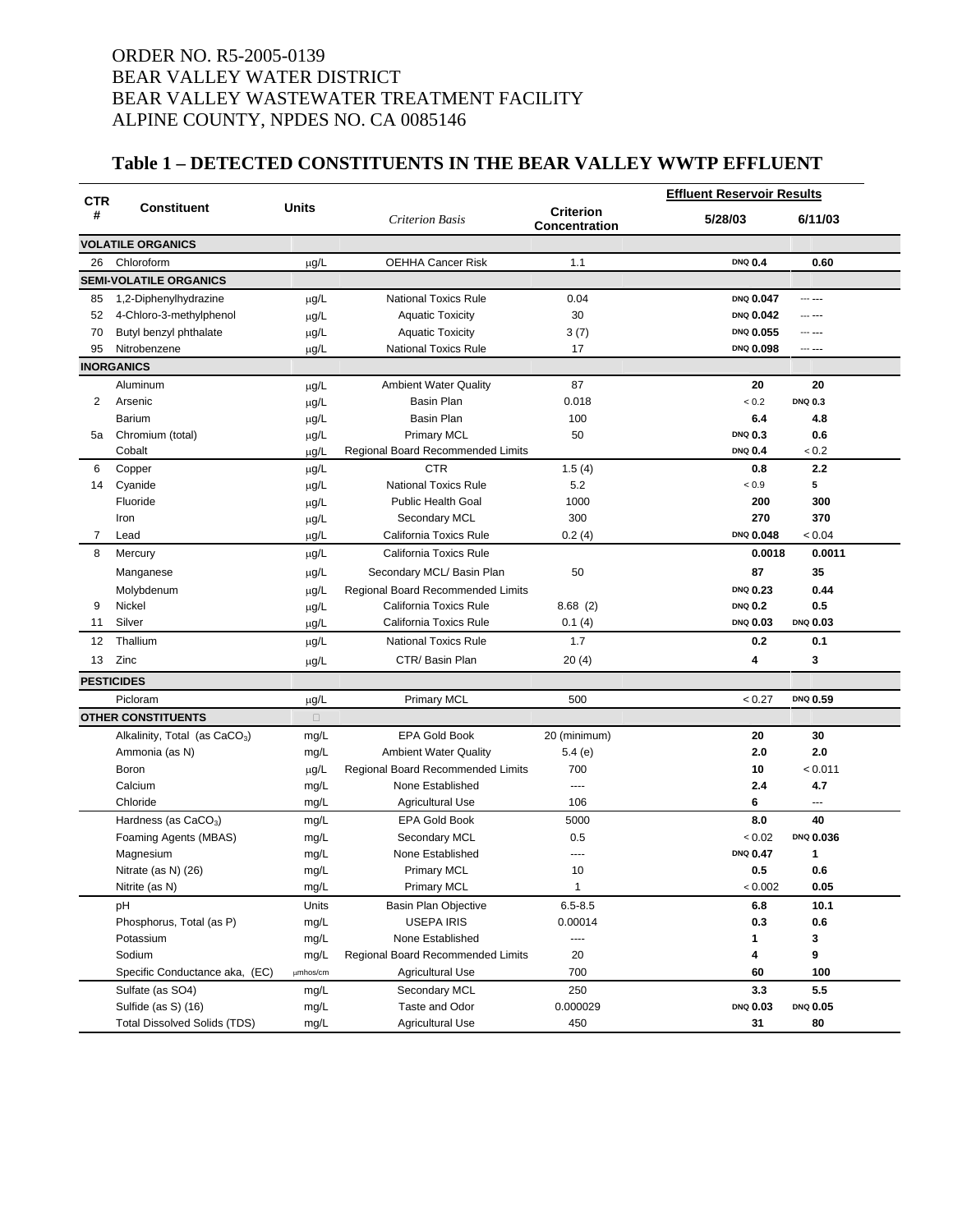ORDER NO. R5-2005-0139
BEAR VALLEY WATER DISTRICT
BEAR VALLEY WASTEWATER TREATMENT FACILITY
ALPINE COUNTY, NPDES NO. CA 0085146

## Table 1 – DETECTED CONSTITUENTS IN THE BEAR VALLEY WWTP EFFLUENT

| CTR # | Constituent | Units | *Criterion Basis* | Criterion Concentration | Effluent Reservoir Results | |
|---|---|---|---|---|---|---|
| | | | | | 5/28/03 | 6/11/03 |
| **VOLATILE ORGANICS** | | | | | | |
| 26 | Chloroform | µg/L | OEHHA Cancer Risk | 1.1 | DNQ **0.4** | **0.60** |
| **SEMI-VOLATILE ORGANICS** | | | | | | |
| 85 | 1,2-Diphenylhydrazine | µg/L | National Toxics Rule | 0.04 | DNQ **0.047** | --- --- |
| 52 | 4-Chloro-3-methylphenol | µg/L | Aquatic Toxicity | 30 | DNQ **0.042** | --- --- |
| 70 | Butyl benzyl phthalate | µg/L | Aquatic Toxicity | 3 (7) | DNQ **0.055** | --- --- |
| 95 | Nitrobenzene | µg/L | National Toxics Rule | 17 | DNQ **0.098** | --- --- |
| **INORGANICS** | | | | | | |
| | Aluminum | µg/L | Ambient Water Quality | 87 | **20** | **20** |
| 2 | Arsenic | µg/L | Basin Plan | 0.018 | < 0.2 | DNQ **0.3** |
| | Barium | µg/L | Basin Plan | 100 | **6.4** | **4.8** |
| 5a | Chromium (total) | µg/L | Primary MCL | 50 | DNQ **0.3** | **0.6** |
| | Cobalt | µg/L | Regional Board Recommended Limits | | DNQ **0.4** | < 0.2 |
| 6 | Copper | µg/L | CTR | 1.5 (4) | **0.8** | **2.2** |
| 14 | Cyanide | µg/L | National Toxics Rule | 5.2 | < 0.9 | **5** |
| | Fluoride | µg/L | Public Health Goal | 1000 | **200** | **300** |
| | Iron | µg/L | Secondary MCL | 300 | **270** | **370** |
| 7 | Lead | µg/L | California Toxics Rule | 0.2 (4) | DNQ **0.048** | < 0.04 |
| 8 | Mercury | µg/L | California Toxics Rule | | **0.0018** | **0.0011** |
| | Manganese | µg/L | Secondary MCL/ Basin Plan | 50 | **87** | **35** |
| | Molybdenum | µg/L | Regional Board Recommended Limits | | DNQ **0.23** | **0.44** |
| 9 | Nickel | µg/L | California Toxics Rule | 8.68 (2) | DNQ **0.2** | **0.5** |
| 11 | Silver | µg/L | California Toxics Rule | 0.1 (4) | DNQ **0.03** | DNQ **0.03** |
| 12 | Thallium | µg/L | National Toxics Rule | 1.7 | **0.2** | **0.1** |
| 13 | Zinc | µg/L | CTR/ Basin Plan | 20 (4) | **4** | **3** |
| **PESTICIDES** | | | | | | |
| | Picloram | µg/L | Primary MCL | 500 | < 0.27 | DNQ **0.59** |
| **OTHER CONSTITUENTS** | | | | | | |
| | Alkalinity, Total (as $CaCO_3$) | mg/L | EPA Gold Book | 20 (minimum) | **20** | **30** |
| | Ammonia (as N) | mg/L | Ambient Water Quality | 5.4 (e) | **2.0** | **2.0** |
| | Boron | µg/L | Regional Board Recommended Limits | 700 | **10** | < 0.011 |
| | Calcium | mg/L | None Established | ---- | **2.4** | **4.7** |
| | Chloride | mg/L | Agricultural Use | 106 | **6** | --- |
| | Hardness (as $CaCO_3$) | mg/L | EPA Gold Book | 5000 | **8.0** | **40** |
| | Foaming Agents (MBAS) | mg/L | Secondary MCL | 0.5 | < 0.02 | DNQ **0.036** |
| | Magnesium | mg/L | None Established | ---- | DNQ **0.47** | **1** |
| | Nitrate (as N) (26) | mg/L | Primary MCL | 10 | **0.5** | **0.6** |
| | Nitrite (as N) | mg/L | Primary MCL | 1 | < 0.002 | **0.05** |
| | pH | Units | Basin Plan Objective | 6.5-8.5 | **6.8** | **10.1** |
| | Phosphorus, Total (as P) | mg/L | USEPA IRIS | 0.00014 | **0.3** | **0.6** |
| | Potassium | mg/L | None Established | ---- | **1** | **3** |
| | Sodium | mg/L | Regional Board Recommended Limits | 20 | **4** | **9** |
| | Specific Conductance aka, (EC) | µmhos/cm | Agricultural Use | 700 | **60** | **100** |
| | Sulfate (as SO4) | mg/L | Secondary MCL | 250 | **3.3** | **5.5** |
| | Sulfide (as S) (16) | mg/L | Taste and Odor | 0.000029 | DNQ **0.03** | DNQ **0.05** |
| | Total Dissolved Solids (TDS) | mg/L | Agricultural Use | 450 | **31** | **80** |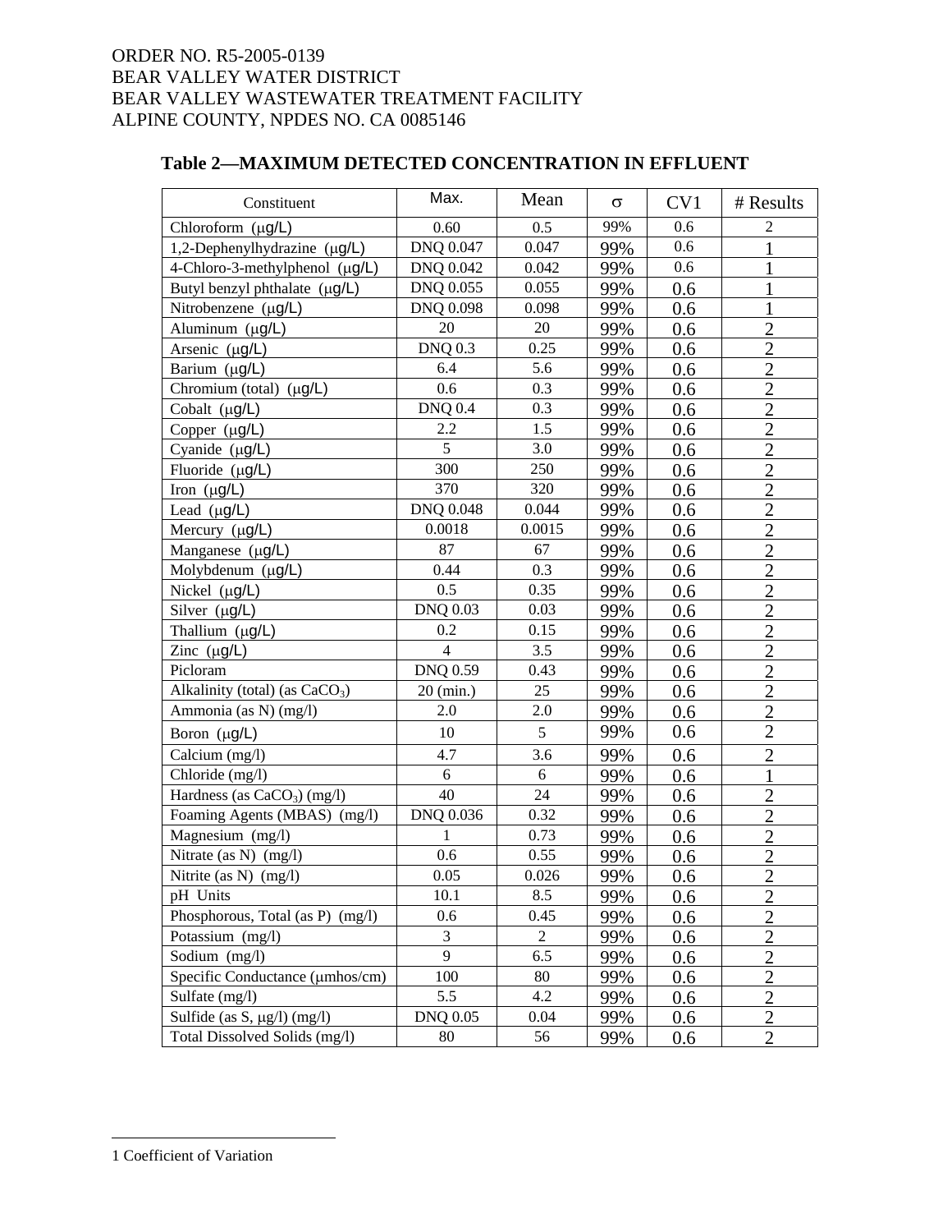ORDER NO. R5-2005-0139
BEAR VALLEY WATER DISTRICT
BEAR VALLEY WASTEWATER TREATMENT FACILITY
ALPINE COUNTY, NPDES NO. CA 0085146

**Table 2—MAXIMUM DETECTED CONCENTRATION IN EFFLUENT**

| Constituent | Max. | Mean | σ | CV1 | # Results |
|---|---|---|---|---|---|
| Chloroform (μg/L) | 0.60 | 0.5 | 99% | 0.6 | 2 |
| 1,2-Dephenylhydrazine (μg/L) | DNQ 0.047 | 0.047 | 99% | 0.6 | 1 |
| 4-Chloro-3-methylphenol (μg/L) | DNQ 0.042 | 0.042 | 99% | 0.6 | 1 |
| Butyl benzyl phthalate (μg/L) | DNQ 0.055 | 0.055 | 99% | 0.6 | 1 |
| Nitrobenzene (μg/L) | DNQ 0.098 | 0.098 | 99% | 0.6 | 1 |
| Aluminum (μg/L) | 20 | 20 | 99% | 0.6 | 2 |
| Arsenic (μg/L) | DNQ 0.3 | 0.25 | 99% | 0.6 | 2 |
| Barium (μg/L) | 6.4 | 5.6 | 99% | 0.6 | 2 |
| Chromium (total) (μg/L) | 0.6 | 0.3 | 99% | 0.6 | 2 |
| Cobalt (μg/L) | DNQ 0.4 | 0.3 | 99% | 0.6 | 2 |
| Copper (μg/L) | 2.2 | 1.5 | 99% | 0.6 | 2 |
| Cyanide (μg/L) | 5 | 3.0 | 99% | 0.6 | 2 |
| Fluoride (μg/L) | 300 | 250 | 99% | 0.6 | 2 |
| Iron (μg/L) | 370 | 320 | 99% | 0.6 | 2 |
| Lead (μg/L) | DNQ 0.048 | 0.044 | 99% | 0.6 | 2 |
| Mercury (μg/L) | 0.0018 | 0.0015 | 99% | 0.6 | 2 |
| Manganese (μg/L) | 87 | 67 | 99% | 0.6 | 2 |
| Molybdenum (μg/L) | 0.44 | 0.3 | 99% | 0.6 | 2 |
| Nickel (μg/L) | 0.5 | 0.35 | 99% | 0.6 | 2 |
| Silver (μg/L) | DNQ 0.03 | 0.03 | 99% | 0.6 | 2 |
| Thallium (μg/L) | 0.2 | 0.15 | 99% | 0.6 | 2 |
| Zinc (μg/L) | 4 | 3.5 | 99% | 0.6 | 2 |
| Picloram | DNQ 0.59 | 0.43 | 99% | 0.6 | 2 |
| Alkalinity (total) (as $CaCO_3$) | 20 (min.) | 25 | 99% | 0.6 | 2 |
| Ammonia (as N) (mg/l) | 2.0 | 2.0 | 99% | 0.6 | 2 |
| Boron (μg/L) | 10 | 5 | 99% | 0.6 | 2 |
| Calcium (mg/l) | 4.7 | 3.6 | 99% | 0.6 | 2 |
| Chloride (mg/l) | 6 | 6 | 99% | 0.6 | 1 |
| Hardness (as $CaCO_3$) (mg/l) | 40 | 24 | 99% | 0.6 | 2 |
| Foaming Agents (MBAS) (mg/l) | DNQ 0.036 | 0.32 | 99% | 0.6 | 2 |
| Magnesium (mg/l) | 1 | 0.73 | 99% | 0.6 | 2 |
| Nitrate (as N) (mg/l) | 0.6 | 0.55 | 99% | 0.6 | 2 |
| Nitrite (as N) (mg/l) | 0.05 | 0.026 | 99% | 0.6 | 2 |
| pH Units | 10.1 | 8.5 | 99% | 0.6 | 2 |
| Phosphorous, Total (as P) (mg/l) | 0.6 | 0.45 | 99% | 0.6 | 2 |
| Potassium (mg/l) | 3 | 2 | 99% | 0.6 | 2 |
| Sodium (mg/l) | 9 | 6.5 | 99% | 0.6 | 2 |
| Specific Conductance (μmhos/cm) | 100 | 80 | 99% | 0.6 | 2 |
| Sulfate (mg/l) | 5.5 | 4.2 | 99% | 0.6 | 2 |
| Sulfide (as S, μg/l) (mg/l) | DNQ 0.05 | 0.04 | 99% | 0.6 | 2 |
| Total Dissolved Solids (mg/l) | 80 | 56 | 99% | 0.6 | 2 |

1 Coefficient of Variation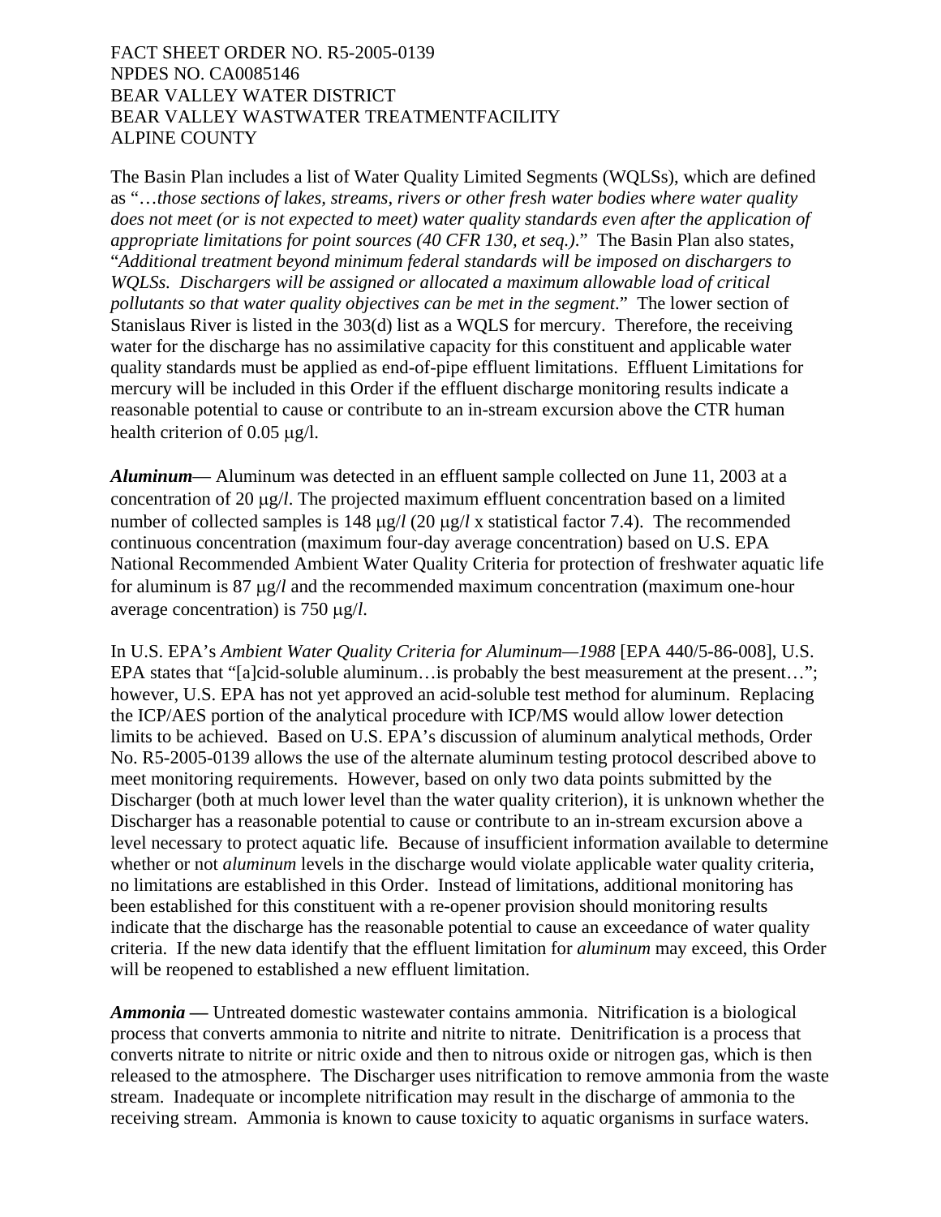The Basin Plan includes a list of Water Quality Limited Segments (WQLSs), which are defined as "…*those sections of lakes, streams, rivers or other fresh water bodies where water quality does not meet (or is not expected to meet) water quality standards even after the application of appropriate limitations for point sources (40 CFR 130, et seq.)*." The Basin Plan also states, "*Additional treatment beyond minimum federal standards will be imposed on dischargers to WQLSs. Dischargers will be assigned or allocated a maximum allowable load of critical pollutants so that water quality objectives can be met in the segment*." The lower section of Stanislaus River is listed in the 303(d) list as a WQLS for mercury. Therefore, the receiving water for the discharge has no assimilative capacity for this constituent and applicable water quality standards must be applied as end-of-pipe effluent limitations. Effluent Limitations for mercury will be included in this Order if the effluent discharge monitoring results indicate a reasonable potential to cause or contribute to an in-stream excursion above the CTR human health criterion of 0.05 μg/l.

***Aluminum***— Aluminum was detected in an effluent sample collected on June 11, 2003 at a concentration of 20 μg/*l*. The projected maximum effluent concentration based on a limited number of collected samples is 148 μg/*l* (20 μg/*l* x statistical factor 7.4). The recommended continuous concentration (maximum four-day average concentration) based on U.S. EPA National Recommended Ambient Water Quality Criteria for protection of freshwater aquatic life for aluminum is 87 μg/*l* and the recommended maximum concentration (maximum one-hour average concentration) is 750 μg/*l*.

In U.S. EPA's *Ambient Water Quality Criteria for Aluminum—1988* [EPA 440/5-86-008], U.S. EPA states that "[a]cid-soluble aluminum…is probably the best measurement at the present…"; however, U.S. EPA has not yet approved an acid-soluble test method for aluminum. Replacing the ICP/AES portion of the analytical procedure with ICP/MS would allow lower detection limits to be achieved. Based on U.S. EPA's discussion of aluminum analytical methods, Order No. R5-2005-0139 allows the use of the alternate aluminum testing protocol described above to meet monitoring requirements. However, based on only two data points submitted by the Discharger (both at much lower level than the water quality criterion), it is unknown whether the Discharger has a reasonable potential to cause or contribute to an in-stream excursion above a level necessary to protect aquatic life. Because of insufficient information available to determine whether or not *aluminum* levels in the discharge would violate applicable water quality criteria, no limitations are established in this Order. Instead of limitations, additional monitoring has been established for this constituent with a re-opener provision should monitoring results indicate that the discharge has the reasonable potential to cause an exceedance of water quality criteria. If the new data identify that the effluent limitation for *aluminum* may exceed, this Order will be reopened to established a new effluent limitation.

***Ammonia —*** Untreated domestic wastewater contains ammonia. Nitrification is a biological process that converts ammonia to nitrite and nitrite to nitrate. Denitrification is a process that converts nitrate to nitrite or nitric oxide and then to nitrous oxide or nitrogen gas, which is then released to the atmosphere. The Discharger uses nitrification to remove ammonia from the waste stream. Inadequate or incomplete nitrification may result in the discharge of ammonia to the receiving stream. Ammonia is known to cause toxicity to aquatic organisms in surface waters.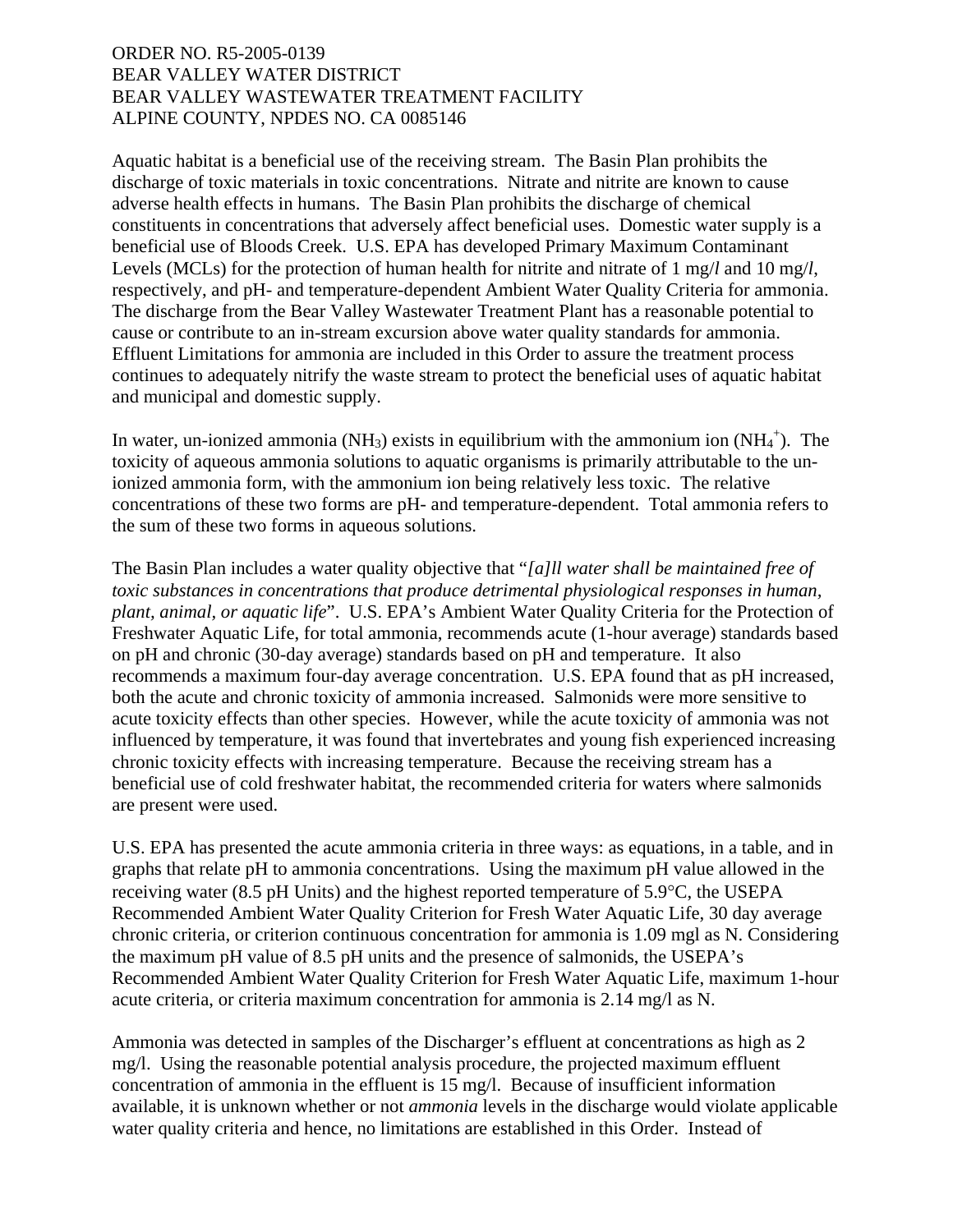Aquatic habitat is a beneficial use of the receiving stream. The Basin Plan prohibits the discharge of toxic materials in toxic concentrations. Nitrate and nitrite are known to cause adverse health effects in humans. The Basin Plan prohibits the discharge of chemical constituents in concentrations that adversely affect beneficial uses. Domestic water supply is a beneficial use of Bloods Creek. U.S. EPA has developed Primary Maximum Contaminant Levels (MCLs) for the protection of human health for nitrite and nitrate of 1 mg/*l* and 10 mg/*l*, respectively, and pH- and temperature-dependent Ambient Water Quality Criteria for ammonia. The discharge from the Bear Valley Wastewater Treatment Plant has a reasonable potential to cause or contribute to an in-stream excursion above water quality standards for ammonia. Effluent Limitations for ammonia are included in this Order to assure the treatment process continues to adequately nitrify the waste stream to protect the beneficial uses of aquatic habitat and municipal and domestic supply.

In water, un-ionized ammonia ($NH_3$) exists in equilibrium with the ammonium ion ($NH_4^+$). The toxicity of aqueous ammonia solutions to aquatic organisms is primarily attributable to the un-ionized ammonia form, with the ammonium ion being relatively less toxic. The relative concentrations of these two forms are pH- and temperature-dependent. Total ammonia refers to the sum of these two forms in aqueous solutions.

The Basin Plan includes a water quality objective that "*[a]ll water shall be maintained free of toxic substances in concentrations that produce detrimental physiological responses in human, plant, animal, or aquatic life*". U.S. EPA's Ambient Water Quality Criteria for the Protection of Freshwater Aquatic Life, for total ammonia, recommends acute (1-hour average) standards based on pH and chronic (30-day average) standards based on pH and temperature. It also recommends a maximum four-day average concentration. U.S. EPA found that as pH increased, both the acute and chronic toxicity of ammonia increased. Salmonids were more sensitive to acute toxicity effects than other species. However, while the acute toxicity of ammonia was not influenced by temperature, it was found that invertebrates and young fish experienced increasing chronic toxicity effects with increasing temperature. Because the receiving stream has a beneficial use of cold freshwater habitat, the recommended criteria for waters where salmonids are present were used.

U.S. EPA has presented the acute ammonia criteria in three ways: as equations, in a table, and in graphs that relate pH to ammonia concentrations. Using the maximum pH value allowed in the receiving water (8.5 pH Units) and the highest reported temperature of 5.9°C, the USEPA Recommended Ambient Water Quality Criterion for Fresh Water Aquatic Life, 30 day average chronic criteria, or criterion continuous concentration for ammonia is 1.09 mgl as N. Considering the maximum pH value of 8.5 pH units and the presence of salmonids, the USEPA's Recommended Ambient Water Quality Criterion for Fresh Water Aquatic Life, maximum 1-hour acute criteria, or criteria maximum concentration for ammonia is 2.14 mg/l as N.

Ammonia was detected in samples of the Discharger's effluent at concentrations as high as 2 mg/l. Using the reasonable potential analysis procedure, the projected maximum effluent concentration of ammonia in the effluent is 15 mg/l. Because of insufficient information available, it is unknown whether or not *ammonia* levels in the discharge would violate applicable water quality criteria and hence, no limitations are established in this Order. Instead of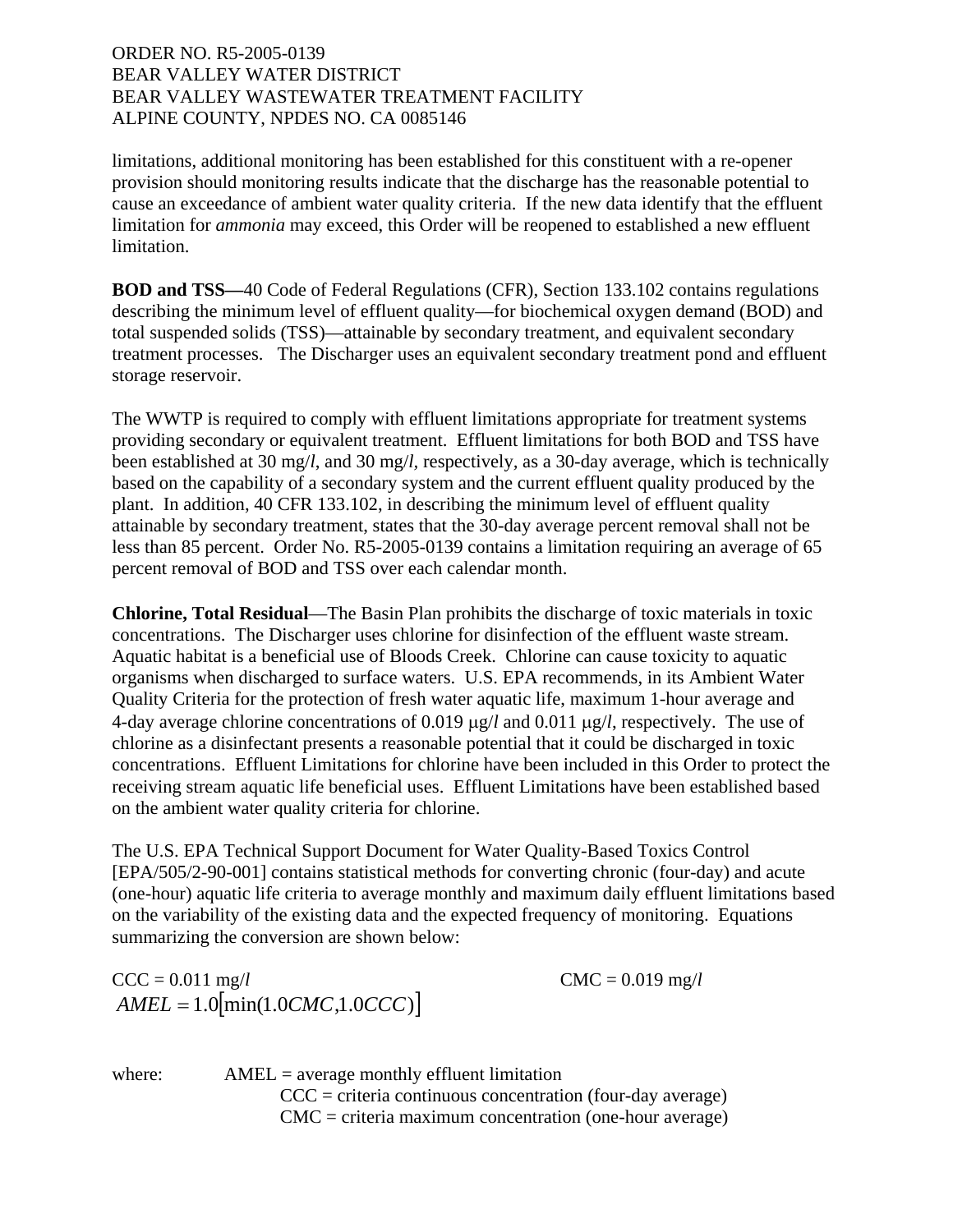limitations, additional monitoring has been established for this constituent with a re-opener provision should monitoring results indicate that the discharge has the reasonable potential to cause an exceedance of ambient water quality criteria. If the new data identify that the effluent limitation for *ammonia* may exceed, this Order will be reopened to established a new effluent limitation.

**BOD and TSS—**40 Code of Federal Regulations (CFR), Section 133.102 contains regulations describing the minimum level of effluent quality—for biochemical oxygen demand (BOD) and total suspended solids (TSS)—attainable by secondary treatment, and equivalent secondary treatment processes. The Discharger uses an equivalent secondary treatment pond and effluent storage reservoir.

The WWTP is required to comply with effluent limitations appropriate for treatment systems providing secondary or equivalent treatment. Effluent limitations for both BOD and TSS have been established at 30 mg/*l*, and 30 mg/*l*, respectively, as a 30-day average, which is technically based on the capability of a secondary system and the current effluent quality produced by the plant. In addition, 40 CFR 133.102, in describing the minimum level of effluent quality attainable by secondary treatment, states that the 30-day average percent removal shall not be less than 85 percent. Order No. R5-2005-0139 contains a limitation requiring an average of 65 percent removal of BOD and TSS over each calendar month.

**Chlorine, Total Residual**—The Basin Plan prohibits the discharge of toxic materials in toxic concentrations. The Discharger uses chlorine for disinfection of the effluent waste stream. Aquatic habitat is a beneficial use of Bloods Creek. Chlorine can cause toxicity to aquatic organisms when discharged to surface waters. U.S. EPA recommends, in its Ambient Water Quality Criteria for the protection of fresh water aquatic life, maximum 1-hour average and 4-day average chlorine concentrations of 0.019 μg/*l* and 0.011 μg/*l*, respectively. The use of chlorine as a disinfectant presents a reasonable potential that it could be discharged in toxic concentrations. Effluent Limitations for chlorine have been included in this Order to protect the receiving stream aquatic life beneficial uses. Effluent Limitations have been established based on the ambient water quality criteria for chlorine.

The U.S. EPA Technical Support Document for Water Quality-Based Toxics Control [EPA/505/2-90-001] contains statistical methods for converting chronic (four-day) and acute (one-hour) aquatic life criteria to average monthly and maximum daily effluent limitations based on the variability of the existing data and the expected frequency of monitoring. Equations summarizing the conversion are shown below:

CCC = 0.011 mg/*l* CMC = 0.019 mg/*l*

$$AMEL = 1.0\left[\min(1.0CMC, 1.0CCC)\right]$$

where: AMEL = average monthly effluent limitation
CCC = criteria continuous concentration (four-day average)
CMC = criteria maximum concentration (one-hour average)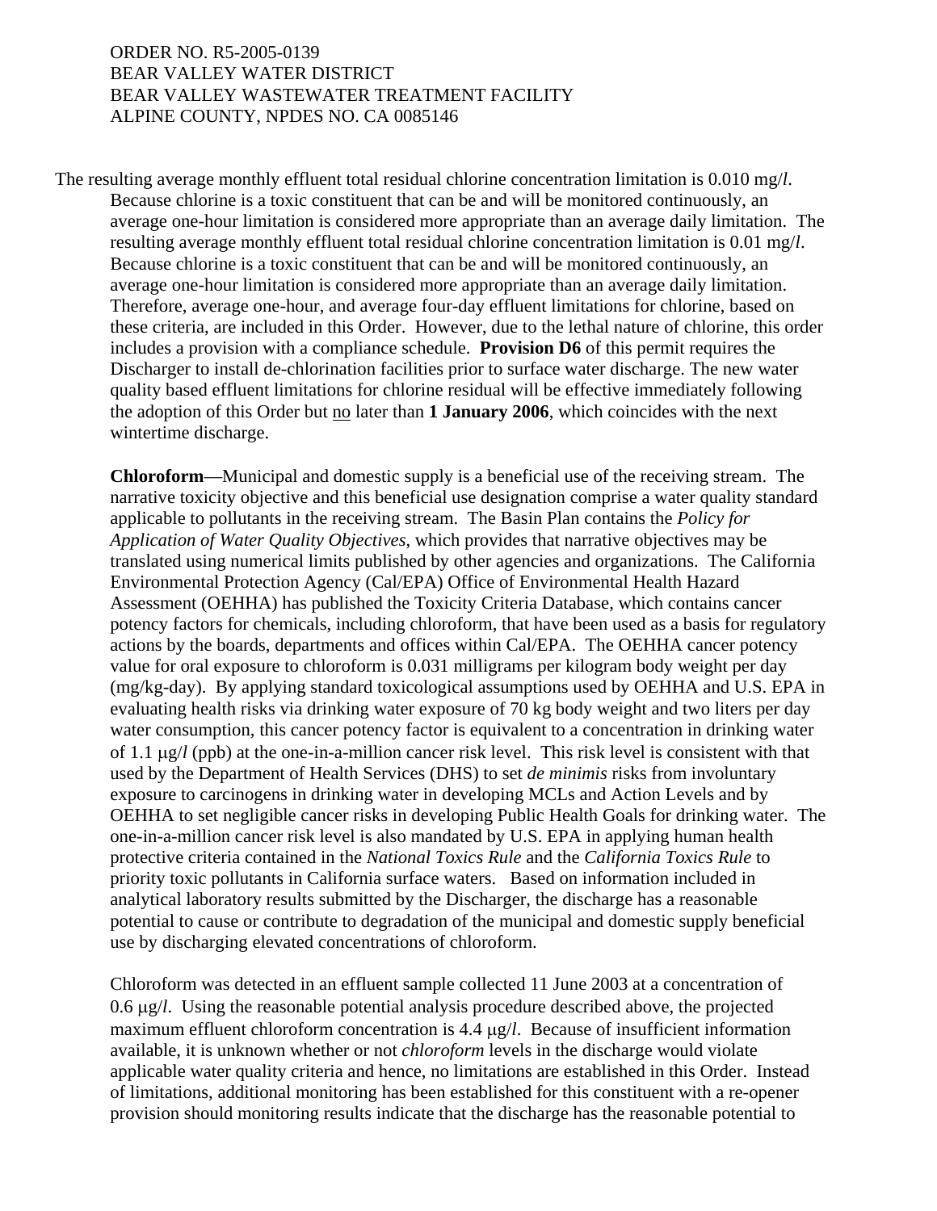The resulting average monthly effluent total residual chlorine concentration limitation is 0.010 mg/*l*. Because chlorine is a toxic constituent that can be and will be monitored continuously, an average one-hour limitation is considered more appropriate than an average daily limitation. The resulting average monthly effluent total residual chlorine concentration limitation is 0.01 mg/*l*. Because chlorine is a toxic constituent that can be and will be monitored continuously, an average one-hour limitation is considered more appropriate than an average daily limitation. Therefore, average one-hour, and average four-day effluent limitations for chlorine, based on these criteria, are included in this Order. However, due to the lethal nature of chlorine, this order includes a provision with a compliance schedule. **Provision D6** of this permit requires the Discharger to install de-chlorination facilities prior to surface water discharge. The new water quality based effluent limitations for chlorine residual will be effective immediately following the adoption of this Order but no later than **1 January 2006**, which coincides with the next wintertime discharge.

**Chloroform**—Municipal and domestic supply is a beneficial use of the receiving stream. The narrative toxicity objective and this beneficial use designation comprise a water quality standard applicable to pollutants in the receiving stream. The Basin Plan contains the *Policy for Application of Water Quality Objectives*, which provides that narrative objectives may be translated using numerical limits published by other agencies and organizations. The California Environmental Protection Agency (Cal/EPA) Office of Environmental Health Hazard Assessment (OEHHA) has published the Toxicity Criteria Database, which contains cancer potency factors for chemicals, including chloroform, that have been used as a basis for regulatory actions by the boards, departments and offices within Cal/EPA. The OEHHA cancer potency value for oral exposure to chloroform is 0.031 milligrams per kilogram body weight per day (mg/kg-day). By applying standard toxicological assumptions used by OEHHA and U.S. EPA in evaluating health risks via drinking water exposure of 70 kg body weight and two liters per day water consumption, this cancer potency factor is equivalent to a concentration in drinking water of 1.1 μg/*l* (ppb) at the one-in-a-million cancer risk level. This risk level is consistent with that used by the Department of Health Services (DHS) to set *de minimis* risks from involuntary exposure to carcinogens in drinking water in developing MCLs and Action Levels and by OEHHA to set negligible cancer risks in developing Public Health Goals for drinking water. The one-in-a-million cancer risk level is also mandated by U.S. EPA in applying human health protective criteria contained in the *National Toxics Rule* and the *California Toxics Rule* to priority toxic pollutants in California surface waters. Based on information included in analytical laboratory results submitted by the Discharger, the discharge has a reasonable potential to cause or contribute to degradation of the municipal and domestic supply beneficial use by discharging elevated concentrations of chloroform.

Chloroform was detected in an effluent sample collected 11 June 2003 at a concentration of 0.6 μg/*l*. Using the reasonable potential analysis procedure described above, the projected maximum effluent chloroform concentration is 4.4 μg/*l*. Because of insufficient information available, it is unknown whether or not *chloroform* levels in the discharge would violate applicable water quality criteria and hence, no limitations are established in this Order. Instead of limitations, additional monitoring has been established for this constituent with a re-opener provision should monitoring results indicate that the discharge has the reasonable potential to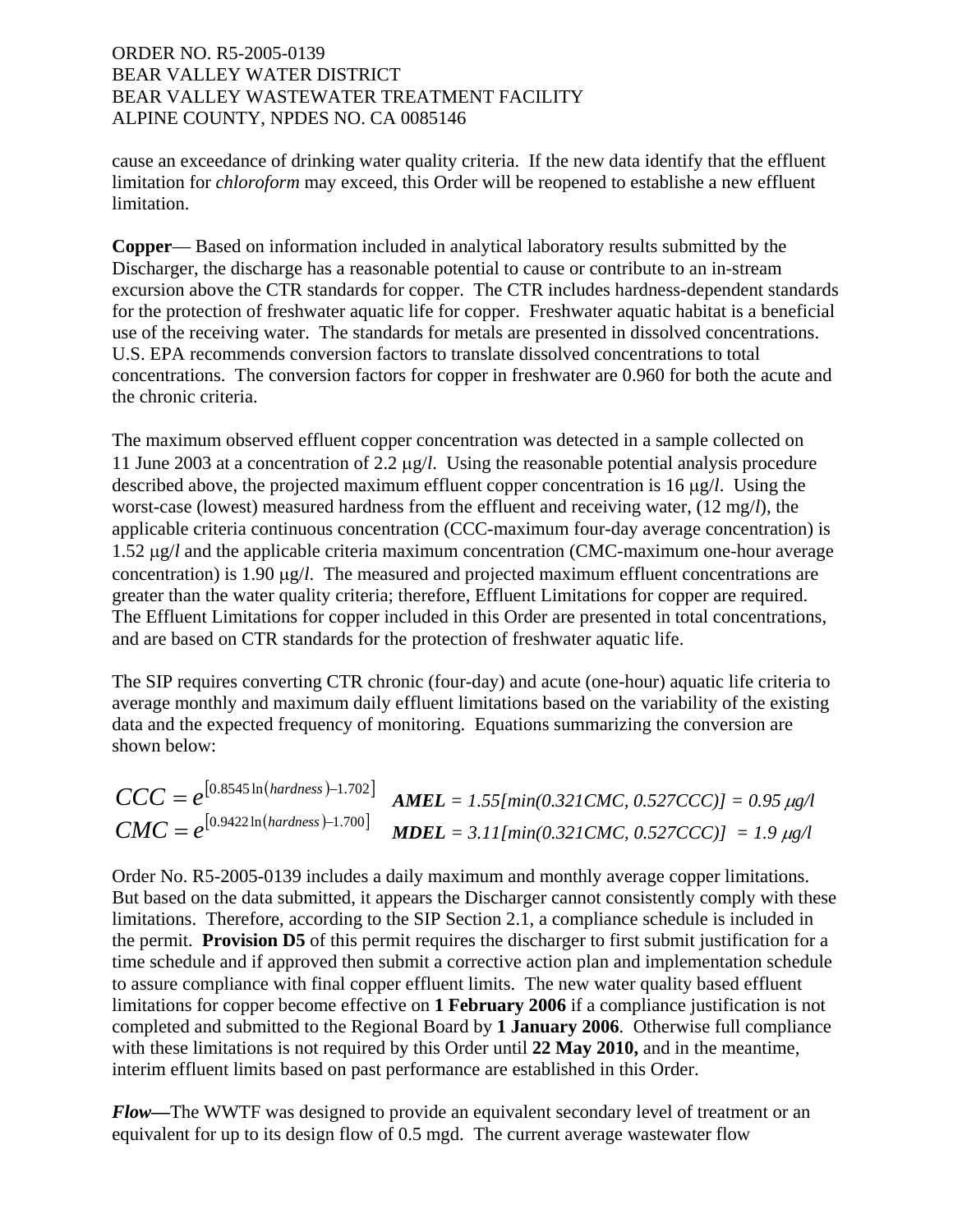cause an exceedance of drinking water quality criteria. If the new data identify that the effluent limitation for *chloroform* may exceed, this Order will be reopened to establishe a new effluent limitation.

**Copper**— Based on information included in analytical laboratory results submitted by the Discharger, the discharge has a reasonable potential to cause or contribute to an in-stream excursion above the CTR standards for copper. The CTR includes hardness-dependent standards for the protection of freshwater aquatic life for copper. Freshwater aquatic habitat is a beneficial use of the receiving water. The standards for metals are presented in dissolved concentrations. U.S. EPA recommends conversion factors to translate dissolved concentrations to total concentrations. The conversion factors for copper in freshwater are 0.960 for both the acute and the chronic criteria.

The maximum observed effluent copper concentration was detected in a sample collected on 11 June 2003 at a concentration of 2.2 μg/*l*. Using the reasonable potential analysis procedure described above, the projected maximum effluent copper concentration is 16 μg/*l*. Using the worst-case (lowest) measured hardness from the effluent and receiving water, (12 mg/*l*), the applicable criteria continuous concentration (CCC-maximum four-day average concentration) is 1.52 μg/*l* and the applicable criteria maximum concentration (CMC-maximum one-hour average concentration) is 1.90 μg/*l*. The measured and projected maximum effluent concentrations are greater than the water quality criteria; therefore, Effluent Limitations for copper are required. The Effluent Limitations for copper included in this Order are presented in total concentrations, and are based on CTR standards for the protection of freshwater aquatic life.

The SIP requires converting CTR chronic (four-day) and acute (one-hour) aquatic life criteria to average monthly and maximum daily effluent limitations based on the variability of the existing data and the expected frequency of monitoring. Equations summarizing the conversion are shown below:

$$CCC = e^{[0.8545 \ln(hardness) - 1.702]} \qquad \textbf{\textit{AMEL}} = 1.55[\min(0.321CMC,\ 0.527CCC)] = 0.95\ \mu g/l$$

$$CMC = e^{[0.9422 \ln(hardness) - 1.700]} \qquad \textbf{\textit{MDEL}} = 3.11[\min(0.321CMC,\ 0.527CCC)] = 1.9\ \mu g/l$$

Order No. R5-2005-0139 includes a daily maximum and monthly average copper limitations. But based on the data submitted, it appears the Discharger cannot consistently comply with these limitations. Therefore, according to the SIP Section 2.1, a compliance schedule is included in the permit. **Provision D5** of this permit requires the discharger to first submit justification for a time schedule and if approved then submit a corrective action plan and implementation schedule to assure compliance with final copper effluent limits. The new water quality based effluent limitations for copper become effective on **1 February 2006** if a compliance justification is not completed and submitted to the Regional Board by **1 January 2006**. Otherwise full compliance with these limitations is not required by this Order until **22 May 2010,** and in the meantime, interim effluent limits based on past performance are established in this Order.

***Flow—***The WWTF was designed to provide an equivalent secondary level of treatment or an equivalent for up to its design flow of 0.5 mgd. The current average wastewater flow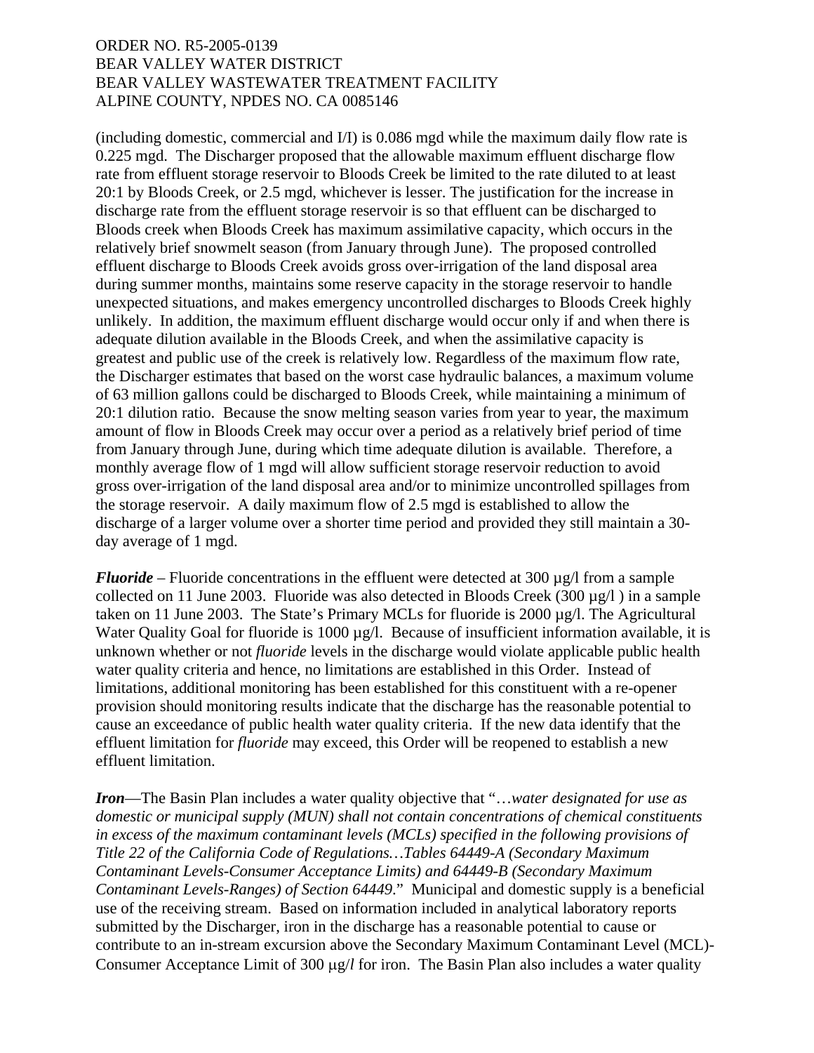(including domestic, commercial and I/I) is 0.086 mgd while the maximum daily flow rate is 0.225 mgd. The Discharger proposed that the allowable maximum effluent discharge flow rate from effluent storage reservoir to Bloods Creek be limited to the rate diluted to at least 20:1 by Bloods Creek, or 2.5 mgd, whichever is lesser. The justification for the increase in discharge rate from the effluent storage reservoir is so that effluent can be discharged to Bloods creek when Bloods Creek has maximum assimilative capacity, which occurs in the relatively brief snowmelt season (from January through June). The proposed controlled effluent discharge to Bloods Creek avoids gross over-irrigation of the land disposal area during summer months, maintains some reserve capacity in the storage reservoir to handle unexpected situations, and makes emergency uncontrolled discharges to Bloods Creek highly unlikely. In addition, the maximum effluent discharge would occur only if and when there is adequate dilution available in the Bloods Creek, and when the assimilative capacity is greatest and public use of the creek is relatively low. Regardless of the maximum flow rate, the Discharger estimates that based on the worst case hydraulic balances, a maximum volume of 63 million gallons could be discharged to Bloods Creek, while maintaining a minimum of 20:1 dilution ratio. Because the snow melting season varies from year to year, the maximum amount of flow in Bloods Creek may occur over a period as a relatively brief period of time from January through June, during which time adequate dilution is available. Therefore, a monthly average flow of 1 mgd will allow sufficient storage reservoir reduction to avoid gross over-irrigation of the land disposal area and/or to minimize uncontrolled spillages from the storage reservoir. A daily maximum flow of 2.5 mgd is established to allow the discharge of a larger volume over a shorter time period and provided they still maintain a 30-day average of 1 mgd.

***Fluoride*** – Fluoride concentrations in the effluent were detected at 300 µg/l from a sample collected on 11 June 2003. Fluoride was also detected in Bloods Creek (300 µg/l ) in a sample taken on 11 June 2003. The State's Primary MCLs for fluoride is 2000 µg/l. The Agricultural Water Quality Goal for fluoride is 1000 µg/l. Because of insufficient information available, it is unknown whether or not *fluoride* levels in the discharge would violate applicable public health water quality criteria and hence, no limitations are established in this Order. Instead of limitations, additional monitoring has been established for this constituent with a re-opener provision should monitoring results indicate that the discharge has the reasonable potential to cause an exceedance of public health water quality criteria. If the new data identify that the effluent limitation for *fluoride* may exceed, this Order will be reopened to establish a new effluent limitation.

***Iron***—The Basin Plan includes a water quality objective that "*…water designated for use as domestic or municipal supply (MUN) shall not contain concentrations of chemical constituents in excess of the maximum contaminant levels (MCLs) specified in the following provisions of Title 22 of the California Code of Regulations…Tables 64449-A (Secondary Maximum Contaminant Levels-Consumer Acceptance Limits) and 64449-B (Secondary Maximum Contaminant Levels-Ranges) of Section 64449*." Municipal and domestic supply is a beneficial use of the receiving stream. Based on information included in analytical laboratory reports submitted by the Discharger, iron in the discharge has a reasonable potential to cause or contribute to an in-stream excursion above the Secondary Maximum Contaminant Level (MCL)-Consumer Acceptance Limit of 300 µg/*l* for iron. The Basin Plan also includes a water quality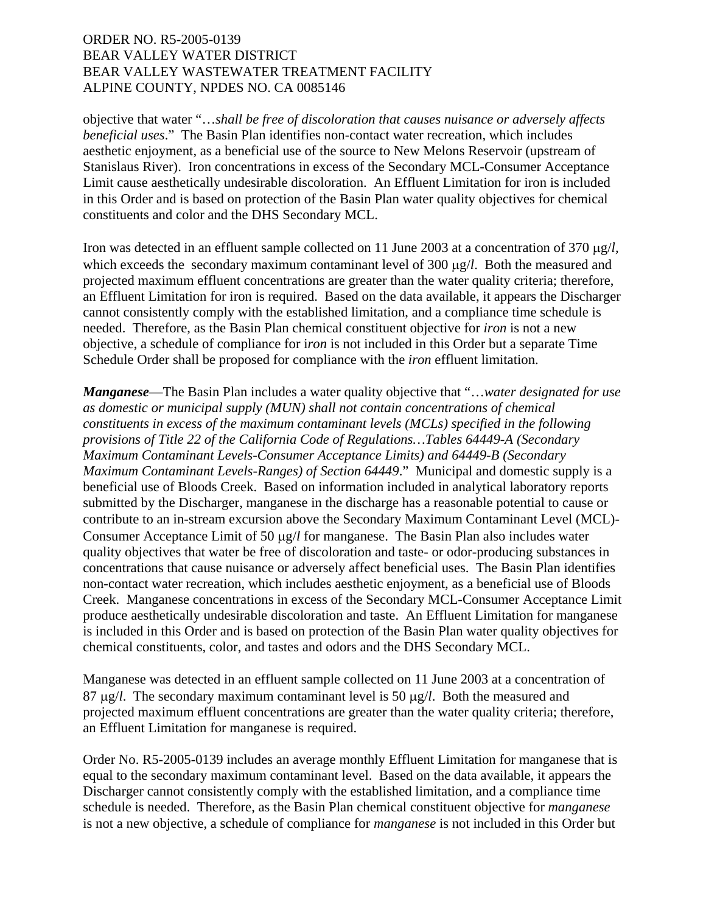objective that water "…*shall be free of discoloration that causes nuisance or adversely affects beneficial uses*." The Basin Plan identifies non-contact water recreation, which includes aesthetic enjoyment, as a beneficial use of the source to New Melons Reservoir (upstream of Stanislaus River). Iron concentrations in excess of the Secondary MCL-Consumer Acceptance Limit cause aesthetically undesirable discoloration. An Effluent Limitation for iron is included in this Order and is based on protection of the Basin Plan water quality objectives for chemical constituents and color and the DHS Secondary MCL.

Iron was detected in an effluent sample collected on 11 June 2003 at a concentration of 370 μg/*l*, which exceeds the secondary maximum contaminant level of 300 μg/*l*. Both the measured and projected maximum effluent concentrations are greater than the water quality criteria; therefore, an Effluent Limitation for iron is required. Based on the data available, it appears the Discharger cannot consistently comply with the established limitation, and a compliance time schedule is needed. Therefore, as the Basin Plan chemical constituent objective for *iron* is not a new objective, a schedule of compliance for i*ron* is not included in this Order but a separate Time Schedule Order shall be proposed for compliance with the *iron* effluent limitation.

***Manganese***—The Basin Plan includes a water quality objective that "…*water designated for use as domestic or municipal supply (MUN) shall not contain concentrations of chemical constituents in excess of the maximum contaminant levels (MCLs) specified in the following provisions of Title 22 of the California Code of Regulations…Tables 64449-A (Secondary Maximum Contaminant Levels-Consumer Acceptance Limits) and 64449-B (Secondary Maximum Contaminant Levels-Ranges) of Section 64449*." Municipal and domestic supply is a beneficial use of Bloods Creek. Based on information included in analytical laboratory reports submitted by the Discharger, manganese in the discharge has a reasonable potential to cause or contribute to an in-stream excursion above the Secondary Maximum Contaminant Level (MCL)-Consumer Acceptance Limit of 50 μg/*l* for manganese. The Basin Plan also includes water quality objectives that water be free of discoloration and taste- or odor-producing substances in concentrations that cause nuisance or adversely affect beneficial uses. The Basin Plan identifies non-contact water recreation, which includes aesthetic enjoyment, as a beneficial use of Bloods Creek. Manganese concentrations in excess of the Secondary MCL-Consumer Acceptance Limit produce aesthetically undesirable discoloration and taste. An Effluent Limitation for manganese is included in this Order and is based on protection of the Basin Plan water quality objectives for chemical constituents, color, and tastes and odors and the DHS Secondary MCL.

Manganese was detected in an effluent sample collected on 11 June 2003 at a concentration of 87 μg/*l*. The secondary maximum contaminant level is 50 μg/*l*. Both the measured and projected maximum effluent concentrations are greater than the water quality criteria; therefore, an Effluent Limitation for manganese is required.

Order No. R5-2005-0139 includes an average monthly Effluent Limitation for manganese that is equal to the secondary maximum contaminant level. Based on the data available, it appears the Discharger cannot consistently comply with the established limitation, and a compliance time schedule is needed. Therefore, as the Basin Plan chemical constituent objective for *manganese* is not a new objective, a schedule of compliance for *manganese* is not included in this Order but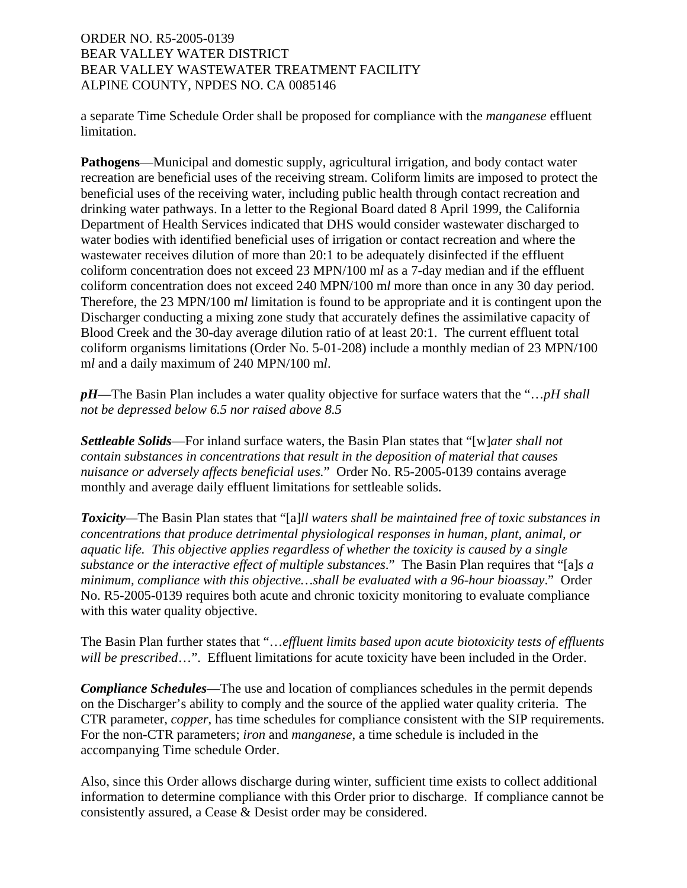a separate Time Schedule Order shall be proposed for compliance with the *manganese* effluent limitation.

**Pathogens**—Municipal and domestic supply, agricultural irrigation, and body contact water recreation are beneficial uses of the receiving stream. Coliform limits are imposed to protect the beneficial uses of the receiving water, including public health through contact recreation and drinking water pathways. In a letter to the Regional Board dated 8 April 1999, the California Department of Health Services indicated that DHS would consider wastewater discharged to water bodies with identified beneficial uses of irrigation or contact recreation and where the wastewater receives dilution of more than 20:1 to be adequately disinfected if the effluent coliform concentration does not exceed 23 MPN/100 m*l* as a 7-day median and if the effluent coliform concentration does not exceed 240 MPN/100 m*l* more than once in any 30 day period. Therefore, the 23 MPN/100 m*l* limitation is found to be appropriate and it is contingent upon the Discharger conducting a mixing zone study that accurately defines the assimilative capacity of Blood Creek and the 30-day average dilution ratio of at least 20:1. The current effluent total coliform organisms limitations (Order No. 5-01-208) include a monthly median of 23 MPN/100 m*l* and a daily maximum of 240 MPN/100 m*l*.

***pH***—The Basin Plan includes a water quality objective for surface waters that the "…*pH shall not be depressed below 6.5 nor raised above 8.5*

***Settleable Solids***—For inland surface waters, the Basin Plan states that "[w]*ater shall not contain substances in concentrations that result in the deposition of material that causes nuisance or adversely affects beneficial uses.*" Order No. R5-2005-0139 contains average monthly and average daily effluent limitations for settleable solids.

***Toxicity***—The Basin Plan states that "[a]*ll waters shall be maintained free of toxic substances in concentrations that produce detrimental physiological responses in human, plant, animal, or aquatic life. This objective applies regardless of whether the toxicity is caused by a single substance or the interactive effect of multiple substances*." The Basin Plan requires that "[a]*s a minimum, compliance with this objective….shall be evaluated with a 96-hour bioassay*." Order No. R5-2005-0139 requires both acute and chronic toxicity monitoring to evaluate compliance with this water quality objective.

The Basin Plan further states that "…*effluent limits based upon acute biotoxicity tests of effluents will be prescribed*…". Effluent limitations for acute toxicity have been included in the Order.

***Compliance Schedules***—The use and location of compliances schedules in the permit depends on the Discharger's ability to comply and the source of the applied water quality criteria. The CTR parameter, *copper*, has time schedules for compliance consistent with the SIP requirements. For the non-CTR parameters; *iron* and *manganese*, a time schedule is included in the accompanying Time schedule Order.

Also, since this Order allows discharge during winter, sufficient time exists to collect additional information to determine compliance with this Order prior to discharge. If compliance cannot be consistently assured, a Cease & Desist order may be considered.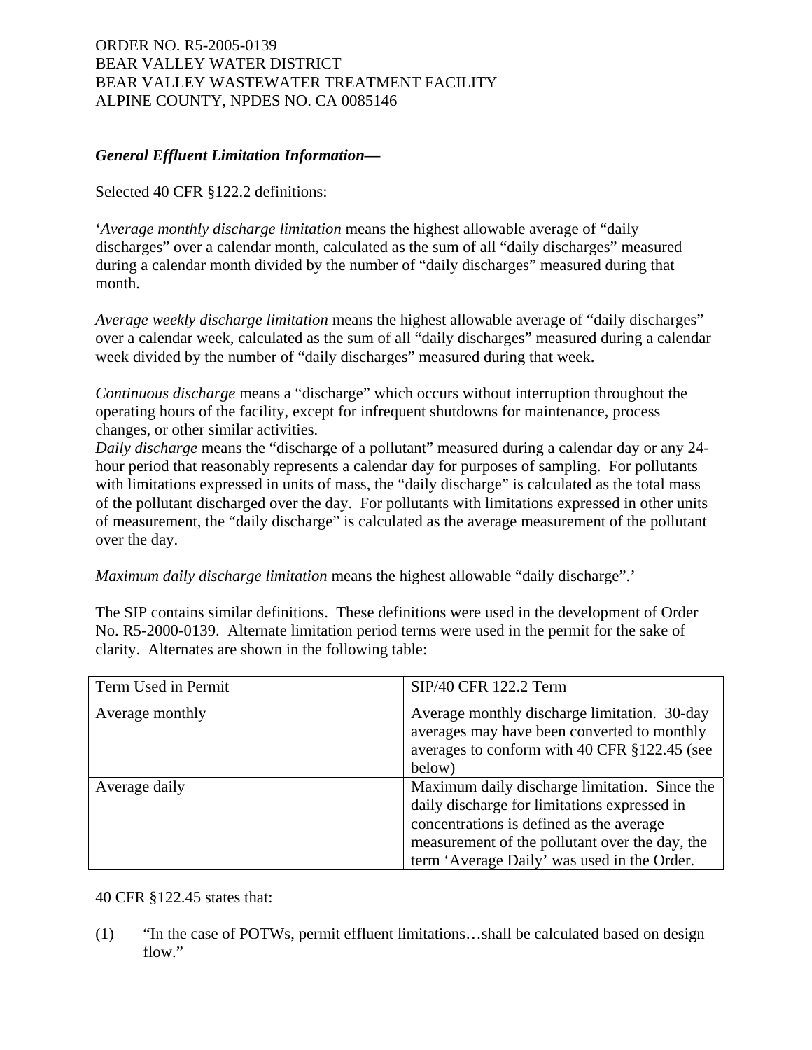*General Effluent Limitation Information—*

Selected 40 CFR §122.2 definitions:

'*Average monthly discharge limitation* means the highest allowable average of "daily discharges" over a calendar month, calculated as the sum of all "daily discharges" measured during a calendar month divided by the number of "daily discharges" measured during that month.

*Average weekly discharge limitation* means the highest allowable average of "daily discharges" over a calendar week, calculated as the sum of all "daily discharges" measured during a calendar week divided by the number of "daily discharges" measured during that week.

*Continuous discharge* means a "discharge" which occurs without interruption throughout the operating hours of the facility, except for infrequent shutdowns for maintenance, process changes, or other similar activities.

*Daily discharge* means the "discharge of a pollutant" measured during a calendar day or any 24-hour period that reasonably represents a calendar day for purposes of sampling. For pollutants with limitations expressed in units of mass, the "daily discharge" is calculated as the total mass of the pollutant discharged over the day. For pollutants with limitations expressed in other units of measurement, the "daily discharge" is calculated as the average measurement of the pollutant over the day.

*Maximum daily discharge limitation* means the highest allowable "daily discharge".'

The SIP contains similar definitions. These definitions were used in the development of Order No. R5-2000-0139. Alternate limitation period terms were used in the permit for the sake of clarity. Alternates are shown in the following table:

| Term Used in Permit | SIP/40 CFR 122.2 Term |
|---|---|
| Average monthly | Average monthly discharge limitation. 30-day averages may have been converted to monthly averages to conform with 40 CFR §122.45 (see below) |
| Average daily | Maximum daily discharge limitation. Since the daily discharge for limitations expressed in concentrations is defined as the average measurement of the pollutant over the day, the term 'Average Daily' was used in the Order. |

40 CFR §122.45 states that:

(1) "In the case of POTWs, permit effluent limitations…shall be calculated based on design flow."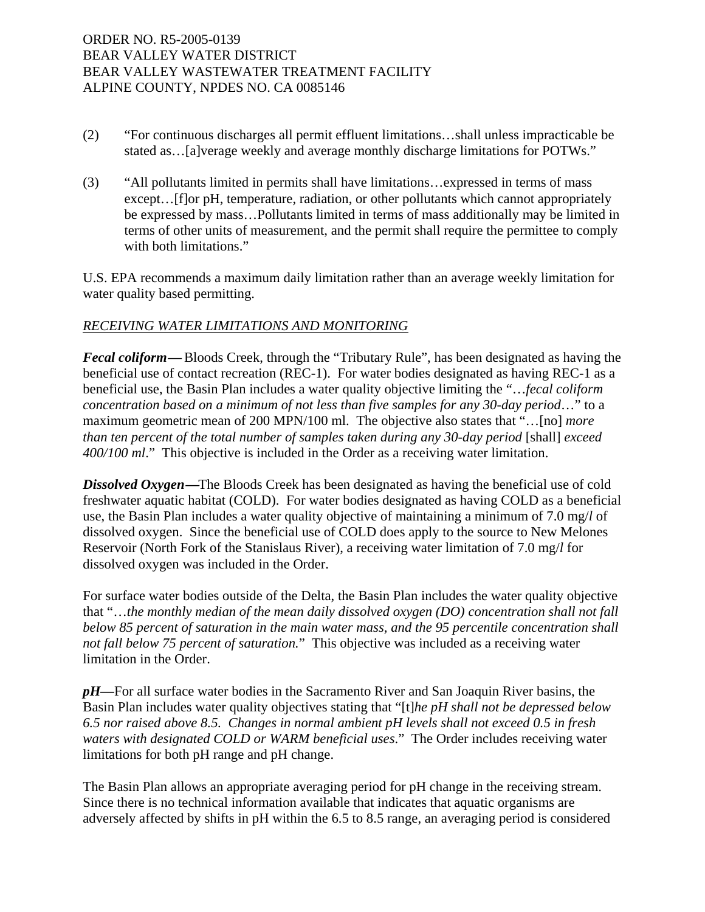(2) "For continuous discharges all permit effluent limitations…shall unless impracticable be stated as…[a]verage weekly and average monthly discharge limitations for POTWs."

(3) "All pollutants limited in permits shall have limitations…expressed in terms of mass except…[f]or pH, temperature, radiation, or other pollutants which cannot appropriately be expressed by mass…Pollutants limited in terms of mass additionally may be limited in terms of other units of measurement, and the permit shall require the permittee to comply with both limitations."

U.S. EPA recommends a maximum daily limitation rather than an average weekly limitation for water quality based permitting.

*RECEIVING WATER LIMITATIONS AND MONITORING*

***Fecal coliform—*** Bloods Creek, through the "Tributary Rule", has been designated as having the beneficial use of contact recreation (REC-1). For water bodies designated as having REC-1 as a beneficial use, the Basin Plan includes a water quality objective limiting the "…*fecal coliform concentration based on a minimum of not less than five samples for any 30-day period*…" to a maximum geometric mean of 200 MPN/100 ml. The objective also states that "…[no] *more than ten percent of the total number of samples taken during any 30-day period* [shall] *exceed 400/100 ml*." This objective is included in the Order as a receiving water limitation.

***Dissolved Oxygen—***The Bloods Creek has been designated as having the beneficial use of cold freshwater aquatic habitat (COLD). For water bodies designated as having COLD as a beneficial use, the Basin Plan includes a water quality objective of maintaining a minimum of 7.0 mg/*l* of dissolved oxygen. Since the beneficial use of COLD does apply to the source to New Melones Reservoir (North Fork of the Stanislaus River), a receiving water limitation of 7.0 mg/*l* for dissolved oxygen was included in the Order.

For surface water bodies outside of the Delta, the Basin Plan includes the water quality objective that "…*the monthly median of the mean daily dissolved oxygen (DO) concentration shall not fall below 85 percent of saturation in the main water mass, and the 95 percentile concentration shall not fall below 75 percent of saturation.*" This objective was included as a receiving water limitation in the Order.

***pH—***For all surface water bodies in the Sacramento River and San Joaquin River basins, the Basin Plan includes water quality objectives stating that "[t]*he pH shall not be depressed below 6.5 nor raised above 8.5. Changes in normal ambient pH levels shall not exceed 0.5 in fresh waters with designated COLD or WARM beneficial uses*." The Order includes receiving water limitations for both pH range and pH change.

The Basin Plan allows an appropriate averaging period for pH change in the receiving stream. Since there is no technical information available that indicates that aquatic organisms are adversely affected by shifts in pH within the 6.5 to 8.5 range, an averaging period is considered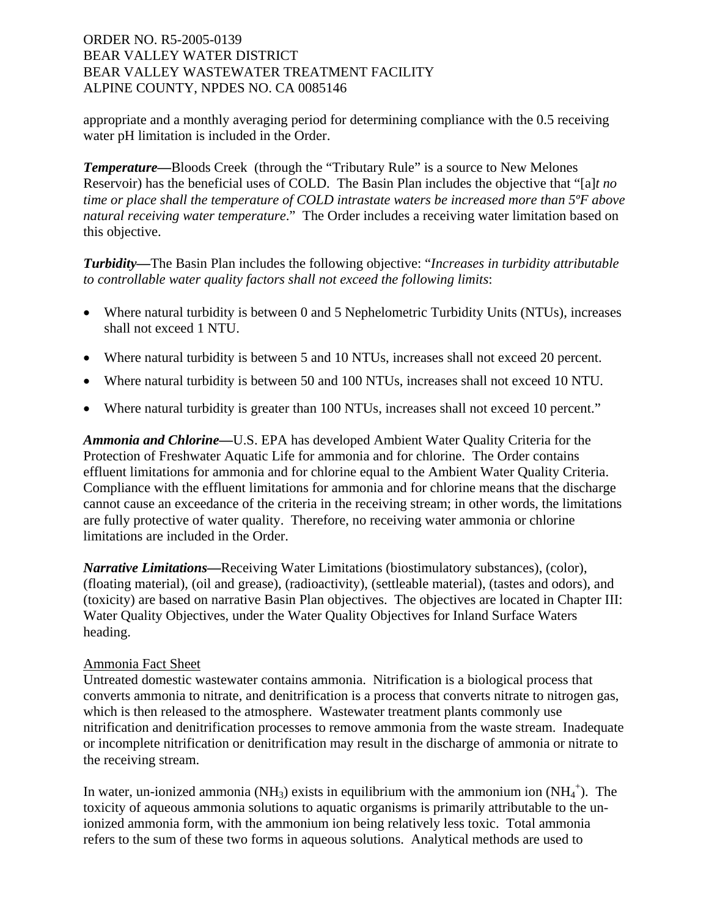appropriate and a monthly averaging period for determining compliance with the 0.5 receiving water pH limitation is included in the Order.

***Temperature—***Bloods Creek (through the "Tributary Rule" is a source to New Melones Reservoir) has the beneficial uses of COLD. The Basin Plan includes the objective that "[a]*t no time or place shall the temperature of COLD intrastate waters be increased more than 5ºF above natural receiving water temperature*." The Order includes a receiving water limitation based on this objective.

***Turbidity—***The Basin Plan includes the following objective: "*Increases in turbidity attributable to controllable water quality factors shall not exceed the following limits*:

- Where natural turbidity is between 0 and 5 Nephelometric Turbidity Units (NTUs), increases shall not exceed 1 NTU.
- Where natural turbidity is between 5 and 10 NTUs, increases shall not exceed 20 percent.
- Where natural turbidity is between 50 and 100 NTUs, increases shall not exceed 10 NTU.
- Where natural turbidity is greater than 100 NTUs, increases shall not exceed 10 percent."

***Ammonia and Chlorine—***U.S. EPA has developed Ambient Water Quality Criteria for the Protection of Freshwater Aquatic Life for ammonia and for chlorine. The Order contains effluent limitations for ammonia and for chlorine equal to the Ambient Water Quality Criteria. Compliance with the effluent limitations for ammonia and for chlorine means that the discharge cannot cause an exceedance of the criteria in the receiving stream; in other words, the limitations are fully protective of water quality. Therefore, no receiving water ammonia or chlorine limitations are included in the Order.

***Narrative Limitations—***Receiving Water Limitations (biostimulatory substances), (color), (floating material), (oil and grease), (radioactivity), (settleable material), (tastes and odors), and (toxicity) are based on narrative Basin Plan objectives. The objectives are located in Chapter III: Water Quality Objectives, under the Water Quality Objectives for Inland Surface Waters heading.

Ammonia Fact Sheet

Untreated domestic wastewater contains ammonia. Nitrification is a biological process that converts ammonia to nitrate, and denitrification is a process that converts nitrate to nitrogen gas, which is then released to the atmosphere. Wastewater treatment plants commonly use nitrification and denitrification processes to remove ammonia from the waste stream. Inadequate or incomplete nitrification or denitrification may result in the discharge of ammonia or nitrate to the receiving stream.

In water, un-ionized ammonia ($NH_3$) exists in equilibrium with the ammonium ion ($NH_4^+$). The toxicity of aqueous ammonia solutions to aquatic organisms is primarily attributable to the un-ionized ammonia form, with the ammonium ion being relatively less toxic. Total ammonia refers to the sum of these two forms in aqueous solutions. Analytical methods are used to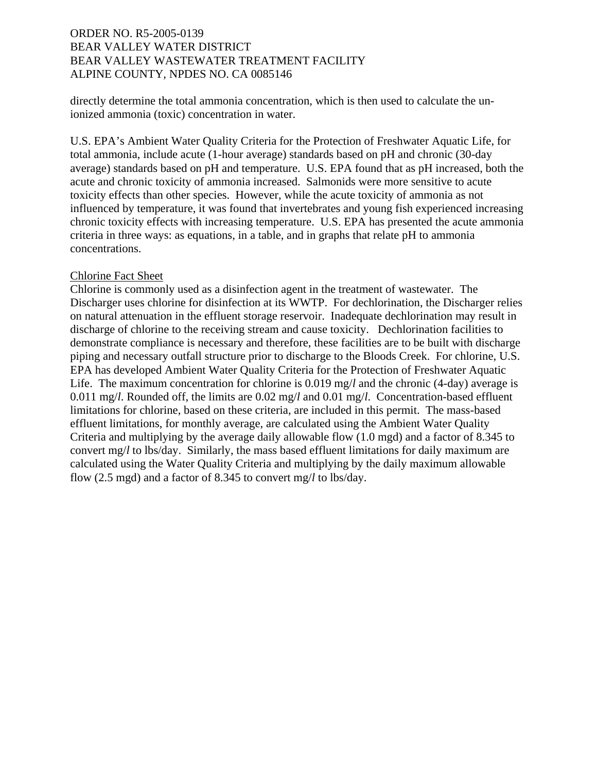directly determine the total ammonia concentration, which is then used to calculate the un-ionized ammonia (toxic) concentration in water.

U.S. EPA's Ambient Water Quality Criteria for the Protection of Freshwater Aquatic Life, for total ammonia, include acute (1-hour average) standards based on pH and chronic (30-day average) standards based on pH and temperature. U.S. EPA found that as pH increased, both the acute and chronic toxicity of ammonia increased. Salmonids were more sensitive to acute toxicity effects than other species. However, while the acute toxicity of ammonia as not influenced by temperature, it was found that invertebrates and young fish experienced increasing chronic toxicity effects with increasing temperature. U.S. EPA has presented the acute ammonia criteria in three ways: as equations, in a table, and in graphs that relate pH to ammonia concentrations.

Chlorine Fact Sheet

Chlorine is commonly used as a disinfection agent in the treatment of wastewater. The Discharger uses chlorine for disinfection at its WWTP. For dechlorination, the Discharger relies on natural attenuation in the effluent storage reservoir. Inadequate dechlorination may result in discharge of chlorine to the receiving stream and cause toxicity. Dechlorination facilities to demonstrate compliance is necessary and therefore, these facilities are to be built with discharge piping and necessary outfall structure prior to discharge to the Bloods Creek. For chlorine, U.S. EPA has developed Ambient Water Quality Criteria for the Protection of Freshwater Aquatic Life. The maximum concentration for chlorine is 0.019 mg/*l* and the chronic (4-day) average is 0.011 mg/*l*. Rounded off, the limits are 0.02 mg/*l* and 0.01 mg/*l*. Concentration-based effluent limitations for chlorine, based on these criteria, are included in this permit. The mass-based effluent limitations, for monthly average, are calculated using the Ambient Water Quality Criteria and multiplying by the average daily allowable flow (1.0 mgd) and a factor of 8.345 to convert mg/*l* to lbs/day. Similarly, the mass based effluent limitations for daily maximum are calculated using the Water Quality Criteria and multiplying by the daily maximum allowable flow (2.5 mgd) and a factor of 8.345 to convert mg/*l* to lbs/day.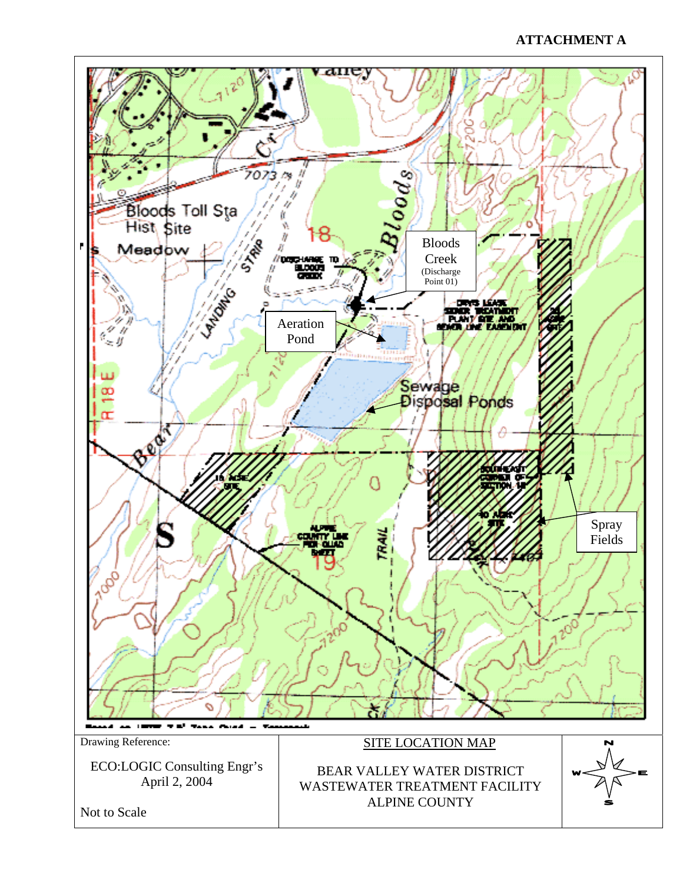**ATTACHMENT A**

Bloods Creek (Discharge Point 01)

Aeration Pond

Sewage Disposal Ponds

Spray Fields

| Drawing Reference: ECO:LOGIC Consulting Engr's April 2, 2004 Not to Scale | SITE LOCATION MAP BEAR VALLEY WATER DISTRICT WASTEWATER TREATMENT FACILITY ALPINE COUNTY | N W E S |
|---|---|---|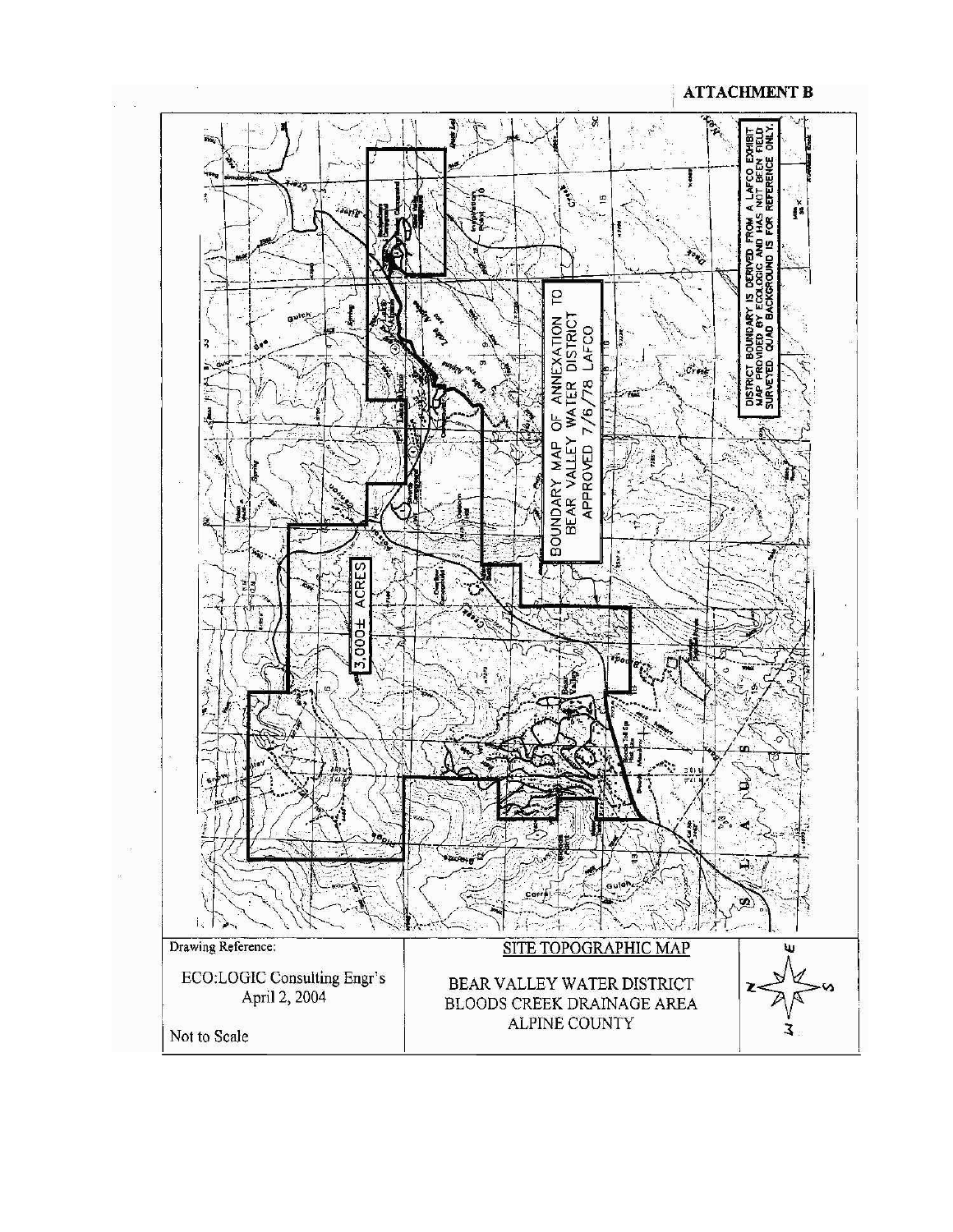**ATTACHMENT B**

BOUNDARY MAP OF ANNEXATION TO BEAR VALLEY WATER DISTRICT APPROVED 7/6/78 LAFCO

3,000± ACRES

DISTRICT BOUNDARY IS DERIVED FROM A LAFCO EXHIBIT MAP PROVIDED BY ECOLOGIC AND HAS NOT BEEN FIELD SURVEYED. QUAD BACKGROUND IS FOR REFERENCE ONLY.

Drawing Reference:

ECO:LOGIC Consulting Engr's
April 2, 2004

Not to Scale

SITE TOPOGRAPHIC MAP

BEAR VALLEY WATER DISTRICT
BLOODS CREEK DRAINAGE AREA
ALPINE COUNTY